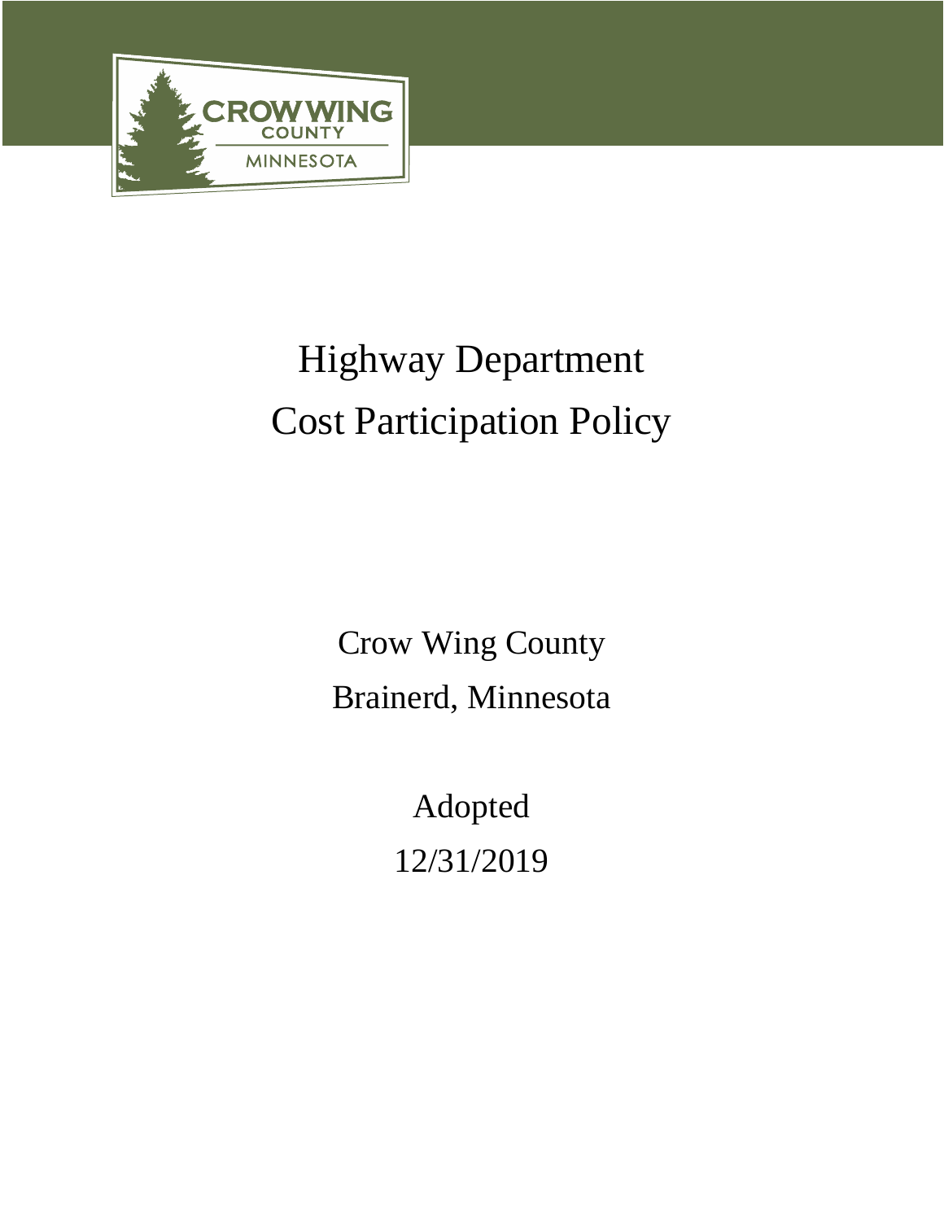# Highway Department
# Cost Participation Policy

Crow Wing County

Brainerd, Minnesota

Adopted

12/31/2019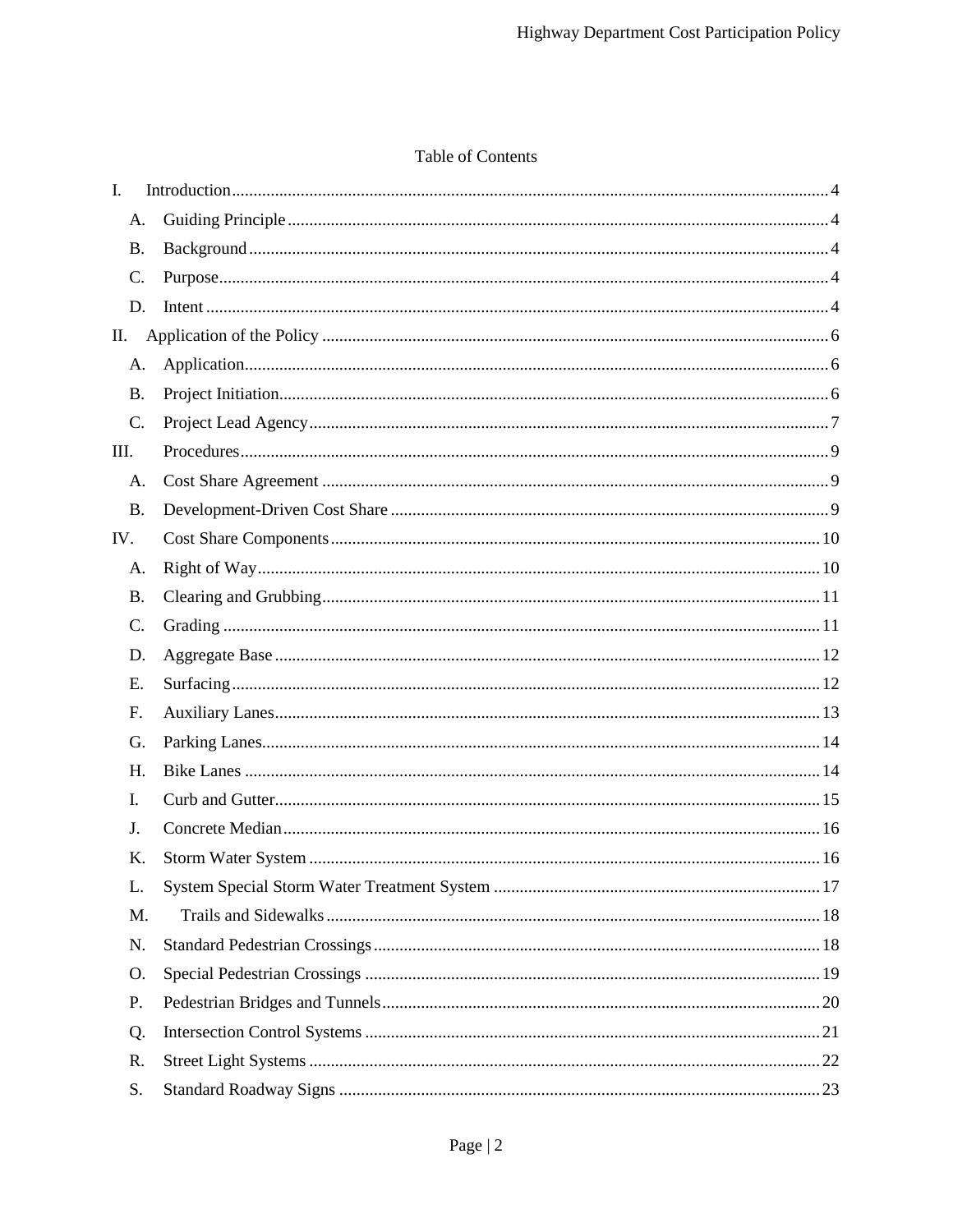Table of Contents

I. Introduction ... 4

- A. Guiding Principle ... 4
- B. Background ... 4
- C. Purpose ... 4
- D. Intent ... 4

II. Application of the Policy ... 6

- A. Application ... 6
- B. Project Initiation ... 6
- C. Project Lead Agency ... 7

III. Procedures ... 9

- A. Cost Share Agreement ... 9
- B. Development-Driven Cost Share ... 9

IV. Cost Share Components ... 10

- A. Right of Way ... 10
- B. Clearing and Grubbing ... 11
- C. Grading ... 11
- D. Aggregate Base ... 12
- E. Surfacing ... 12
- F. Auxiliary Lanes ... 13
- G. Parking Lanes ... 14
- H. Bike Lanes ... 14
- I. Curb and Gutter ... 15
- J. Concrete Median ... 16
- K. Storm Water System ... 16
- L. System Special Storm Water Treatment System ... 17
- M. Trails and Sidewalks ... 18
- N. Standard Pedestrian Crossings ... 18
- O. Special Pedestrian Crossings ... 19
- P. Pedestrian Bridges and Tunnels ... 20
- Q. Intersection Control Systems ... 21
- R. Street Light Systems ... 22
- S. Standard Roadway Signs ... 23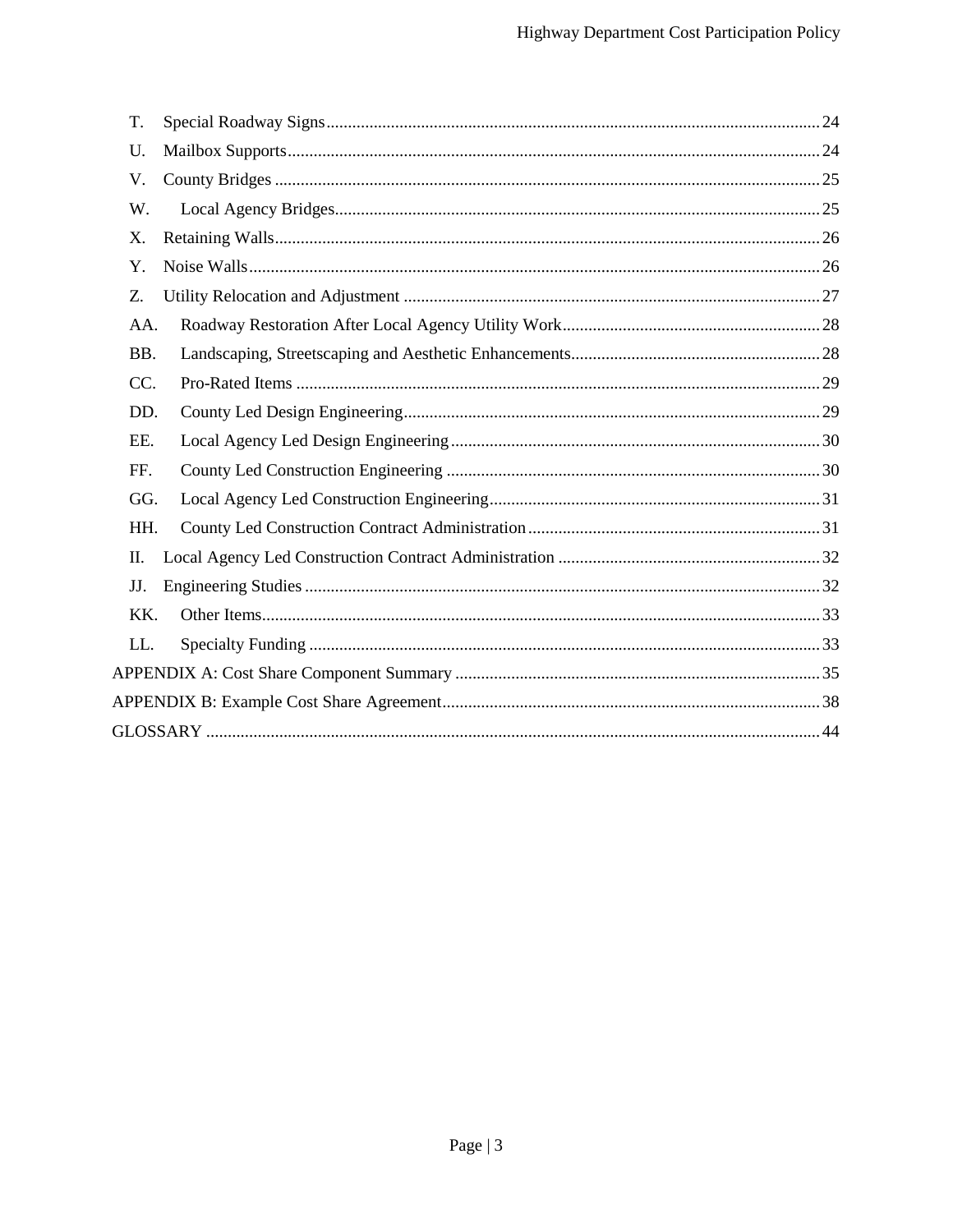T. Special Roadway Signs ..... 24

U. Mailbox Supports ..... 24

V. County Bridges ..... 25

W. Local Agency Bridges ..... 25

X. Retaining Walls ..... 26

Y. Noise Walls ..... 26

Z. Utility Relocation and Adjustment ..... 27

AA. Roadway Restoration After Local Agency Utility Work ..... 28

BB. Landscaping, Streetscaping and Aesthetic Enhancements ..... 28

CC. Pro-Rated Items ..... 29

DD. County Led Design Engineering ..... 29

EE. Local Agency Led Design Engineering ..... 30

FF. County Led Construction Engineering ..... 30

GG. Local Agency Led Construction Engineering ..... 31

HH. County Led Construction Contract Administration ..... 31

II. Local Agency Led Construction Contract Administration ..... 32

JJ. Engineering Studies ..... 32

KK. Other Items ..... 33

LL. Specialty Funding ..... 33

APPENDIX A: Cost Share Component Summary ..... 35

APPENDIX B: Example Cost Share Agreement ..... 38

GLOSSARY ..... 44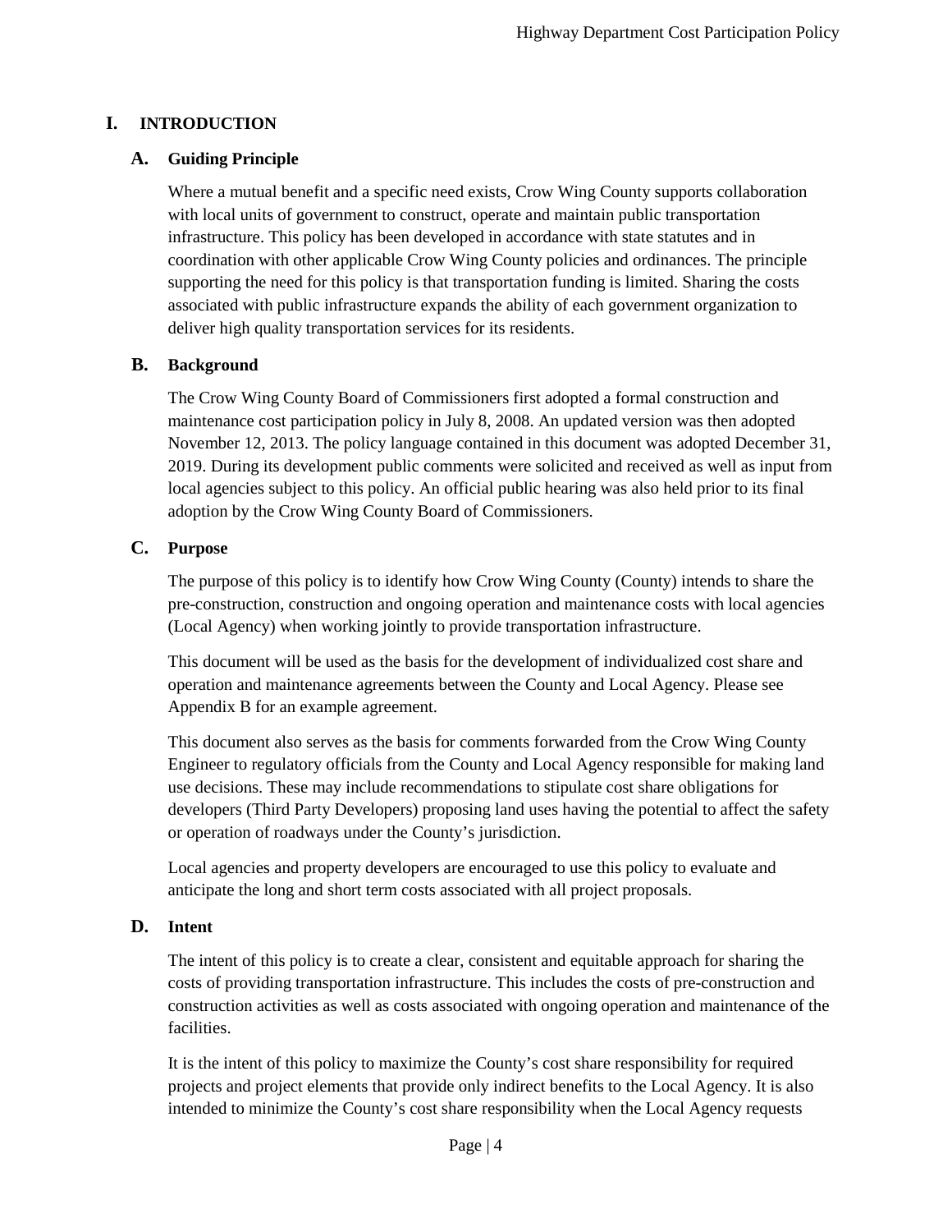# I. INTRODUCTION

## A. Guiding Principle

Where a mutual benefit and a specific need exists, Crow Wing County supports collaboration with local units of government to construct, operate and maintain public transportation infrastructure. This policy has been developed in accordance with state statutes and in coordination with other applicable Crow Wing County policies and ordinances. The principle supporting the need for this policy is that transportation funding is limited. Sharing the costs associated with public infrastructure expands the ability of each government organization to deliver high quality transportation services for its residents.

## B. Background

The Crow Wing County Board of Commissioners first adopted a formal construction and maintenance cost participation policy in July 8, 2008. An updated version was then adopted November 12, 2013. The policy language contained in this document was adopted December 31, 2019. During its development public comments were solicited and received as well as input from local agencies subject to this policy. An official public hearing was also held prior to its final adoption by the Crow Wing County Board of Commissioners.

## C. Purpose

The purpose of this policy is to identify how Crow Wing County (County) intends to share the pre-construction, construction and ongoing operation and maintenance costs with local agencies (Local Agency) when working jointly to provide transportation infrastructure.

This document will be used as the basis for the development of individualized cost share and operation and maintenance agreements between the County and Local Agency. Please see Appendix B for an example agreement.

This document also serves as the basis for comments forwarded from the Crow Wing County Engineer to regulatory officials from the County and Local Agency responsible for making land use decisions. These may include recommendations to stipulate cost share obligations for developers (Third Party Developers) proposing land uses having the potential to affect the safety or operation of roadways under the County's jurisdiction.

Local agencies and property developers are encouraged to use this policy to evaluate and anticipate the long and short term costs associated with all project proposals.

## D. Intent

The intent of this policy is to create a clear, consistent and equitable approach for sharing the costs of providing transportation infrastructure. This includes the costs of pre-construction and construction activities as well as costs associated with ongoing operation and maintenance of the facilities.

It is the intent of this policy to maximize the County's cost share responsibility for required projects and project elements that provide only indirect benefits to the Local Agency. It is also intended to minimize the County's cost share responsibility when the Local Agency requests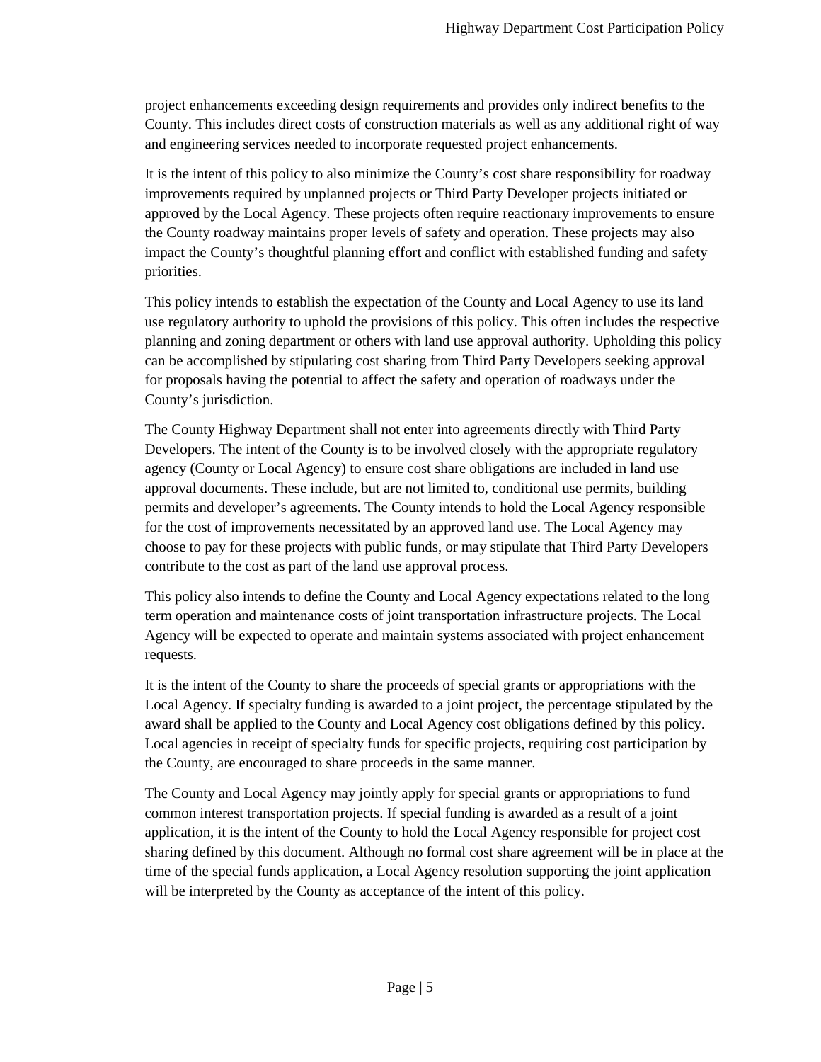project enhancements exceeding design requirements and provides only indirect benefits to the County. This includes direct costs of construction materials as well as any additional right of way and engineering services needed to incorporate requested project enhancements.

It is the intent of this policy to also minimize the County's cost share responsibility for roadway improvements required by unplanned projects or Third Party Developer projects initiated or approved by the Local Agency. These projects often require reactionary improvements to ensure the County roadway maintains proper levels of safety and operation. These projects may also impact the County's thoughtful planning effort and conflict with established funding and safety priorities.

This policy intends to establish the expectation of the County and Local Agency to use its land use regulatory authority to uphold the provisions of this policy. This often includes the respective planning and zoning department or others with land use approval authority. Upholding this policy can be accomplished by stipulating cost sharing from Third Party Developers seeking approval for proposals having the potential to affect the safety and operation of roadways under the County's jurisdiction.

The County Highway Department shall not enter into agreements directly with Third Party Developers. The intent of the County is to be involved closely with the appropriate regulatory agency (County or Local Agency) to ensure cost share obligations are included in land use approval documents. These include, but are not limited to, conditional use permits, building permits and developer's agreements. The County intends to hold the Local Agency responsible for the cost of improvements necessitated by an approved land use. The Local Agency may choose to pay for these projects with public funds, or may stipulate that Third Party Developers contribute to the cost as part of the land use approval process.

This policy also intends to define the County and Local Agency expectations related to the long term operation and maintenance costs of joint transportation infrastructure projects. The Local Agency will be expected to operate and maintain systems associated with project enhancement requests.

It is the intent of the County to share the proceeds of special grants or appropriations with the Local Agency. If specialty funding is awarded to a joint project, the percentage stipulated by the award shall be applied to the County and Local Agency cost obligations defined by this policy. Local agencies in receipt of specialty funds for specific projects, requiring cost participation by the County, are encouraged to share proceeds in the same manner.

The County and Local Agency may jointly apply for special grants or appropriations to fund common interest transportation projects. If special funding is awarded as a result of a joint application, it is the intent of the County to hold the Local Agency responsible for project cost sharing defined by this document. Although no formal cost share agreement will be in place at the time of the special funds application, a Local Agency resolution supporting the joint application will be interpreted by the County as acceptance of the intent of this policy.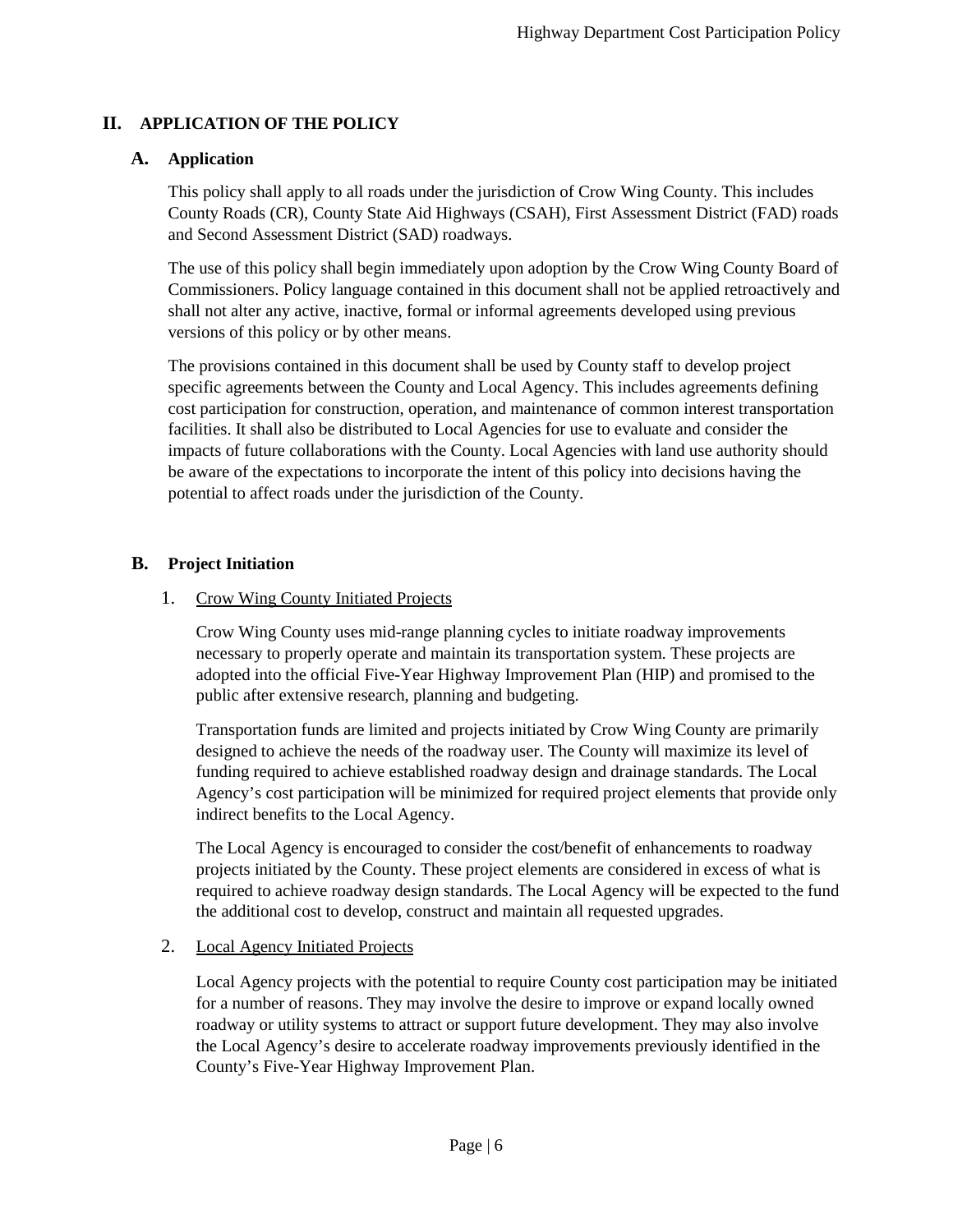## II. APPLICATION OF THE POLICY

### A. Application

This policy shall apply to all roads under the jurisdiction of Crow Wing County. This includes County Roads (CR), County State Aid Highways (CSAH), First Assessment District (FAD) roads and Second Assessment District (SAD) roadways.

The use of this policy shall begin immediately upon adoption by the Crow Wing County Board of Commissioners. Policy language contained in this document shall not be applied retroactively and shall not alter any active, inactive, formal or informal agreements developed using previous versions of this policy or by other means.

The provisions contained in this document shall be used by County staff to develop project specific agreements between the County and Local Agency. This includes agreements defining cost participation for construction, operation, and maintenance of common interest transportation facilities. It shall also be distributed to Local Agencies for use to evaluate and consider the impacts of future collaborations with the County. Local Agencies with land use authority should be aware of the expectations to incorporate the intent of this policy into decisions having the potential to affect roads under the jurisdiction of the County.

### B. Project Initiation

1. Crow Wing County Initiated Projects

Crow Wing County uses mid-range planning cycles to initiate roadway improvements necessary to properly operate and maintain its transportation system. These projects are adopted into the official Five-Year Highway Improvement Plan (HIP) and promised to the public after extensive research, planning and budgeting.

Transportation funds are limited and projects initiated by Crow Wing County are primarily designed to achieve the needs of the roadway user. The County will maximize its level of funding required to achieve established roadway design and drainage standards. The Local Agency's cost participation will be minimized for required project elements that provide only indirect benefits to the Local Agency.

The Local Agency is encouraged to consider the cost/benefit of enhancements to roadway projects initiated by the County. These project elements are considered in excess of what is required to achieve roadway design standards. The Local Agency will be expected to the fund the additional cost to develop, construct and maintain all requested upgrades.

2. Local Agency Initiated Projects

Local Agency projects with the potential to require County cost participation may be initiated for a number of reasons. They may involve the desire to improve or expand locally owned roadway or utility systems to attract or support future development. They may also involve the Local Agency's desire to accelerate roadway improvements previously identified in the County's Five-Year Highway Improvement Plan.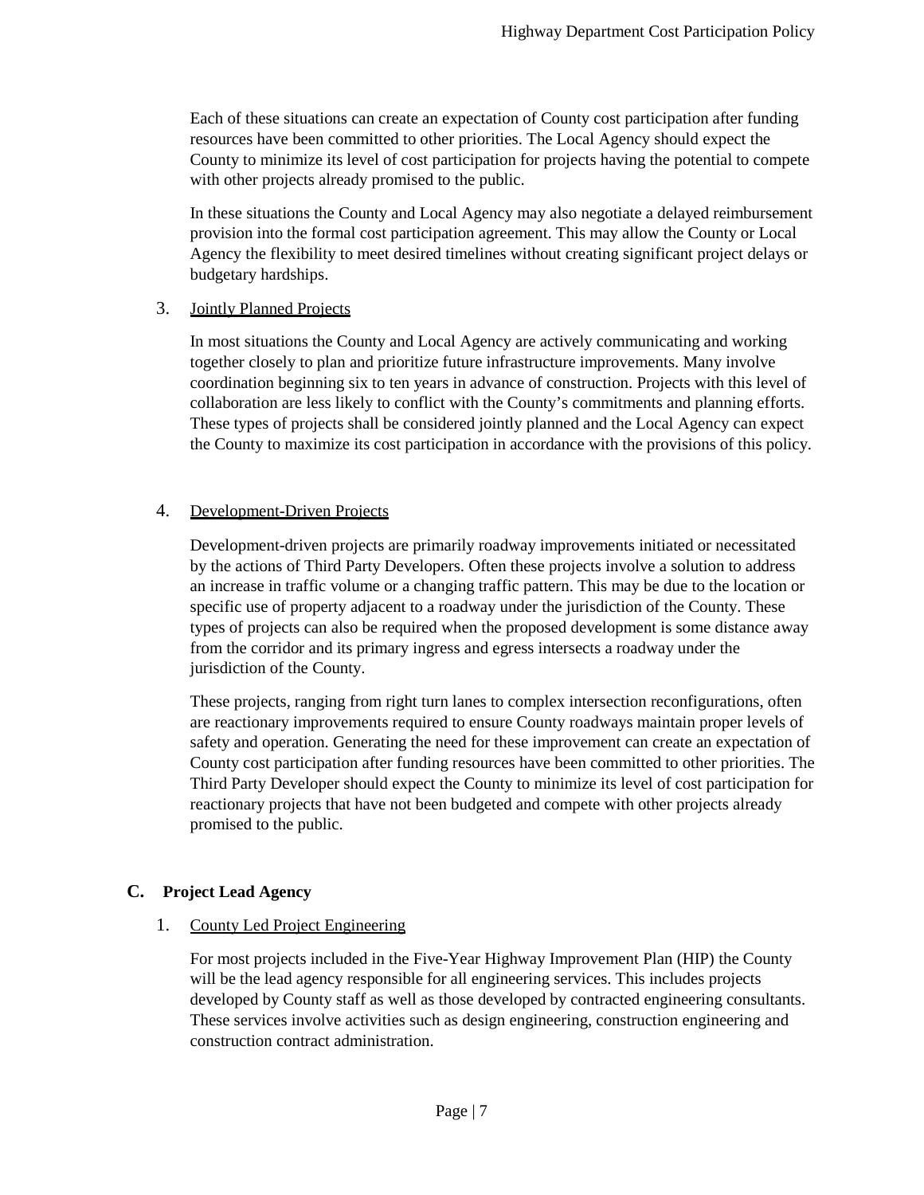Each of these situations can create an expectation of County cost participation after funding resources have been committed to other priorities. The Local Agency should expect the County to minimize its level of cost participation for projects having the potential to compete with other projects already promised to the public.

In these situations the County and Local Agency may also negotiate a delayed reimbursement provision into the formal cost participation agreement. This may allow the County or Local Agency the flexibility to meet desired timelines without creating significant project delays or budgetary hardships.

3. Jointly Planned Projects

In most situations the County and Local Agency are actively communicating and working together closely to plan and prioritize future infrastructure improvements. Many involve coordination beginning six to ten years in advance of construction. Projects with this level of collaboration are less likely to conflict with the County's commitments and planning efforts. These types of projects shall be considered jointly planned and the Local Agency can expect the County to maximize its cost participation in accordance with the provisions of this policy.

4. Development-Driven Projects

Development-driven projects are primarily roadway improvements initiated or necessitated by the actions of Third Party Developers. Often these projects involve a solution to address an increase in traffic volume or a changing traffic pattern. This may be due to the location or specific use of property adjacent to a roadway under the jurisdiction of the County. These types of projects can also be required when the proposed development is some distance away from the corridor and its primary ingress and egress intersects a roadway under the jurisdiction of the County.

These projects, ranging from right turn lanes to complex intersection reconfigurations, often are reactionary improvements required to ensure County roadways maintain proper levels of safety and operation. Generating the need for these improvement can create an expectation of County cost participation after funding resources have been committed to other priorities. The Third Party Developer should expect the County to minimize its level of cost participation for reactionary projects that have not been budgeted and compete with other projects already promised to the public.

## C. Project Lead Agency

1. County Led Project Engineering

For most projects included in the Five-Year Highway Improvement Plan (HIP) the County will be the lead agency responsible for all engineering services. This includes projects developed by County staff as well as those developed by contracted engineering consultants. These services involve activities such as design engineering, construction engineering and construction contract administration.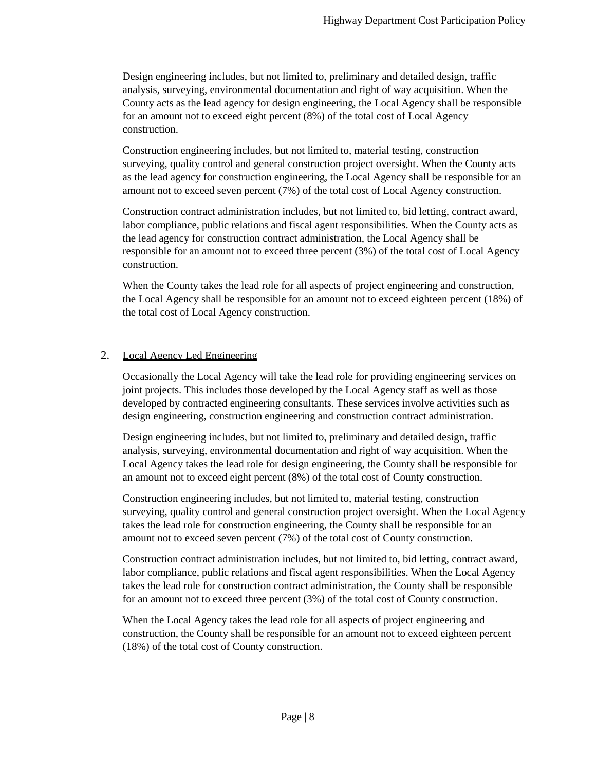Design engineering includes, but not limited to, preliminary and detailed design, traffic analysis, surveying, environmental documentation and right of way acquisition. When the County acts as the lead agency for design engineering, the Local Agency shall be responsible for an amount not to exceed eight percent (8%) of the total cost of Local Agency construction.

Construction engineering includes, but not limited to, material testing, construction surveying, quality control and general construction project oversight. When the County acts as the lead agency for construction engineering, the Local Agency shall be responsible for an amount not to exceed seven percent (7%) of the total cost of Local Agency construction.

Construction contract administration includes, but not limited to, bid letting, contract award, labor compliance, public relations and fiscal agent responsibilities. When the County acts as the lead agency for construction contract administration, the Local Agency shall be responsible for an amount not to exceed three percent (3%) of the total cost of Local Agency construction.

When the County takes the lead role for all aspects of project engineering and construction, the Local Agency shall be responsible for an amount not to exceed eighteen percent (18%) of the total cost of Local Agency construction.

2. Local Agency Led Engineering

Occasionally the Local Agency will take the lead role for providing engineering services on joint projects. This includes those developed by the Local Agency staff as well as those developed by contracted engineering consultants. These services involve activities such as design engineering, construction engineering and construction contract administration.

Design engineering includes, but not limited to, preliminary and detailed design, traffic analysis, surveying, environmental documentation and right of way acquisition. When the Local Agency takes the lead role for design engineering, the County shall be responsible for an amount not to exceed eight percent (8%) of the total cost of County construction.

Construction engineering includes, but not limited to, material testing, construction surveying, quality control and general construction project oversight. When the Local Agency takes the lead role for construction engineering, the County shall be responsible for an amount not to exceed seven percent (7%) of the total cost of County construction.

Construction contract administration includes, but not limited to, bid letting, contract award, labor compliance, public relations and fiscal agent responsibilities. When the Local Agency takes the lead role for construction contract administration, the County shall be responsible for an amount not to exceed three percent (3%) of the total cost of County construction.

When the Local Agency takes the lead role for all aspects of project engineering and construction, the County shall be responsible for an amount not to exceed eighteen percent (18%) of the total cost of County construction.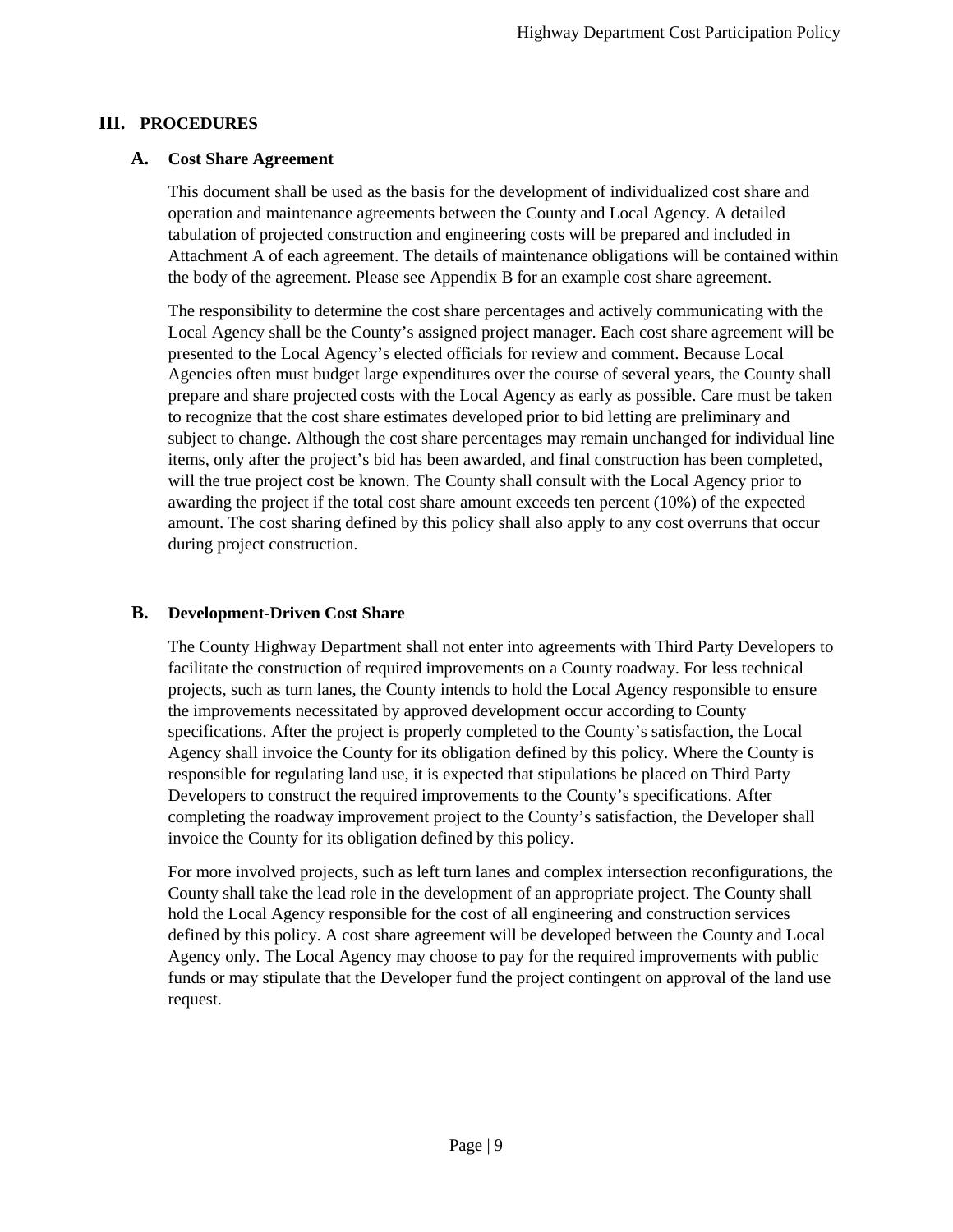## III. PROCEDURES

### A. Cost Share Agreement

This document shall be used as the basis for the development of individualized cost share and operation and maintenance agreements between the County and Local Agency. A detailed tabulation of projected construction and engineering costs will be prepared and included in Attachment A of each agreement. The details of maintenance obligations will be contained within the body of the agreement. Please see Appendix B for an example cost share agreement.

The responsibility to determine the cost share percentages and actively communicating with the Local Agency shall be the County's assigned project manager. Each cost share agreement will be presented to the Local Agency's elected officials for review and comment. Because Local Agencies often must budget large expenditures over the course of several years, the County shall prepare and share projected costs with the Local Agency as early as possible. Care must be taken to recognize that the cost share estimates developed prior to bid letting are preliminary and subject to change. Although the cost share percentages may remain unchanged for individual line items, only after the project's bid has been awarded, and final construction has been completed, will the true project cost be known. The County shall consult with the Local Agency prior to awarding the project if the total cost share amount exceeds ten percent (10%) of the expected amount. The cost sharing defined by this policy shall also apply to any cost overruns that occur during project construction.

### B. Development-Driven Cost Share

The County Highway Department shall not enter into agreements with Third Party Developers to facilitate the construction of required improvements on a County roadway. For less technical projects, such as turn lanes, the County intends to hold the Local Agency responsible to ensure the improvements necessitated by approved development occur according to County specifications. After the project is properly completed to the County's satisfaction, the Local Agency shall invoice the County for its obligation defined by this policy. Where the County is responsible for regulating land use, it is expected that stipulations be placed on Third Party Developers to construct the required improvements to the County's specifications. After completing the roadway improvement project to the County's satisfaction, the Developer shall invoice the County for its obligation defined by this policy.

For more involved projects, such as left turn lanes and complex intersection reconfigurations, the County shall take the lead role in the development of an appropriate project. The County shall hold the Local Agency responsible for the cost of all engineering and construction services defined by this policy. A cost share agreement will be developed between the County and Local Agency only. The Local Agency may choose to pay for the required improvements with public funds or may stipulate that the Developer fund the project contingent on approval of the land use request.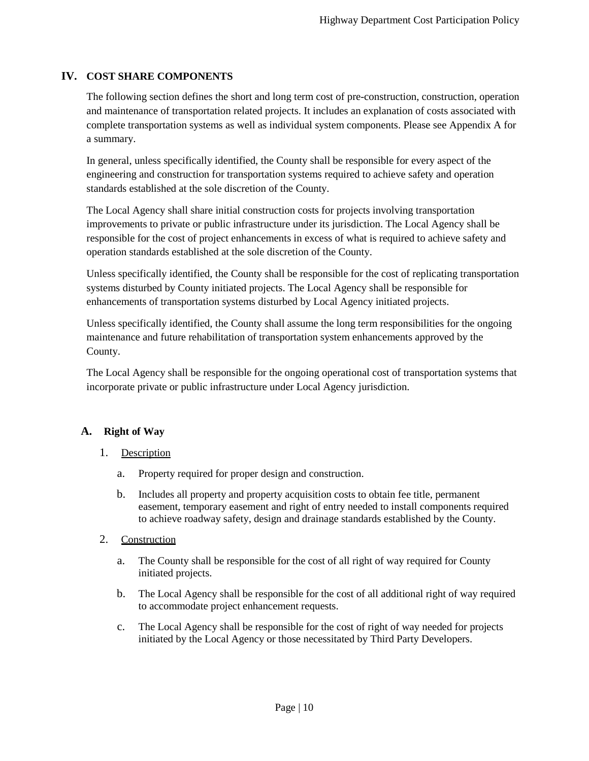## IV. COST SHARE COMPONENTS

The following section defines the short and long term cost of pre-construction, construction, operation and maintenance of transportation related projects. It includes an explanation of costs associated with complete transportation systems as well as individual system components. Please see Appendix A for a summary.

In general, unless specifically identified, the County shall be responsible for every aspect of the engineering and construction for transportation systems required to achieve safety and operation standards established at the sole discretion of the County.

The Local Agency shall share initial construction costs for projects involving transportation improvements to private or public infrastructure under its jurisdiction. The Local Agency shall be responsible for the cost of project enhancements in excess of what is required to achieve safety and operation standards established at the sole discretion of the County.

Unless specifically identified, the County shall be responsible for the cost of replicating transportation systems disturbed by County initiated projects. The Local Agency shall be responsible for enhancements of transportation systems disturbed by Local Agency initiated projects.

Unless specifically identified, the County shall assume the long term responsibilities for the ongoing maintenance and future rehabilitation of transportation system enhancements approved by the County.

The Local Agency shall be responsible for the ongoing operational cost of transportation systems that incorporate private or public infrastructure under Local Agency jurisdiction.

### A. Right of Way

1. Description
   a. Property required for proper design and construction.
   b. Includes all property and property acquisition costs to obtain fee title, permanent easement, temporary easement and right of entry needed to install components required to achieve roadway safety, design and drainage standards established by the County.

2. Construction
   a. The County shall be responsible for the cost of all right of way required for County initiated projects.
   b. The Local Agency shall be responsible for the cost of all additional right of way required to accommodate project enhancement requests.
   c. The Local Agency shall be responsible for the cost of right of way needed for projects initiated by the Local Agency or those necessitated by Third Party Developers.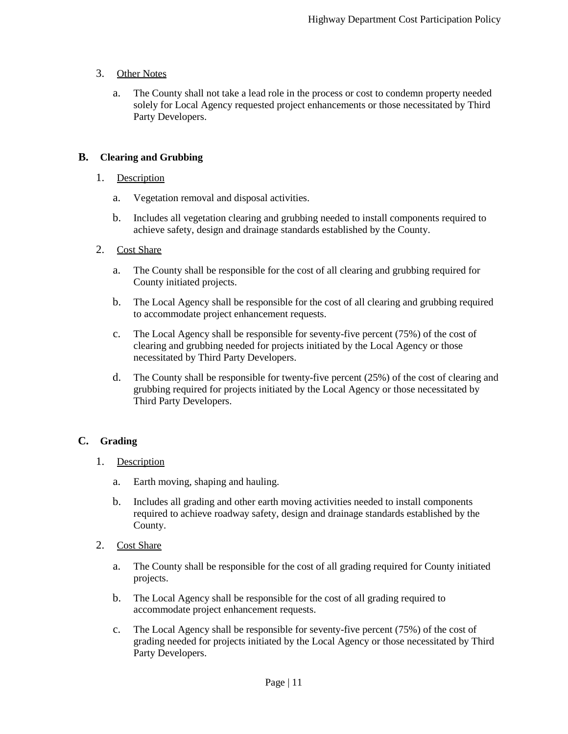3. Other Notes

   a. The County shall not take a lead role in the process or cost to condemn property needed solely for Local Agency requested project enhancements or those necessitated by Third Party Developers.

## B. Clearing and Grubbing

1. Description

   a. Vegetation removal and disposal activities.

   b. Includes all vegetation clearing and grubbing needed to install components required to achieve safety, design and drainage standards established by the County.

2. Cost Share

   a. The County shall be responsible for the cost of all clearing and grubbing required for County initiated projects.

   b. The Local Agency shall be responsible for the cost of all clearing and grubbing required to accommodate project enhancement requests.

   c. The Local Agency shall be responsible for seventy-five percent (75%) of the cost of clearing and grubbing needed for projects initiated by the Local Agency or those necessitated by Third Party Developers.

   d. The County shall be responsible for twenty-five percent (25%) of the cost of clearing and grubbing required for projects initiated by the Local Agency or those necessitated by Third Party Developers.

## C. Grading

1. Description

   a. Earth moving, shaping and hauling.

   b. Includes all grading and other earth moving activities needed to install components required to achieve roadway safety, design and drainage standards established by the County.

2. Cost Share

   a. The County shall be responsible for the cost of all grading required for County initiated projects.

   b. The Local Agency shall be responsible for the cost of all grading required to accommodate project enhancement requests.

   c. The Local Agency shall be responsible for seventy-five percent (75%) of the cost of grading needed for projects initiated by the Local Agency or those necessitated by Third Party Developers.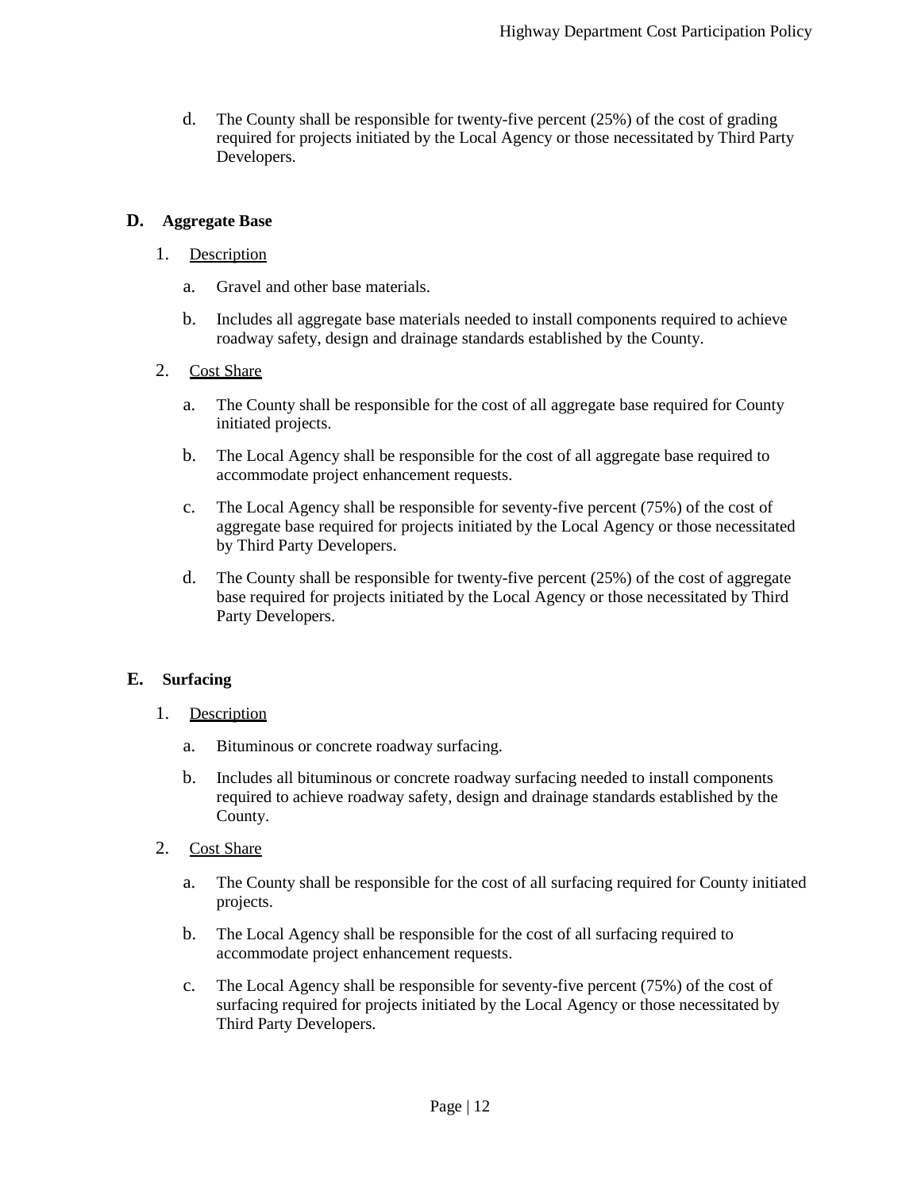d. The County shall be responsible for twenty-five percent (25%) of the cost of grading required for projects initiated by the Local Agency or those necessitated by Third Party Developers.

## D. Aggregate Base

1. Description

   a. Gravel and other base materials.

   b. Includes all aggregate base materials needed to install components required to achieve roadway safety, design and drainage standards established by the County.

2. Cost Share

   a. The County shall be responsible for the cost of all aggregate base required for County initiated projects.

   b. The Local Agency shall be responsible for the cost of all aggregate base required to accommodate project enhancement requests.

   c. The Local Agency shall be responsible for seventy-five percent (75%) of the cost of aggregate base required for projects initiated by the Local Agency or those necessitated by Third Party Developers.

   d. The County shall be responsible for twenty-five percent (25%) of the cost of aggregate base required for projects initiated by the Local Agency or those necessitated by Third Party Developers.

## E. Surfacing

1. Description

   a. Bituminous or concrete roadway surfacing.

   b. Includes all bituminous or concrete roadway surfacing needed to install components required to achieve roadway safety, design and drainage standards established by the County.

2. Cost Share

   a. The County shall be responsible for the cost of all surfacing required for County initiated projects.

   b. The Local Agency shall be responsible for the cost of all surfacing required to accommodate project enhancement requests.

   c. The Local Agency shall be responsible for seventy-five percent (75%) of the cost of surfacing required for projects initiated by the Local Agency or those necessitated by Third Party Developers.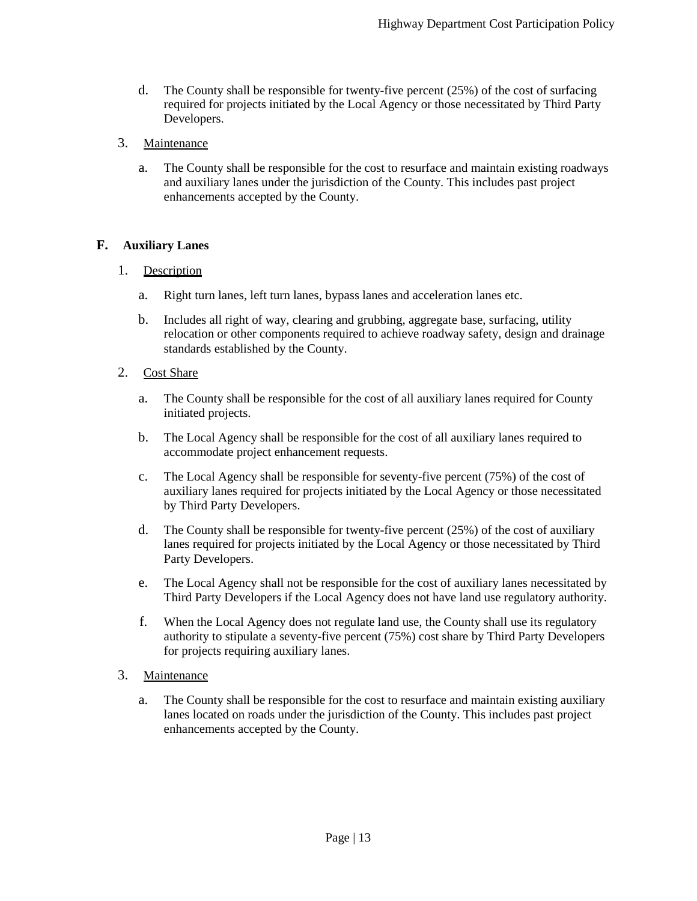d. The County shall be responsible for twenty-five percent (25%) of the cost of surfacing required for projects initiated by the Local Agency or those necessitated by Third Party Developers.

3. Maintenance

   a. The County shall be responsible for the cost to resurface and maintain existing roadways and auxiliary lanes under the jurisdiction of the County. This includes past project enhancements accepted by the County.

## F. Auxiliary Lanes

1. Description

   a. Right turn lanes, left turn lanes, bypass lanes and acceleration lanes etc.

   b. Includes all right of way, clearing and grubbing, aggregate base, surfacing, utility relocation or other components required to achieve roadway safety, design and drainage standards established by the County.

2. Cost Share

   a. The County shall be responsible for the cost of all auxiliary lanes required for County initiated projects.

   b. The Local Agency shall be responsible for the cost of all auxiliary lanes required to accommodate project enhancement requests.

   c. The Local Agency shall be responsible for seventy-five percent (75%) of the cost of auxiliary lanes required for projects initiated by the Local Agency or those necessitated by Third Party Developers.

   d. The County shall be responsible for twenty-five percent (25%) of the cost of auxiliary lanes required for projects initiated by the Local Agency or those necessitated by Third Party Developers.

   e. The Local Agency shall not be responsible for the cost of auxiliary lanes necessitated by Third Party Developers if the Local Agency does not have land use regulatory authority.

   f. When the Local Agency does not regulate land use, the County shall use its regulatory authority to stipulate a seventy-five percent (75%) cost share by Third Party Developers for projects requiring auxiliary lanes.

3. Maintenance

   a. The County shall be responsible for the cost to resurface and maintain existing auxiliary lanes located on roads under the jurisdiction of the County. This includes past project enhancements accepted by the County.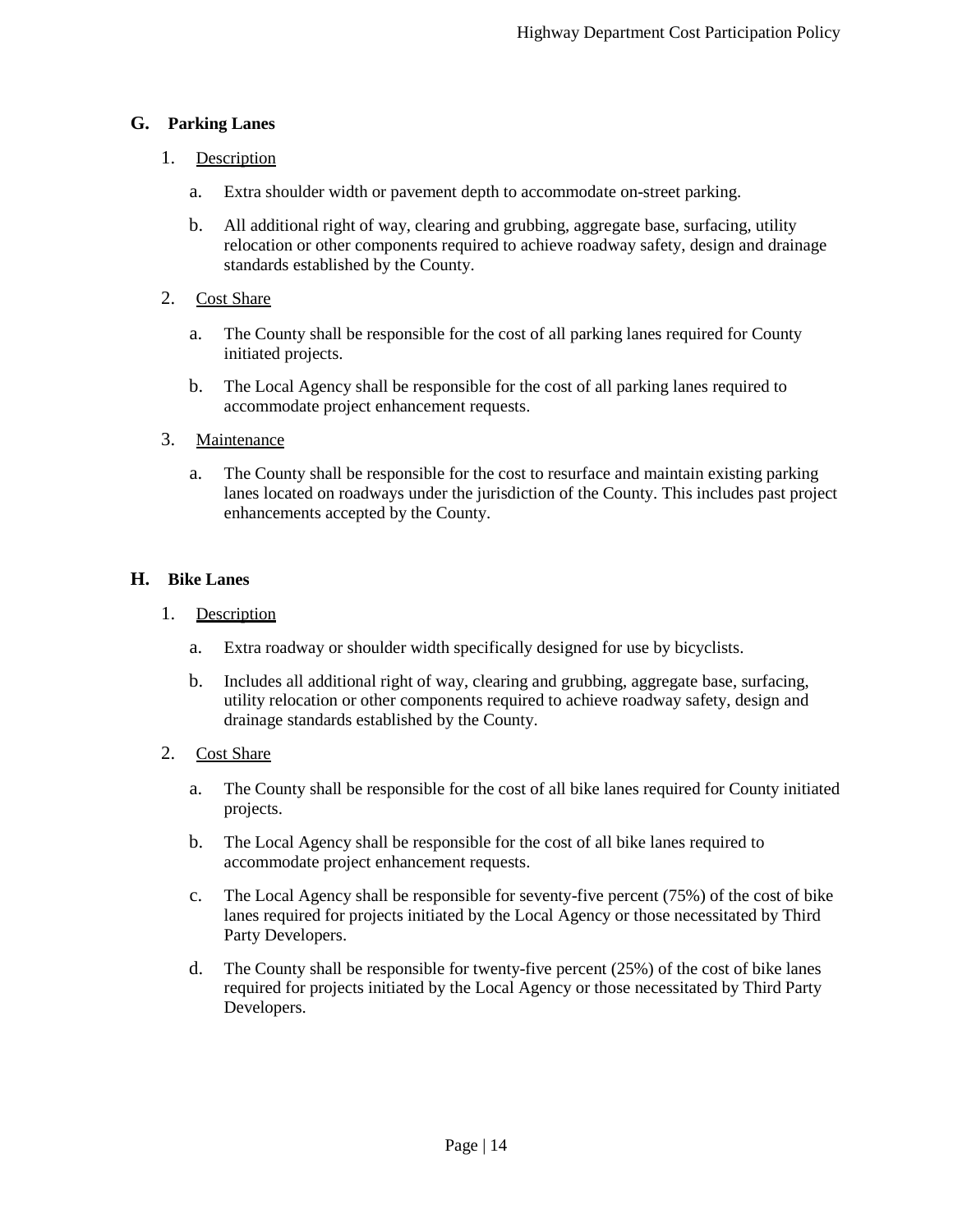## G. Parking Lanes

1. Description

   a. Extra shoulder width or pavement depth to accommodate on-street parking.

   b. All additional right of way, clearing and grubbing, aggregate base, surfacing, utility relocation or other components required to achieve roadway safety, design and drainage standards established by the County.

2. Cost Share

   a. The County shall be responsible for the cost of all parking lanes required for County initiated projects.

   b. The Local Agency shall be responsible for the cost of all parking lanes required to accommodate project enhancement requests.

3. Maintenance

   a. The County shall be responsible for the cost to resurface and maintain existing parking lanes located on roadways under the jurisdiction of the County. This includes past project enhancements accepted by the County.

## H. Bike Lanes

1. Description

   a. Extra roadway or shoulder width specifically designed for use by bicyclists.

   b. Includes all additional right of way, clearing and grubbing, aggregate base, surfacing, utility relocation or other components required to achieve roadway safety, design and drainage standards established by the County.

2. Cost Share

   a. The County shall be responsible for the cost of all bike lanes required for County initiated projects.

   b. The Local Agency shall be responsible for the cost of all bike lanes required to accommodate project enhancement requests.

   c. The Local Agency shall be responsible for seventy-five percent (75%) of the cost of bike lanes required for projects initiated by the Local Agency or those necessitated by Third Party Developers.

   d. The County shall be responsible for twenty-five percent (25%) of the cost of bike lanes required for projects initiated by the Local Agency or those necessitated by Third Party Developers.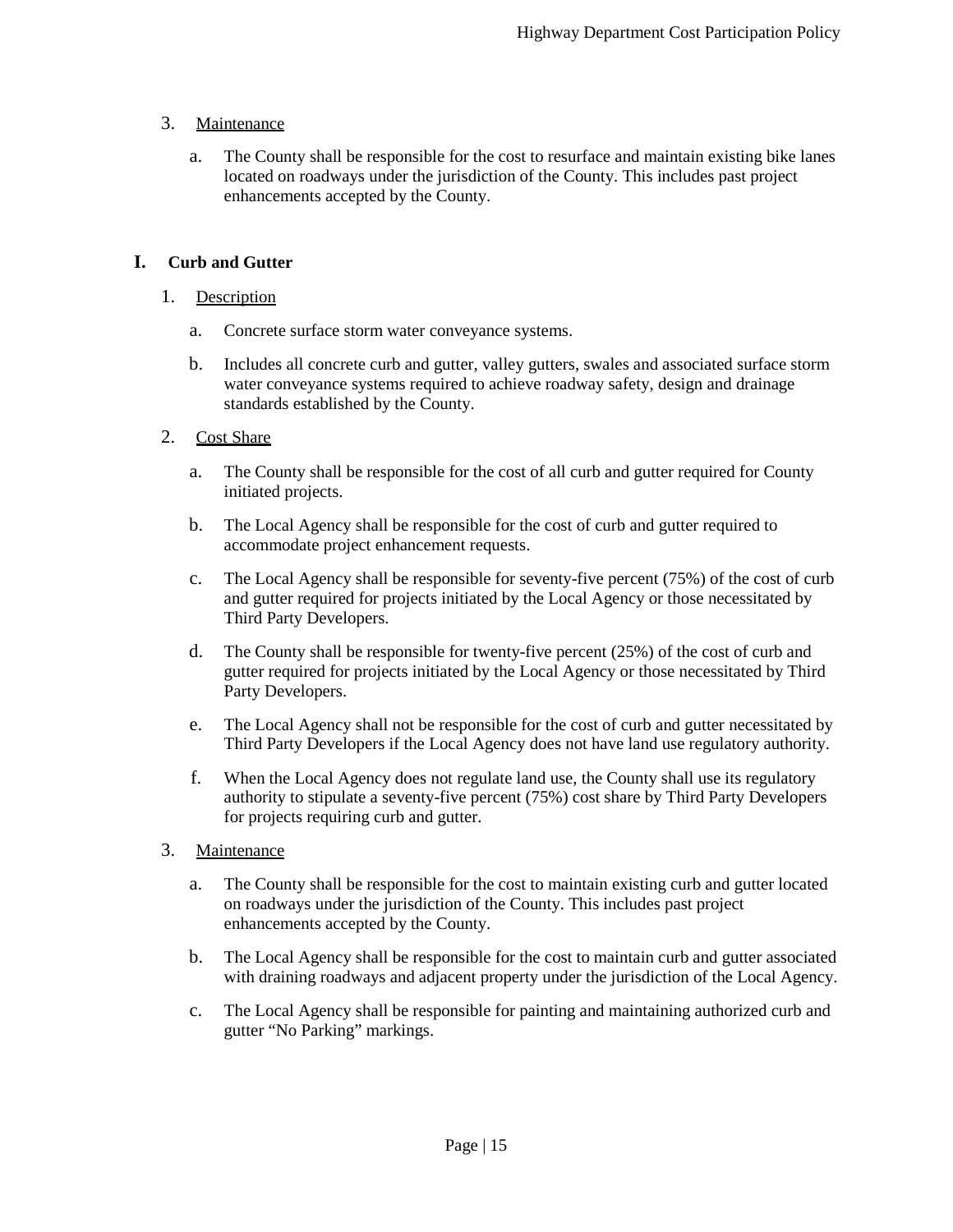3. Maintenance

   a. The County shall be responsible for the cost to resurface and maintain existing bike lanes located on roadways under the jurisdiction of the County. This includes past project enhancements accepted by the County.

## I. Curb and Gutter

1. Description

   a. Concrete surface storm water conveyance systems.

   b. Includes all concrete curb and gutter, valley gutters, swales and associated surface storm water conveyance systems required to achieve roadway safety, design and drainage standards established by the County.

2. Cost Share

   a. The County shall be responsible for the cost of all curb and gutter required for County initiated projects.

   b. The Local Agency shall be responsible for the cost of curb and gutter required to accommodate project enhancement requests.

   c. The Local Agency shall be responsible for seventy-five percent (75%) of the cost of curb and gutter required for projects initiated by the Local Agency or those necessitated by Third Party Developers.

   d. The County shall be responsible for twenty-five percent (25%) of the cost of curb and gutter required for projects initiated by the Local Agency or those necessitated by Third Party Developers.

   e. The Local Agency shall not be responsible for the cost of curb and gutter necessitated by Third Party Developers if the Local Agency does not have land use regulatory authority.

   f. When the Local Agency does not regulate land use, the County shall use its regulatory authority to stipulate a seventy-five percent (75%) cost share by Third Party Developers for projects requiring curb and gutter.

3. Maintenance

   a. The County shall be responsible for the cost to maintain existing curb and gutter located on roadways under the jurisdiction of the County. This includes past project enhancements accepted by the County.

   b. The Local Agency shall be responsible for the cost to maintain curb and gutter associated with draining roadways and adjacent property under the jurisdiction of the Local Agency.

   c. The Local Agency shall be responsible for painting and maintaining authorized curb and gutter "No Parking" markings.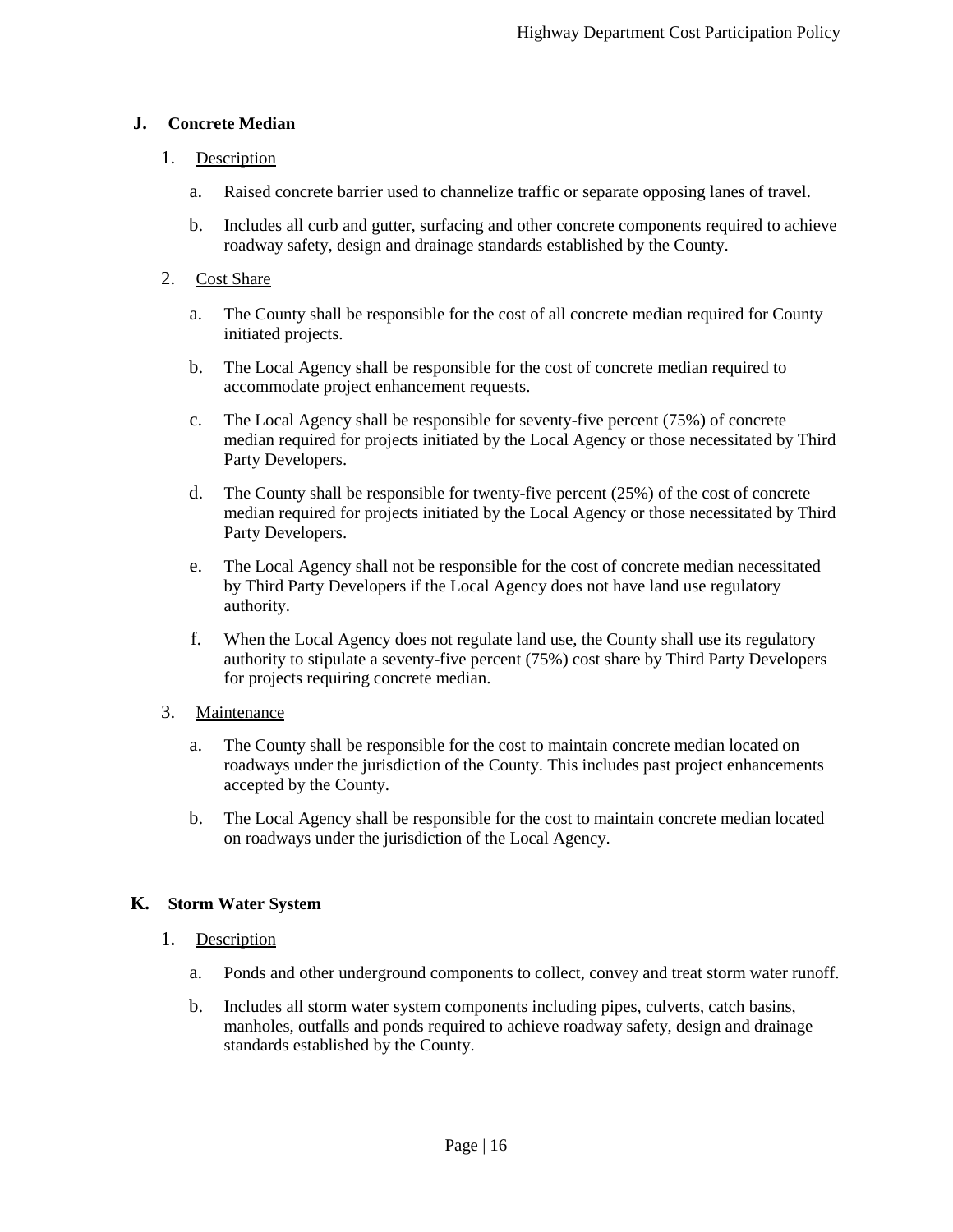## J. Concrete Median

1. Description

   a. Raised concrete barrier used to channelize traffic or separate opposing lanes of travel.

   b. Includes all curb and gutter, surfacing and other concrete components required to achieve roadway safety, design and drainage standards established by the County.

2. Cost Share

   a. The County shall be responsible for the cost of all concrete median required for County initiated projects.

   b. The Local Agency shall be responsible for the cost of concrete median required to accommodate project enhancement requests.

   c. The Local Agency shall be responsible for seventy-five percent (75%) of concrete median required for projects initiated by the Local Agency or those necessitated by Third Party Developers.

   d. The County shall be responsible for twenty-five percent (25%) of the cost of concrete median required for projects initiated by the Local Agency or those necessitated by Third Party Developers.

   e. The Local Agency shall not be responsible for the cost of concrete median necessitated by Third Party Developers if the Local Agency does not have land use regulatory authority.

   f. When the Local Agency does not regulate land use, the County shall use its regulatory authority to stipulate a seventy-five percent (75%) cost share by Third Party Developers for projects requiring concrete median.

3. Maintenance

   a. The County shall be responsible for the cost to maintain concrete median located on roadways under the jurisdiction of the County. This includes past project enhancements accepted by the County.

   b. The Local Agency shall be responsible for the cost to maintain concrete median located on roadways under the jurisdiction of the Local Agency.

## K. Storm Water System

1. Description

   a. Ponds and other underground components to collect, convey and treat storm water runoff.

   b. Includes all storm water system components including pipes, culverts, catch basins, manholes, outfalls and ponds required to achieve roadway safety, design and drainage standards established by the County.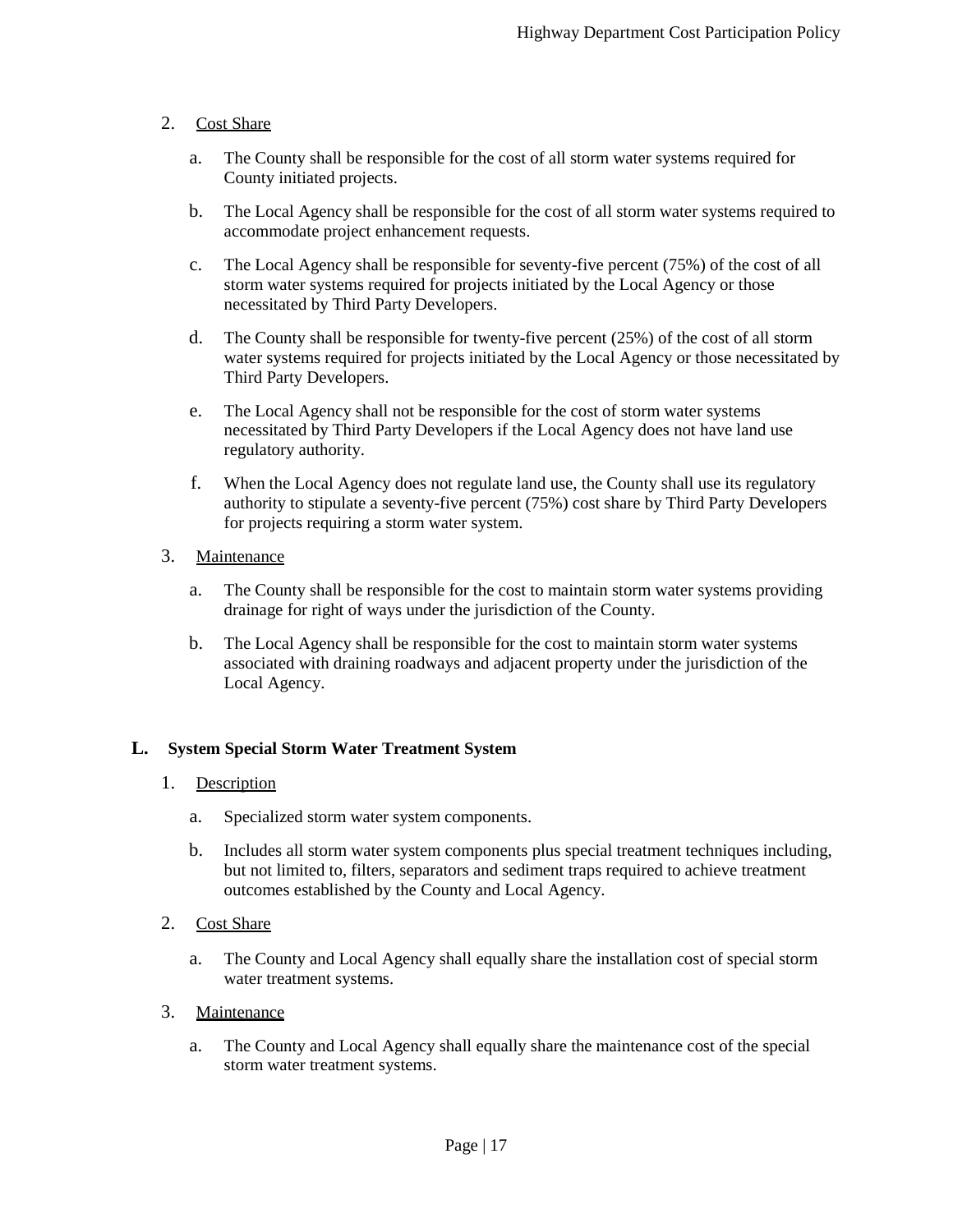2. Cost Share

   a. The County shall be responsible for the cost of all storm water systems required for County initiated projects.

   b. The Local Agency shall be responsible for the cost of all storm water systems required to accommodate project enhancement requests.

   c. The Local Agency shall be responsible for seventy-five percent (75%) of the cost of all storm water systems required for projects initiated by the Local Agency or those necessitated by Third Party Developers.

   d. The County shall be responsible for twenty-five percent (25%) of the cost of all storm water systems required for projects initiated by the Local Agency or those necessitated by Third Party Developers.

   e. The Local Agency shall not be responsible for the cost of storm water systems necessitated by Third Party Developers if the Local Agency does not have land use regulatory authority.

   f. When the Local Agency does not regulate land use, the County shall use its regulatory authority to stipulate a seventy-five percent (75%) cost share by Third Party Developers for projects requiring a storm water system.

3. Maintenance

   a. The County shall be responsible for the cost to maintain storm water systems providing drainage for right of ways under the jurisdiction of the County.

   b. The Local Agency shall be responsible for the cost to maintain storm water systems associated with draining roadways and adjacent property under the jurisdiction of the Local Agency.

## L. System Special Storm Water Treatment System

1. Description

   a. Specialized storm water system components.

   b. Includes all storm water system components plus special treatment techniques including, but not limited to, filters, separators and sediment traps required to achieve treatment outcomes established by the County and Local Agency.

2. Cost Share

   a. The County and Local Agency shall equally share the installation cost of special storm water treatment systems.

3. Maintenance

   a. The County and Local Agency shall equally share the maintenance cost of the special storm water treatment systems.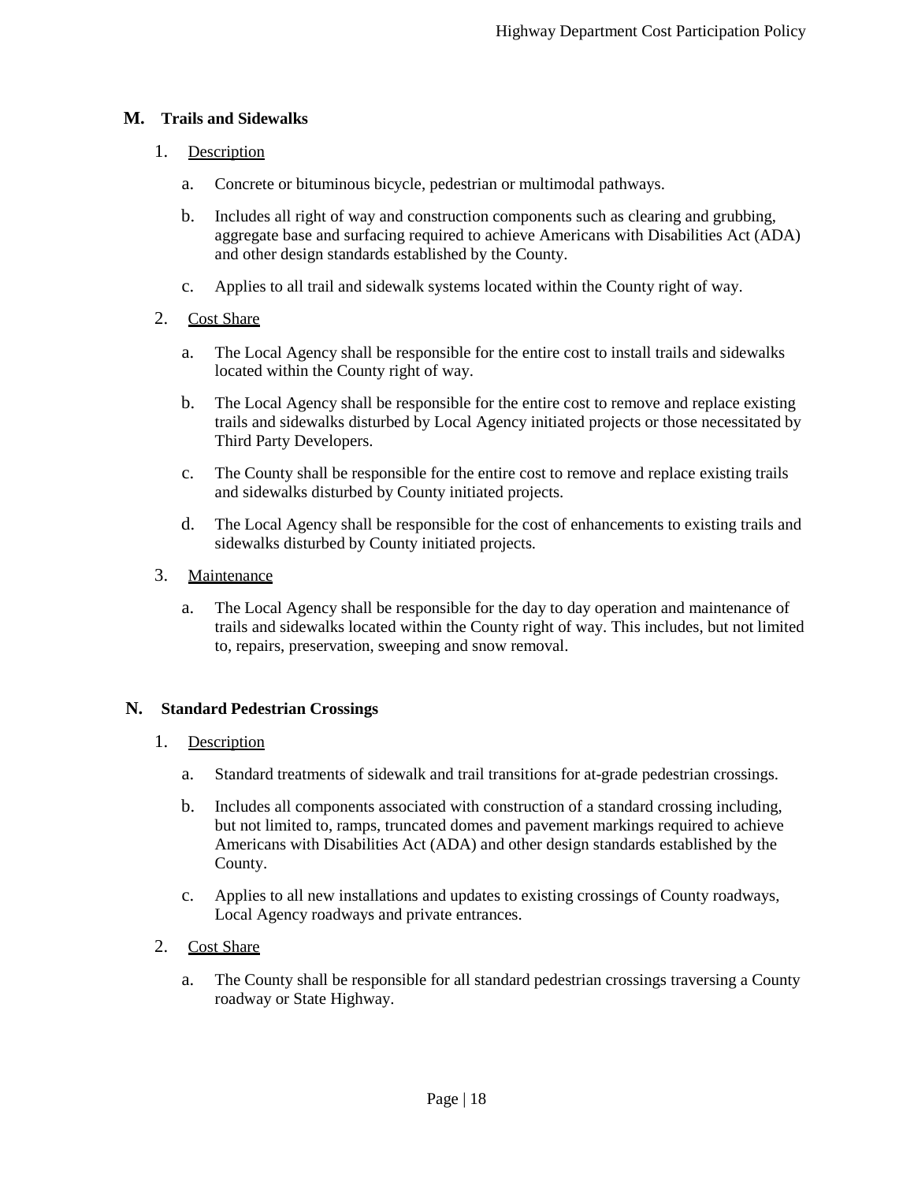## M. Trails and Sidewalks

1. Description

   a. Concrete or bituminous bicycle, pedestrian or multimodal pathways.

   b. Includes all right of way and construction components such as clearing and grubbing, aggregate base and surfacing required to achieve Americans with Disabilities Act (ADA) and other design standards established by the County.

   c. Applies to all trail and sidewalk systems located within the County right of way.

2. Cost Share

   a. The Local Agency shall be responsible for the entire cost to install trails and sidewalks located within the County right of way.

   b. The Local Agency shall be responsible for the entire cost to remove and replace existing trails and sidewalks disturbed by Local Agency initiated projects or those necessitated by Third Party Developers.

   c. The County shall be responsible for the entire cost to remove and replace existing trails and sidewalks disturbed by County initiated projects.

   d. The Local Agency shall be responsible for the cost of enhancements to existing trails and sidewalks disturbed by County initiated projects.

3. Maintenance

   a. The Local Agency shall be responsible for the day to day operation and maintenance of trails and sidewalks located within the County right of way. This includes, but not limited to, repairs, preservation, sweeping and snow removal.

## N. Standard Pedestrian Crossings

1. Description

   a. Standard treatments of sidewalk and trail transitions for at-grade pedestrian crossings.

   b. Includes all components associated with construction of a standard crossing including, but not limited to, ramps, truncated domes and pavement markings required to achieve Americans with Disabilities Act (ADA) and other design standards established by the County.

   c. Applies to all new installations and updates to existing crossings of County roadways, Local Agency roadways and private entrances.

2. Cost Share

   a. The County shall be responsible for all standard pedestrian crossings traversing a County roadway or State Highway.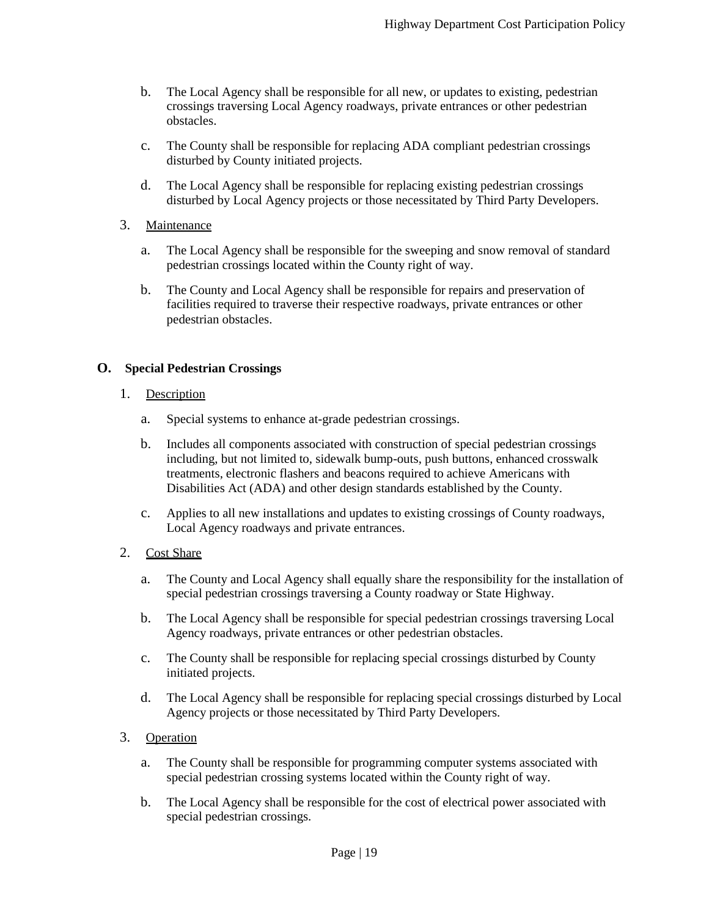b. The Local Agency shall be responsible for all new, or updates to existing, pedestrian crossings traversing Local Agency roadways, private entrances or other pedestrian obstacles.

c. The County shall be responsible for replacing ADA compliant pedestrian crossings disturbed by County initiated projects.

d. The Local Agency shall be responsible for replacing existing pedestrian crossings disturbed by Local Agency projects or those necessitated by Third Party Developers.

3. <u>Maintenance</u>

a. The Local Agency shall be responsible for the sweeping and snow removal of standard pedestrian crossings located within the County right of way.

b. The County and Local Agency shall be responsible for repairs and preservation of facilities required to traverse their respective roadways, private entrances or other pedestrian obstacles.

## O. Special Pedestrian Crossings

1. <u>Description</u>

a. Special systems to enhance at-grade pedestrian crossings.

b. Includes all components associated with construction of special pedestrian crossings including, but not limited to, sidewalk bump-outs, push buttons, enhanced crosswalk treatments, electronic flashers and beacons required to achieve Americans with Disabilities Act (ADA) and other design standards established by the County.

c. Applies to all new installations and updates to existing crossings of County roadways, Local Agency roadways and private entrances.

2. <u>Cost Share</u>

a. The County and Local Agency shall equally share the responsibility for the installation of special pedestrian crossings traversing a County roadway or State Highway.

b. The Local Agency shall be responsible for special pedestrian crossings traversing Local Agency roadways, private entrances or other pedestrian obstacles.

c. The County shall be responsible for replacing special crossings disturbed by County initiated projects.

d. The Local Agency shall be responsible for replacing special crossings disturbed by Local Agency projects or those necessitated by Third Party Developers.

3. <u>Operation</u>

a. The County shall be responsible for programming computer systems associated with special pedestrian crossing systems located within the County right of way.

b. The Local Agency shall be responsible for the cost of electrical power associated with special pedestrian crossings.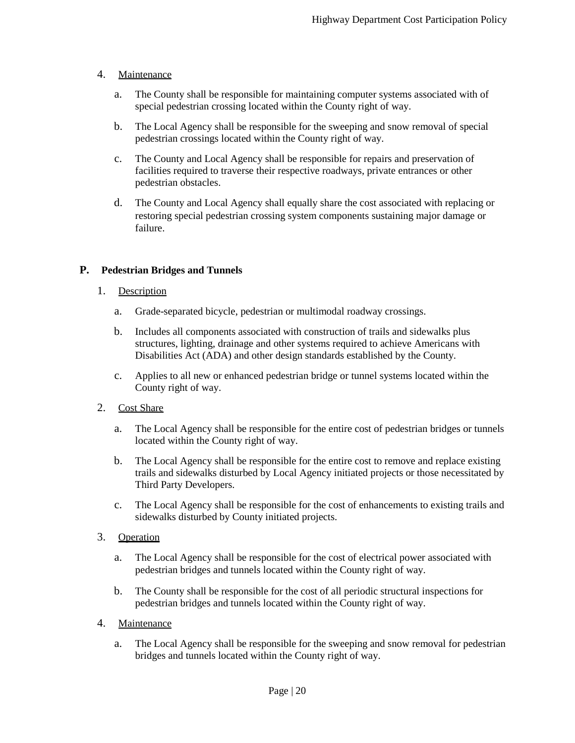4. Maintenance

    a. The County shall be responsible for maintaining computer systems associated with of special pedestrian crossing located within the County right of way.

    b. The Local Agency shall be responsible for the sweeping and snow removal of special pedestrian crossings located within the County right of way.

    c. The County and Local Agency shall be responsible for repairs and preservation of facilities required to traverse their respective roadways, private entrances or other pedestrian obstacles.

    d. The County and Local Agency shall equally share the cost associated with replacing or restoring special pedestrian crossing system components sustaining major damage or failure.

## P. Pedestrian Bridges and Tunnels

1. Description

    a. Grade-separated bicycle, pedestrian or multimodal roadway crossings.

    b. Includes all components associated with construction of trails and sidewalks plus structures, lighting, drainage and other systems required to achieve Americans with Disabilities Act (ADA) and other design standards established by the County.

    c. Applies to all new or enhanced pedestrian bridge or tunnel systems located within the County right of way.

2. Cost Share

    a. The Local Agency shall be responsible for the entire cost of pedestrian bridges or tunnels located within the County right of way.

    b. The Local Agency shall be responsible for the entire cost to remove and replace existing trails and sidewalks disturbed by Local Agency initiated projects or those necessitated by Third Party Developers.

    c. The Local Agency shall be responsible for the cost of enhancements to existing trails and sidewalks disturbed by County initiated projects.

3. Operation

    a. The Local Agency shall be responsible for the cost of electrical power associated with pedestrian bridges and tunnels located within the County right of way.

    b. The County shall be responsible for the cost of all periodic structural inspections for pedestrian bridges and tunnels located within the County right of way.

4. Maintenance

    a. The Local Agency shall be responsible for the sweeping and snow removal for pedestrian bridges and tunnels located within the County right of way.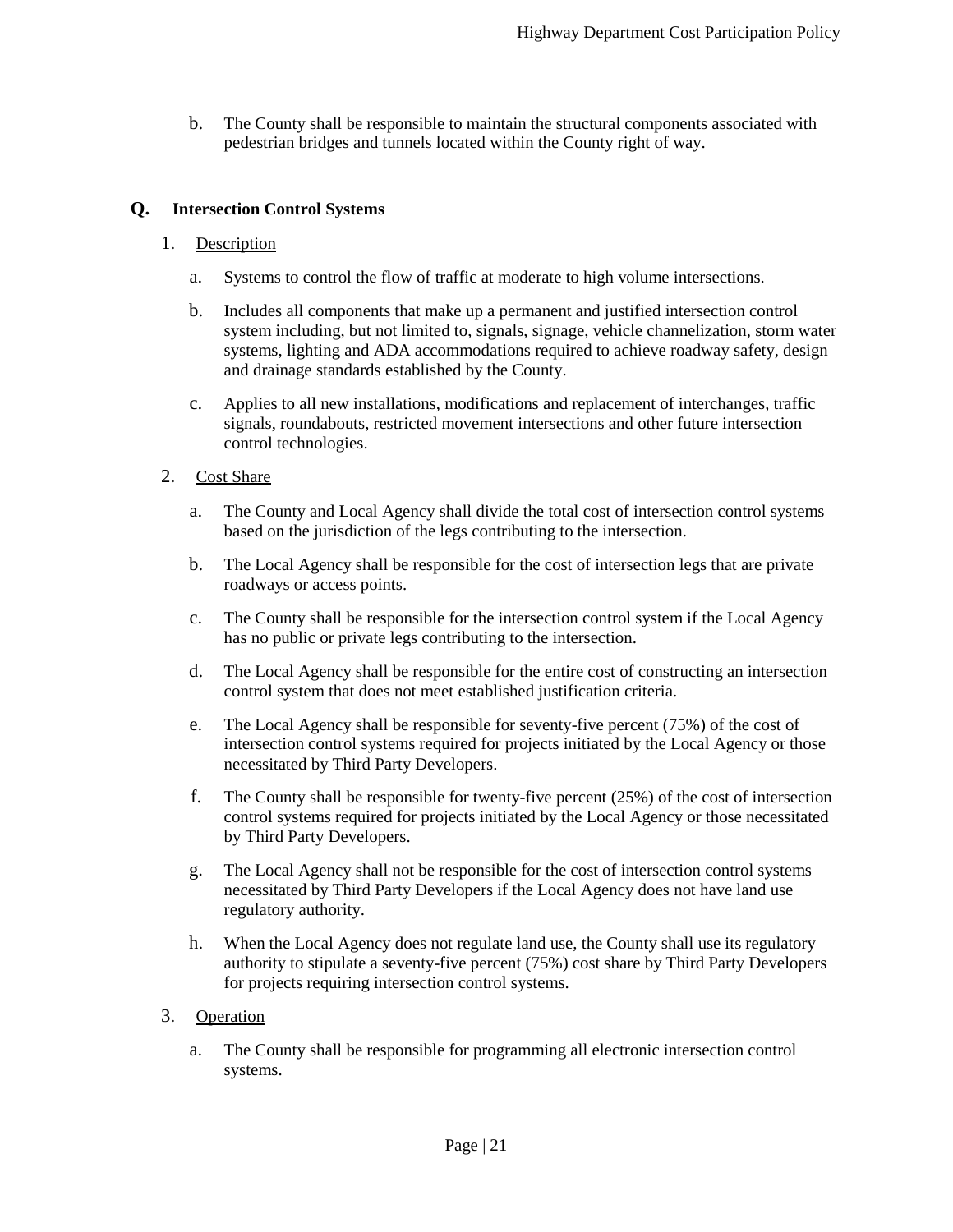b. The County shall be responsible to maintain the structural components associated with pedestrian bridges and tunnels located within the County right of way.

## Q. Intersection Control Systems

1. Description

   a. Systems to control the flow of traffic at moderate to high volume intersections.

   b. Includes all components that make up a permanent and justified intersection control system including, but not limited to, signals, signage, vehicle channelization, storm water systems, lighting and ADA accommodations required to achieve roadway safety, design and drainage standards established by the County.

   c. Applies to all new installations, modifications and replacement of interchanges, traffic signals, roundabouts, restricted movement intersections and other future intersection control technologies.

2. Cost Share

   a. The County and Local Agency shall divide the total cost of intersection control systems based on the jurisdiction of the legs contributing to the intersection.

   b. The Local Agency shall be responsible for the cost of intersection legs that are private roadways or access points.

   c. The County shall be responsible for the intersection control system if the Local Agency has no public or private legs contributing to the intersection.

   d. The Local Agency shall be responsible for the entire cost of constructing an intersection control system that does not meet established justification criteria.

   e. The Local Agency shall be responsible for seventy-five percent (75%) of the cost of intersection control systems required for projects initiated by the Local Agency or those necessitated by Third Party Developers.

   f. The County shall be responsible for twenty-five percent (25%) of the cost of intersection control systems required for projects initiated by the Local Agency or those necessitated by Third Party Developers.

   g. The Local Agency shall not be responsible for the cost of intersection control systems necessitated by Third Party Developers if the Local Agency does not have land use regulatory authority.

   h. When the Local Agency does not regulate land use, the County shall use its regulatory authority to stipulate a seventy-five percent (75%) cost share by Third Party Developers for projects requiring intersection control systems.

3. Operation

   a. The County shall be responsible for programming all electronic intersection control systems.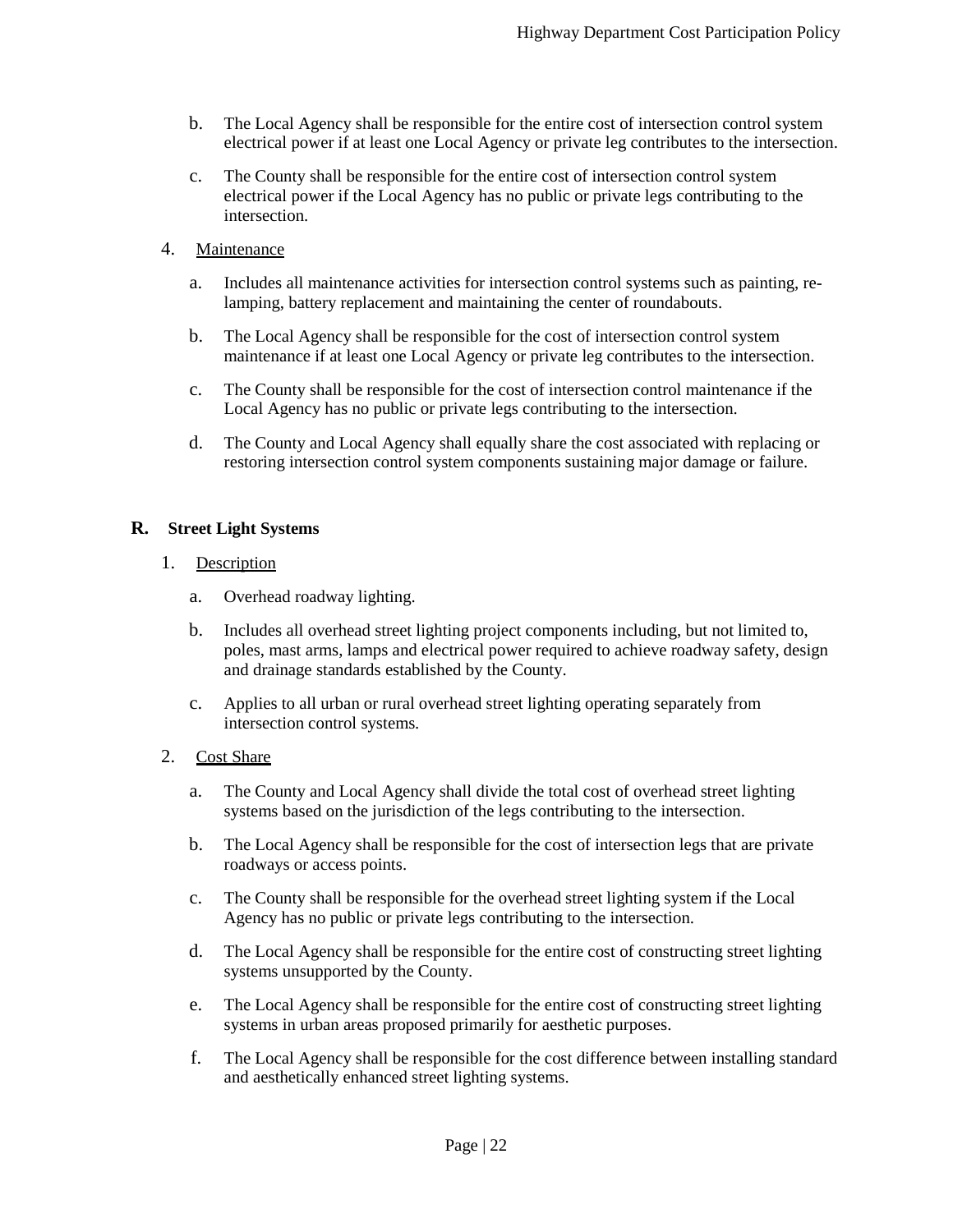b. The Local Agency shall be responsible for the entire cost of intersection control system electrical power if at least one Local Agency or private leg contributes to the intersection.

c. The County shall be responsible for the entire cost of intersection control system electrical power if the Local Agency has no public or private legs contributing to the intersection.

4. Maintenance

   a. Includes all maintenance activities for intersection control systems such as painting, re-lamping, battery replacement and maintaining the center of roundabouts.

   b. The Local Agency shall be responsible for the cost of intersection control system maintenance if at least one Local Agency or private leg contributes to the intersection.

   c. The County shall be responsible for the cost of intersection control maintenance if the Local Agency has no public or private legs contributing to the intersection.

   d. The County and Local Agency shall equally share the cost associated with replacing or restoring intersection control system components sustaining major damage or failure.

## R. Street Light Systems

1. Description

   a. Overhead roadway lighting.

   b. Includes all overhead street lighting project components including, but not limited to, poles, mast arms, lamps and electrical power required to achieve roadway safety, design and drainage standards established by the County.

   c. Applies to all urban or rural overhead street lighting operating separately from intersection control systems.

2. Cost Share

   a. The County and Local Agency shall divide the total cost of overhead street lighting systems based on the jurisdiction of the legs contributing to the intersection.

   b. The Local Agency shall be responsible for the cost of intersection legs that are private roadways or access points.

   c. The County shall be responsible for the overhead street lighting system if the Local Agency has no public or private legs contributing to the intersection.

   d. The Local Agency shall be responsible for the entire cost of constructing street lighting systems unsupported by the County.

   e. The Local Agency shall be responsible for the entire cost of constructing street lighting systems in urban areas proposed primarily for aesthetic purposes.

   f. The Local Agency shall be responsible for the cost difference between installing standard and aesthetically enhanced street lighting systems.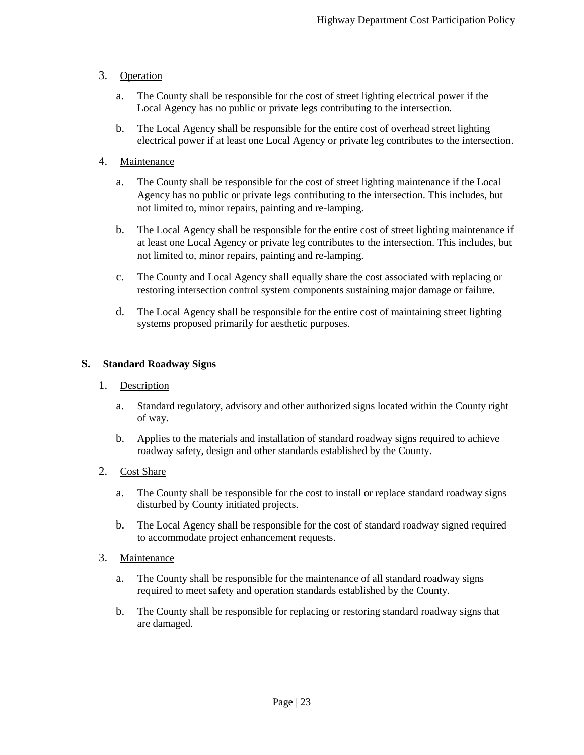3. Operation

    a. The County shall be responsible for the cost of street lighting electrical power if the Local Agency has no public or private legs contributing to the intersection.

    b. The Local Agency shall be responsible for the entire cost of overhead street lighting electrical power if at least one Local Agency or private leg contributes to the intersection.

4. Maintenance

    a. The County shall be responsible for the cost of street lighting maintenance if the Local Agency has no public or private legs contributing to the intersection. This includes, but not limited to, minor repairs, painting and re-lamping.

    b. The Local Agency shall be responsible for the entire cost of street lighting maintenance if at least one Local Agency or private leg contributes to the intersection. This includes, but not limited to, minor repairs, painting and re-lamping.

    c. The County and Local Agency shall equally share the cost associated with replacing or restoring intersection control system components sustaining major damage or failure.

    d. The Local Agency shall be responsible for the entire cost of maintaining street lighting systems proposed primarily for aesthetic purposes.

## S. Standard Roadway Signs

1. Description

    a. Standard regulatory, advisory and other authorized signs located within the County right of way.

    b. Applies to the materials and installation of standard roadway signs required to achieve roadway safety, design and other standards established by the County.

2. Cost Share

    a. The County shall be responsible for the cost to install or replace standard roadway signs disturbed by County initiated projects.

    b. The Local Agency shall be responsible for the cost of standard roadway signed required to accommodate project enhancement requests.

3. Maintenance

    a. The County shall be responsible for the maintenance of all standard roadway signs required to meet safety and operation standards established by the County.

    b. The County shall be responsible for replacing or restoring standard roadway signs that are damaged.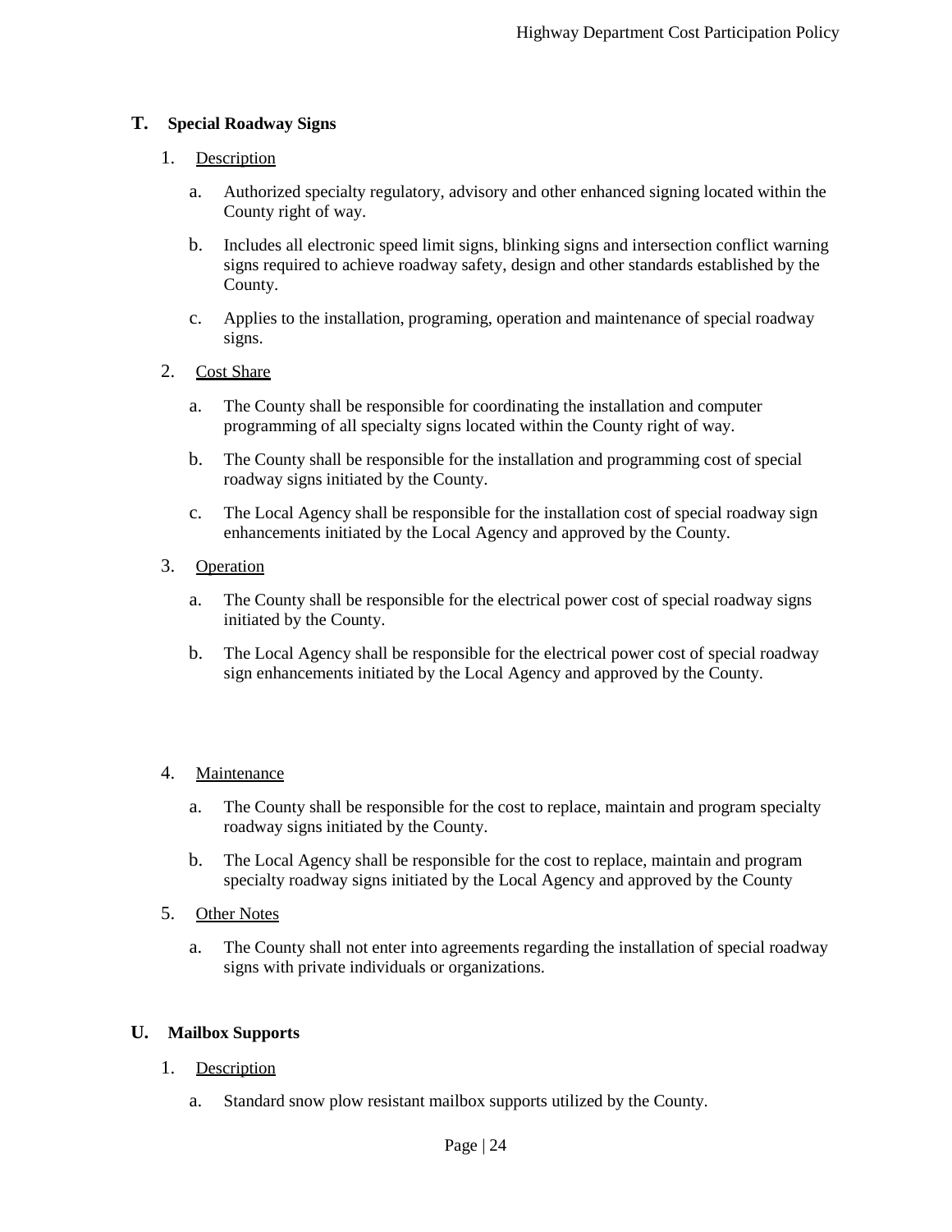## T. Special Roadway Signs

1. Description

   a. Authorized specialty regulatory, advisory and other enhanced signing located within the County right of way.

   b. Includes all electronic speed limit signs, blinking signs and intersection conflict warning signs required to achieve roadway safety, design and other standards established by the County.

   c. Applies to the installation, programing, operation and maintenance of special roadway signs.

2. Cost Share

   a. The County shall be responsible for coordinating the installation and computer programming of all specialty signs located within the County right of way.

   b. The County shall be responsible for the installation and programming cost of special roadway signs initiated by the County.

   c. The Local Agency shall be responsible for the installation cost of special roadway sign enhancements initiated by the Local Agency and approved by the County.

3. Operation

   a. The County shall be responsible for the electrical power cost of special roadway signs initiated by the County.

   b. The Local Agency shall be responsible for the electrical power cost of special roadway sign enhancements initiated by the Local Agency and approved by the County.

4. Maintenance

   a. The County shall be responsible for the cost to replace, maintain and program specialty roadway signs initiated by the County.

   b. The Local Agency shall be responsible for the cost to replace, maintain and program specialty roadway signs initiated by the Local Agency and approved by the County

5. Other Notes

   a. The County shall not enter into agreements regarding the installation of special roadway signs with private individuals or organizations.

## U. Mailbox Supports

1. Description

   a. Standard snow plow resistant mailbox supports utilized by the County.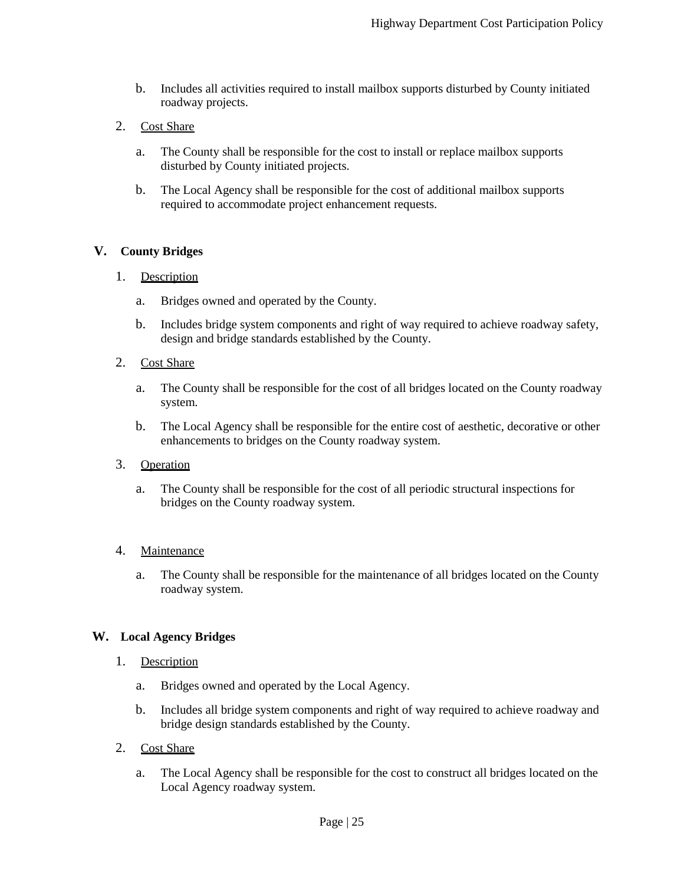b. Includes all activities required to install mailbox supports disturbed by County initiated roadway projects.

2. Cost Share

   a. The County shall be responsible for the cost to install or replace mailbox supports disturbed by County initiated projects.

   b. The Local Agency shall be responsible for the cost of additional mailbox supports required to accommodate project enhancement requests.

## V. County Bridges

1. Description

   a. Bridges owned and operated by the County.

   b. Includes bridge system components and right of way required to achieve roadway safety, design and bridge standards established by the County.

2. Cost Share

   a. The County shall be responsible for the cost of all bridges located on the County roadway system.

   b. The Local Agency shall be responsible for the entire cost of aesthetic, decorative or other enhancements to bridges on the County roadway system.

3. Operation

   a. The County shall be responsible for the cost of all periodic structural inspections for bridges on the County roadway system.

4. Maintenance

   a. The County shall be responsible for the maintenance of all bridges located on the County roadway system.

## W. Local Agency Bridges

1. Description

   a. Bridges owned and operated by the Local Agency.

   b. Includes all bridge system components and right of way required to achieve roadway and bridge design standards established by the County.

2. Cost Share

   a. The Local Agency shall be responsible for the cost to construct all bridges located on the Local Agency roadway system.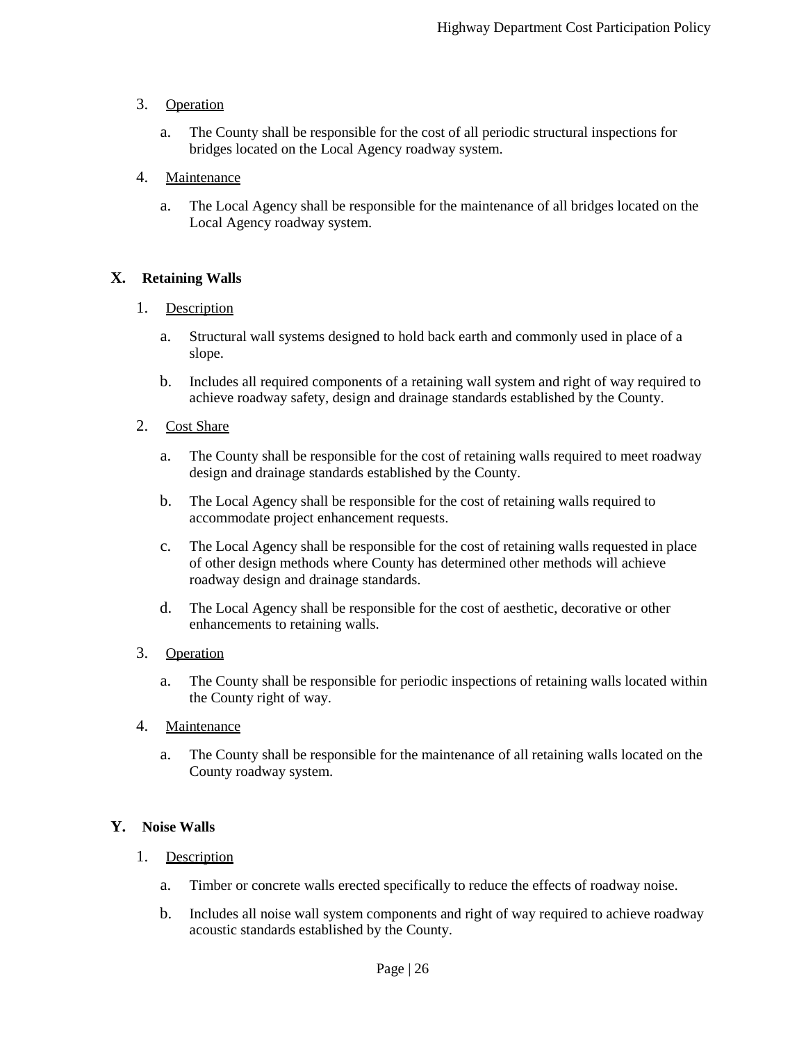3. Operation

   a. The County shall be responsible for the cost of all periodic structural inspections for bridges located on the Local Agency roadway system.

4. Maintenance

   a. The Local Agency shall be responsible for the maintenance of all bridges located on the Local Agency roadway system.

## X. Retaining Walls

1. Description

   a. Structural wall systems designed to hold back earth and commonly used in place of a slope.

   b. Includes all required components of a retaining wall system and right of way required to achieve roadway safety, design and drainage standards established by the County.

2. Cost Share

   a. The County shall be responsible for the cost of retaining walls required to meet roadway design and drainage standards established by the County.

   b. The Local Agency shall be responsible for the cost of retaining walls required to accommodate project enhancement requests.

   c. The Local Agency shall be responsible for the cost of retaining walls requested in place of other design methods where County has determined other methods will achieve roadway design and drainage standards.

   d. The Local Agency shall be responsible for the cost of aesthetic, decorative or other enhancements to retaining walls.

3. Operation

   a. The County shall be responsible for periodic inspections of retaining walls located within the County right of way.

4. Maintenance

   a. The County shall be responsible for the maintenance of all retaining walls located on the County roadway system.

## Y. Noise Walls

1. Description

   a. Timber or concrete walls erected specifically to reduce the effects of roadway noise.

   b. Includes all noise wall system components and right of way required to achieve roadway acoustic standards established by the County.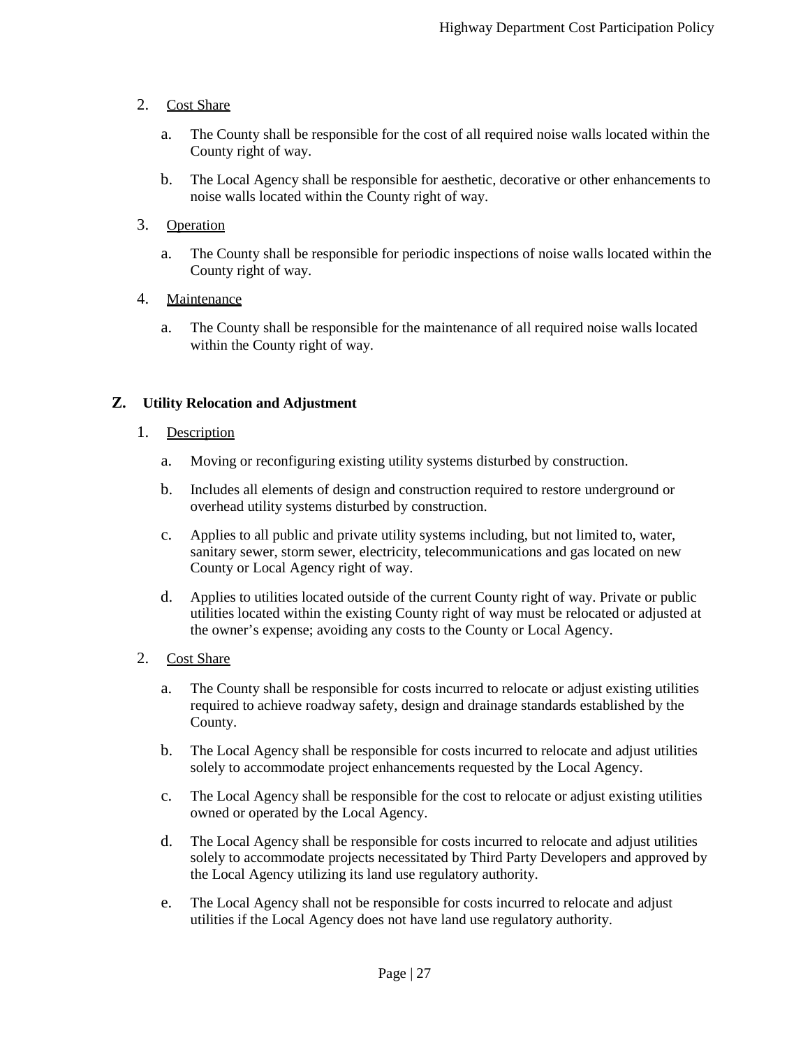2. Cost Share

   a. The County shall be responsible for the cost of all required noise walls located within the County right of way.

   b. The Local Agency shall be responsible for aesthetic, decorative or other enhancements to noise walls located within the County right of way.

3. Operation

   a. The County shall be responsible for periodic inspections of noise walls located within the County right of way.

4. Maintenance

   a. The County shall be responsible for the maintenance of all required noise walls located within the County right of way.

## Z. Utility Relocation and Adjustment

1. Description

   a. Moving or reconfiguring existing utility systems disturbed by construction.

   b. Includes all elements of design and construction required to restore underground or overhead utility systems disturbed by construction.

   c. Applies to all public and private utility systems including, but not limited to, water, sanitary sewer, storm sewer, electricity, telecommunications and gas located on new County or Local Agency right of way.

   d. Applies to utilities located outside of the current County right of way. Private or public utilities located within the existing County right of way must be relocated or adjusted at the owner's expense; avoiding any costs to the County or Local Agency.

2. Cost Share

   a. The County shall be responsible for costs incurred to relocate or adjust existing utilities required to achieve roadway safety, design and drainage standards established by the County.

   b. The Local Agency shall be responsible for costs incurred to relocate and adjust utilities solely to accommodate project enhancements requested by the Local Agency.

   c. The Local Agency shall be responsible for the cost to relocate or adjust existing utilities owned or operated by the Local Agency.

   d. The Local Agency shall be responsible for costs incurred to relocate and adjust utilities solely to accommodate projects necessitated by Third Party Developers and approved by the Local Agency utilizing its land use regulatory authority.

   e. The Local Agency shall not be responsible for costs incurred to relocate and adjust utilities if the Local Agency does not have land use regulatory authority.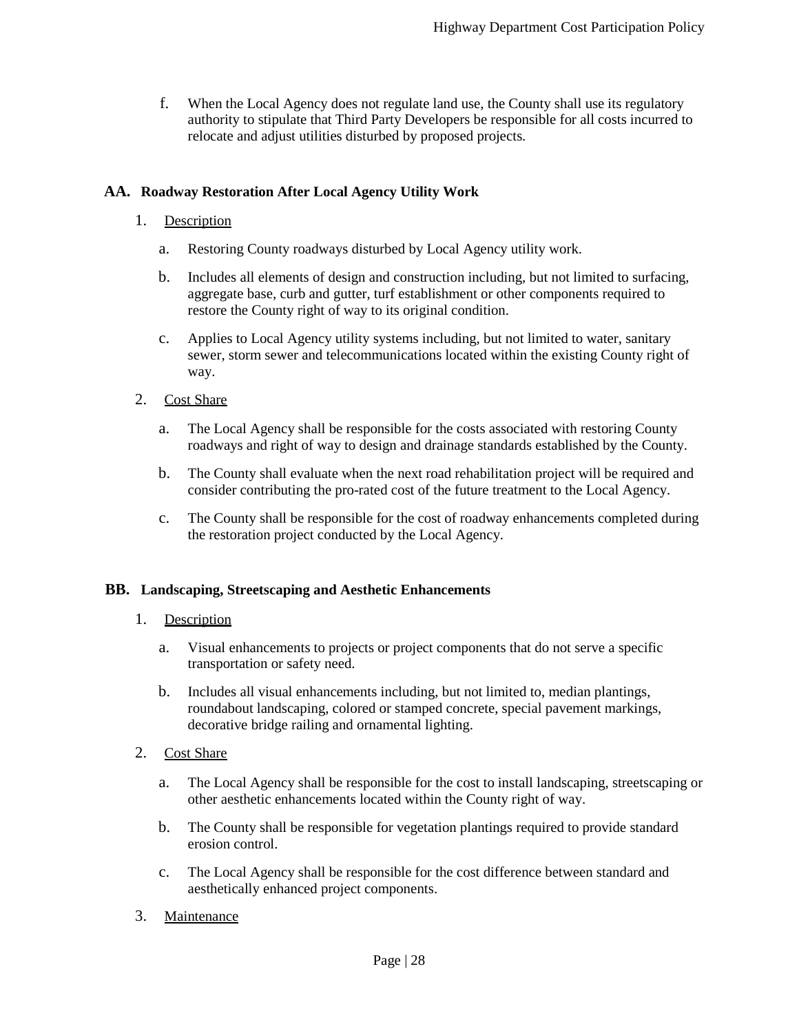f. When the Local Agency does not regulate land use, the County shall use its regulatory authority to stipulate that Third Party Developers be responsible for all costs incurred to relocate and adjust utilities disturbed by proposed projects.

## AA. Roadway Restoration After Local Agency Utility Work

1. Description

   a. Restoring County roadways disturbed by Local Agency utility work.

   b. Includes all elements of design and construction including, but not limited to surfacing, aggregate base, curb and gutter, turf establishment or other components required to restore the County right of way to its original condition.

   c. Applies to Local Agency utility systems including, but not limited to water, sanitary sewer, storm sewer and telecommunications located within the existing County right of way.

2. Cost Share

   a. The Local Agency shall be responsible for the costs associated with restoring County roadways and right of way to design and drainage standards established by the County.

   b. The County shall evaluate when the next road rehabilitation project will be required and consider contributing the pro-rated cost of the future treatment to the Local Agency.

   c. The County shall be responsible for the cost of roadway enhancements completed during the restoration project conducted by the Local Agency.

## BB. Landscaping, Streetscaping and Aesthetic Enhancements

1. Description

   a. Visual enhancements to projects or project components that do not serve a specific transportation or safety need.

   b. Includes all visual enhancements including, but not limited to, median plantings, roundabout landscaping, colored or stamped concrete, special pavement markings, decorative bridge railing and ornamental lighting.

2. Cost Share

   a. The Local Agency shall be responsible for the cost to install landscaping, streetscaping or other aesthetic enhancements located within the County right of way.

   b. The County shall be responsible for vegetation plantings required to provide standard erosion control.

   c. The Local Agency shall be responsible for the cost difference between standard and aesthetically enhanced project components.

3. Maintenance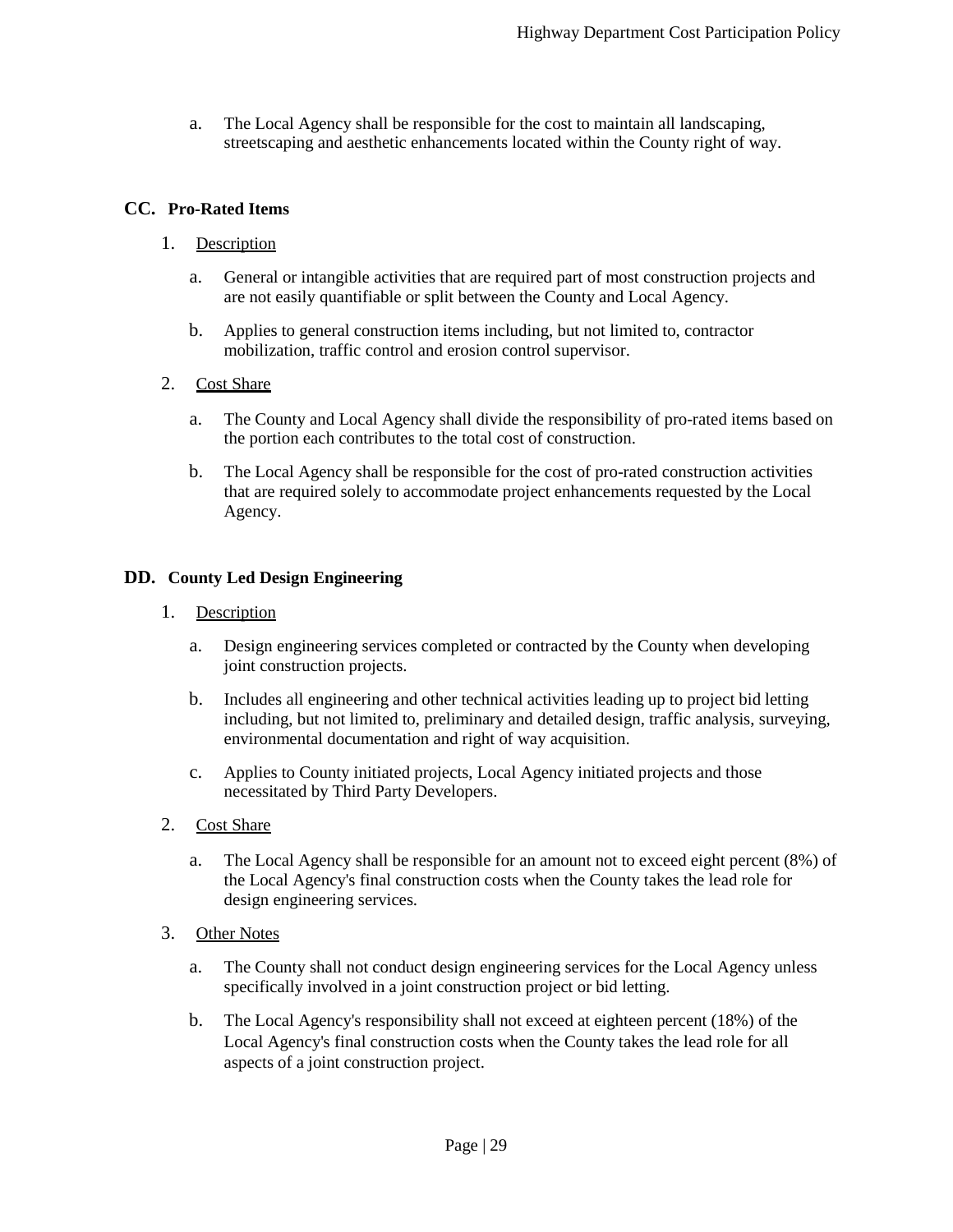a. The Local Agency shall be responsible for the cost to maintain all landscaping, streetscaping and aesthetic enhancements located within the County right of way.

## CC. Pro-Rated Items

1. Description

   a. General or intangible activities that are required part of most construction projects and are not easily quantifiable or split between the County and Local Agency.

   b. Applies to general construction items including, but not limited to, contractor mobilization, traffic control and erosion control supervisor.

2. Cost Share

   a. The County and Local Agency shall divide the responsibility of pro-rated items based on the portion each contributes to the total cost of construction.

   b. The Local Agency shall be responsible for the cost of pro-rated construction activities that are required solely to accommodate project enhancements requested by the Local Agency.

## DD. County Led Design Engineering

1. Description

   a. Design engineering services completed or contracted by the County when developing joint construction projects.

   b. Includes all engineering and other technical activities leading up to project bid letting including, but not limited to, preliminary and detailed design, traffic analysis, surveying, environmental documentation and right of way acquisition.

   c. Applies to County initiated projects, Local Agency initiated projects and those necessitated by Third Party Developers.

2. Cost Share

   a. The Local Agency shall be responsible for an amount not to exceed eight percent (8%) of the Local Agency's final construction costs when the County takes the lead role for design engineering services.

3. Other Notes

   a. The County shall not conduct design engineering services for the Local Agency unless specifically involved in a joint construction project or bid letting.

   b. The Local Agency's responsibility shall not exceed at eighteen percent (18%) of the Local Agency's final construction costs when the County takes the lead role for all aspects of a joint construction project.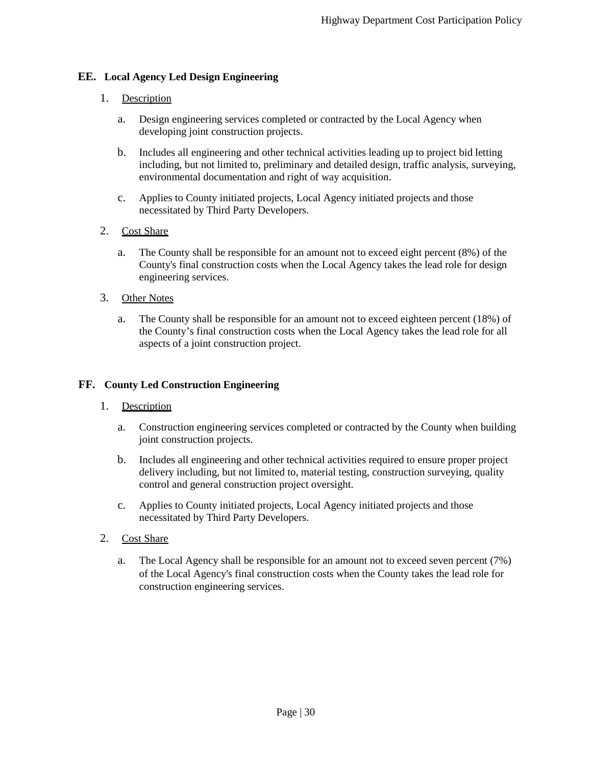## EE. Local Agency Led Design Engineering

1. Description

   a. Design engineering services completed or contracted by the Local Agency when developing joint construction projects.

   b. Includes all engineering and other technical activities leading up to project bid letting including, but not limited to, preliminary and detailed design, traffic analysis, surveying, environmental documentation and right of way acquisition.

   c. Applies to County initiated projects, Local Agency initiated projects and those necessitated by Third Party Developers.

2. Cost Share

   a. The County shall be responsible for an amount not to exceed eight percent (8%) of the County's final construction costs when the Local Agency takes the lead role for design engineering services.

3. Other Notes

   a. The County shall be responsible for an amount not to exceed eighteen percent (18%) of the County's final construction costs when the Local Agency takes the lead role for all aspects of a joint construction project.

## FF. County Led Construction Engineering

1. Description

   a. Construction engineering services completed or contracted by the County when building joint construction projects.

   b. Includes all engineering and other technical activities required to ensure proper project delivery including, but not limited to, material testing, construction surveying, quality control and general construction project oversight.

   c. Applies to County initiated projects, Local Agency initiated projects and those necessitated by Third Party Developers.

2. Cost Share

   a. The Local Agency shall be responsible for an amount not to exceed seven percent (7%) of the Local Agency's final construction costs when the County takes the lead role for construction engineering services.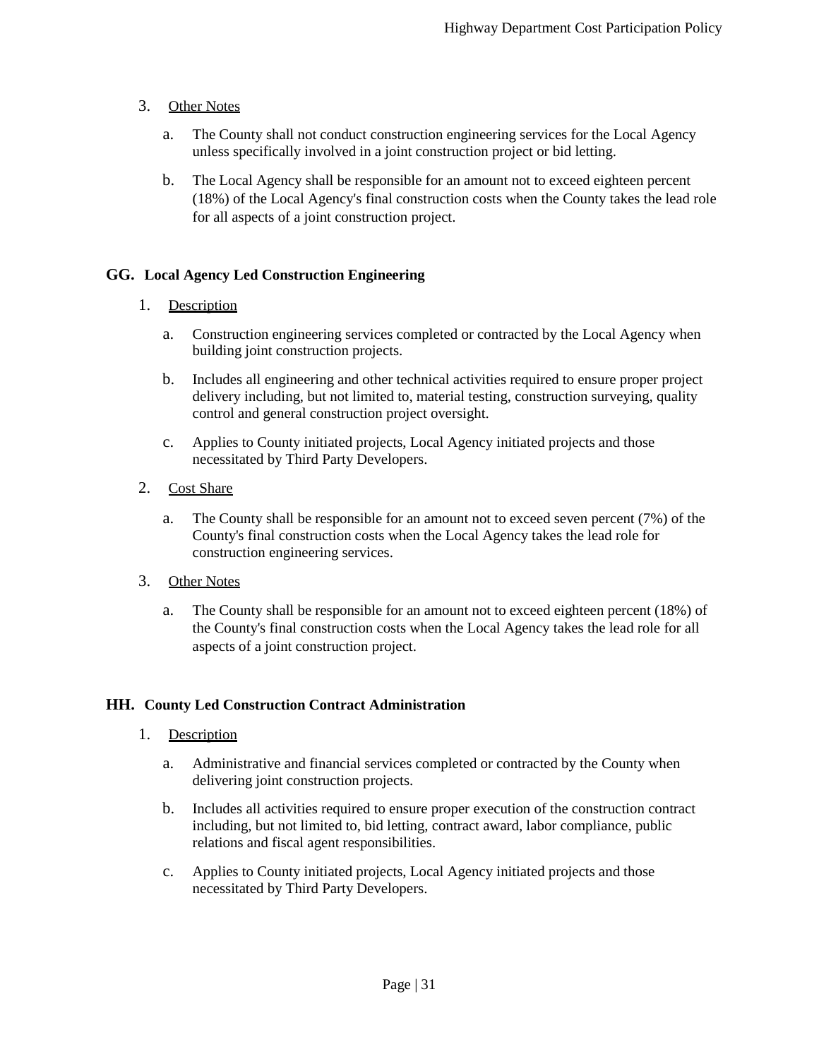3. Other Notes

   a. The County shall not conduct construction engineering services for the Local Agency unless specifically involved in a joint construction project or bid letting.

   b. The Local Agency shall be responsible for an amount not to exceed eighteen percent (18%) of the Local Agency's final construction costs when the County takes the lead role for all aspects of a joint construction project.

## GG. Local Agency Led Construction Engineering

1. Description

   a. Construction engineering services completed or contracted by the Local Agency when building joint construction projects.

   b. Includes all engineering and other technical activities required to ensure proper project delivery including, but not limited to, material testing, construction surveying, quality control and general construction project oversight.

   c. Applies to County initiated projects, Local Agency initiated projects and those necessitated by Third Party Developers.

2. Cost Share

   a. The County shall be responsible for an amount not to exceed seven percent (7%) of the County's final construction costs when the Local Agency takes the lead role for construction engineering services.

3. Other Notes

   a. The County shall be responsible for an amount not to exceed eighteen percent (18%) of the County's final construction costs when the Local Agency takes the lead role for all aspects of a joint construction project.

## HH. County Led Construction Contract Administration

1. Description

   a. Administrative and financial services completed or contracted by the County when delivering joint construction projects.

   b. Includes all activities required to ensure proper execution of the construction contract including, but not limited to, bid letting, contract award, labor compliance, public relations and fiscal agent responsibilities.

   c. Applies to County initiated projects, Local Agency initiated projects and those necessitated by Third Party Developers.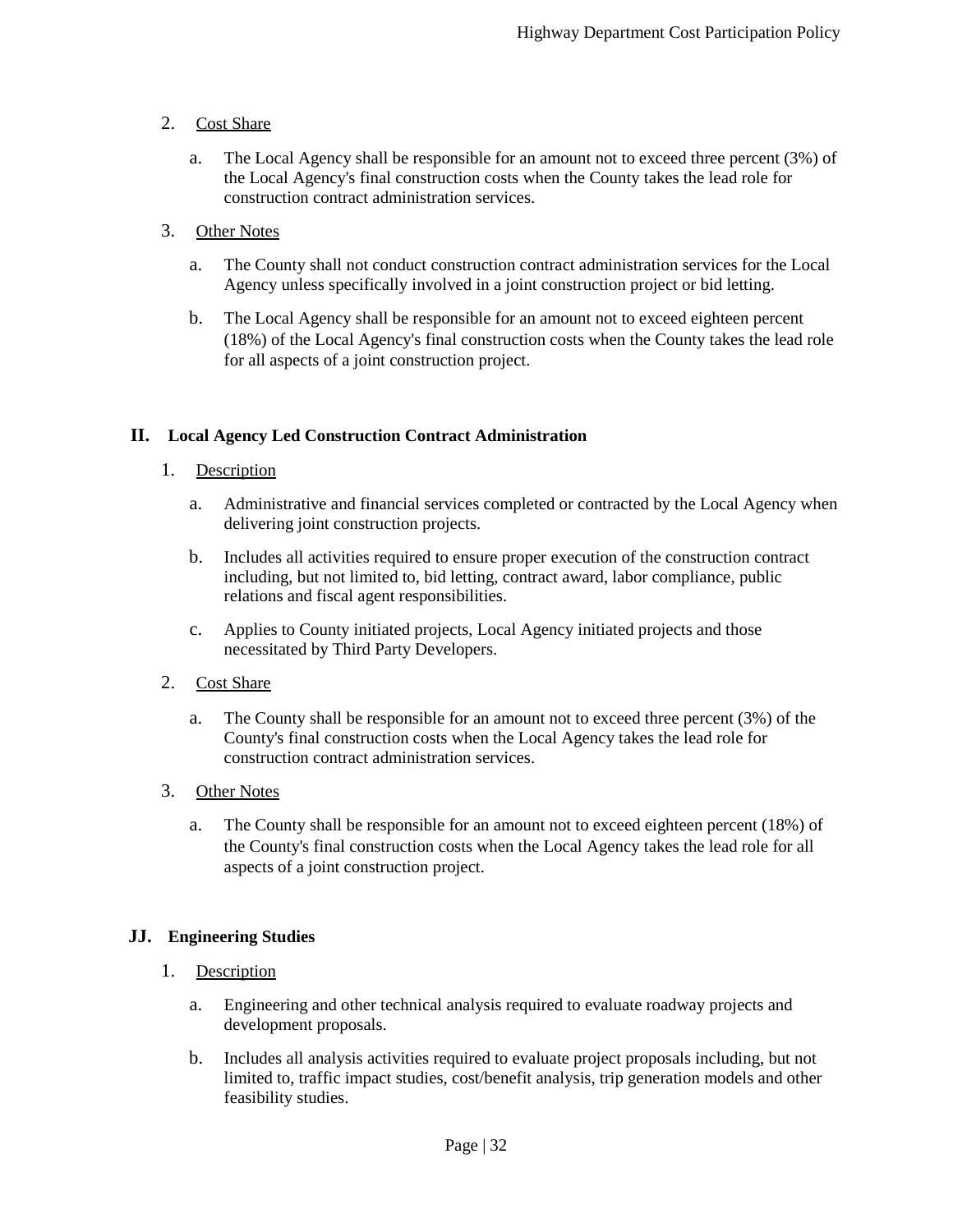2. <u>Cost Share</u>

    a. The Local Agency shall be responsible for an amount not to exceed three percent (3%) of the Local Agency's final construction costs when the County takes the lead role for construction contract administration services.

3. <u>Other Notes</u>

    a. The County shall not conduct construction contract administration services for the Local Agency unless specifically involved in a joint construction project or bid letting.

    b. The Local Agency shall be responsible for an amount not to exceed eighteen percent (18%) of the Local Agency's final construction costs when the County takes the lead role for all aspects of a joint construction project.

## II. Local Agency Led Construction Contract Administration

1. <u>Description</u>

    a. Administrative and financial services completed or contracted by the Local Agency when delivering joint construction projects.

    b. Includes all activities required to ensure proper execution of the construction contract including, but not limited to, bid letting, contract award, labor compliance, public relations and fiscal agent responsibilities.

    c. Applies to County initiated projects, Local Agency initiated projects and those necessitated by Third Party Developers.

2. <u>Cost Share</u>

    a. The County shall be responsible for an amount not to exceed three percent (3%) of the County's final construction costs when the Local Agency takes the lead role for construction contract administration services.

3. <u>Other Notes</u>

    a. The County shall be responsible for an amount not to exceed eighteen percent (18%) of the County's final construction costs when the Local Agency takes the lead role for all aspects of a joint construction project.

## JJ. Engineering Studies

1. <u>Description</u>

    a. Engineering and other technical analysis required to evaluate roadway projects and development proposals.

    b. Includes all analysis activities required to evaluate project proposals including, but not limited to, traffic impact studies, cost/benefit analysis, trip generation models and other feasibility studies.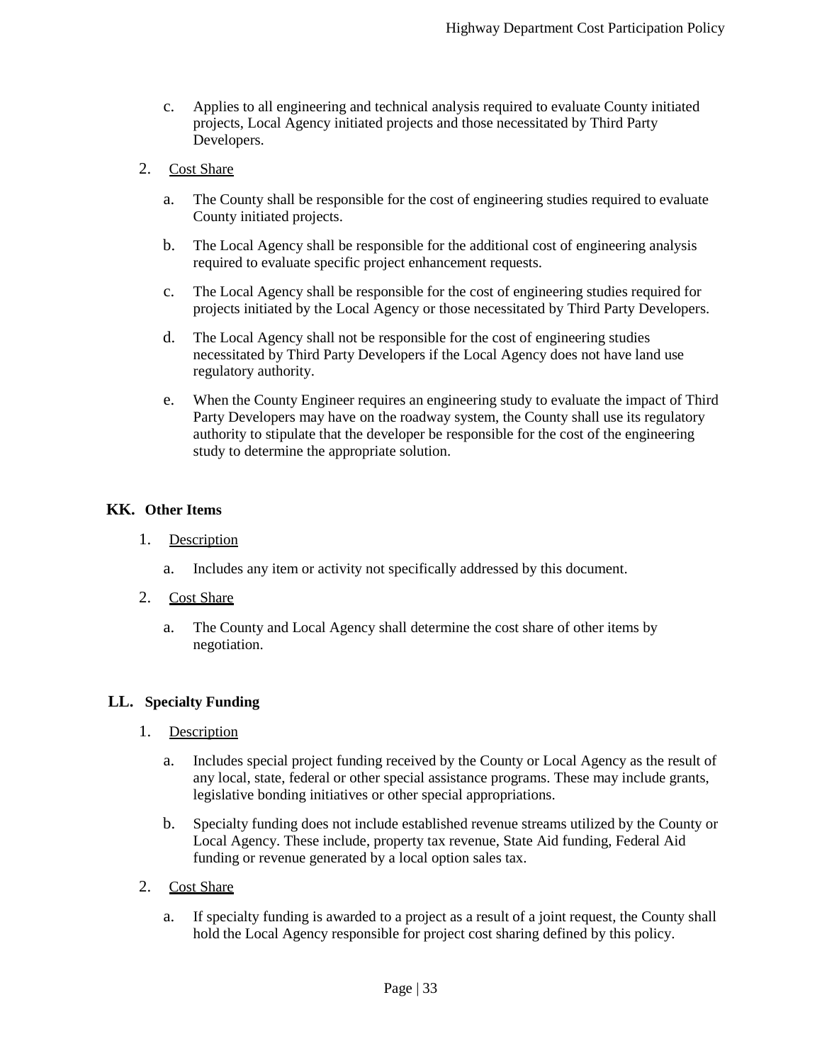c. Applies to all engineering and technical analysis required to evaluate County initiated projects, Local Agency initiated projects and those necessitated by Third Party Developers.

2. Cost Share

a. The County shall be responsible for the cost of engineering studies required to evaluate County initiated projects.

b. The Local Agency shall be responsible for the additional cost of engineering analysis required to evaluate specific project enhancement requests.

c. The Local Agency shall be responsible for the cost of engineering studies required for projects initiated by the Local Agency or those necessitated by Third Party Developers.

d. The Local Agency shall not be responsible for the cost of engineering studies necessitated by Third Party Developers if the Local Agency does not have land use regulatory authority.

e. When the County Engineer requires an engineering study to evaluate the impact of Third Party Developers may have on the roadway system, the County shall use its regulatory authority to stipulate that the developer be responsible for the cost of the engineering study to determine the appropriate solution.

## KK. Other Items

1. Description

a. Includes any item or activity not specifically addressed by this document.

2. Cost Share

a. The County and Local Agency shall determine the cost share of other items by negotiation.

## LL. Specialty Funding

1. Description

a. Includes special project funding received by the County or Local Agency as the result of any local, state, federal or other special assistance programs. These may include grants, legislative bonding initiatives or other special appropriations.

b. Specialty funding does not include established revenue streams utilized by the County or Local Agency. These include, property tax revenue, State Aid funding, Federal Aid funding or revenue generated by a local option sales tax.

2. Cost Share

a. If specialty funding is awarded to a project as a result of a joint request, the County shall hold the Local Agency responsible for project cost sharing defined by this policy.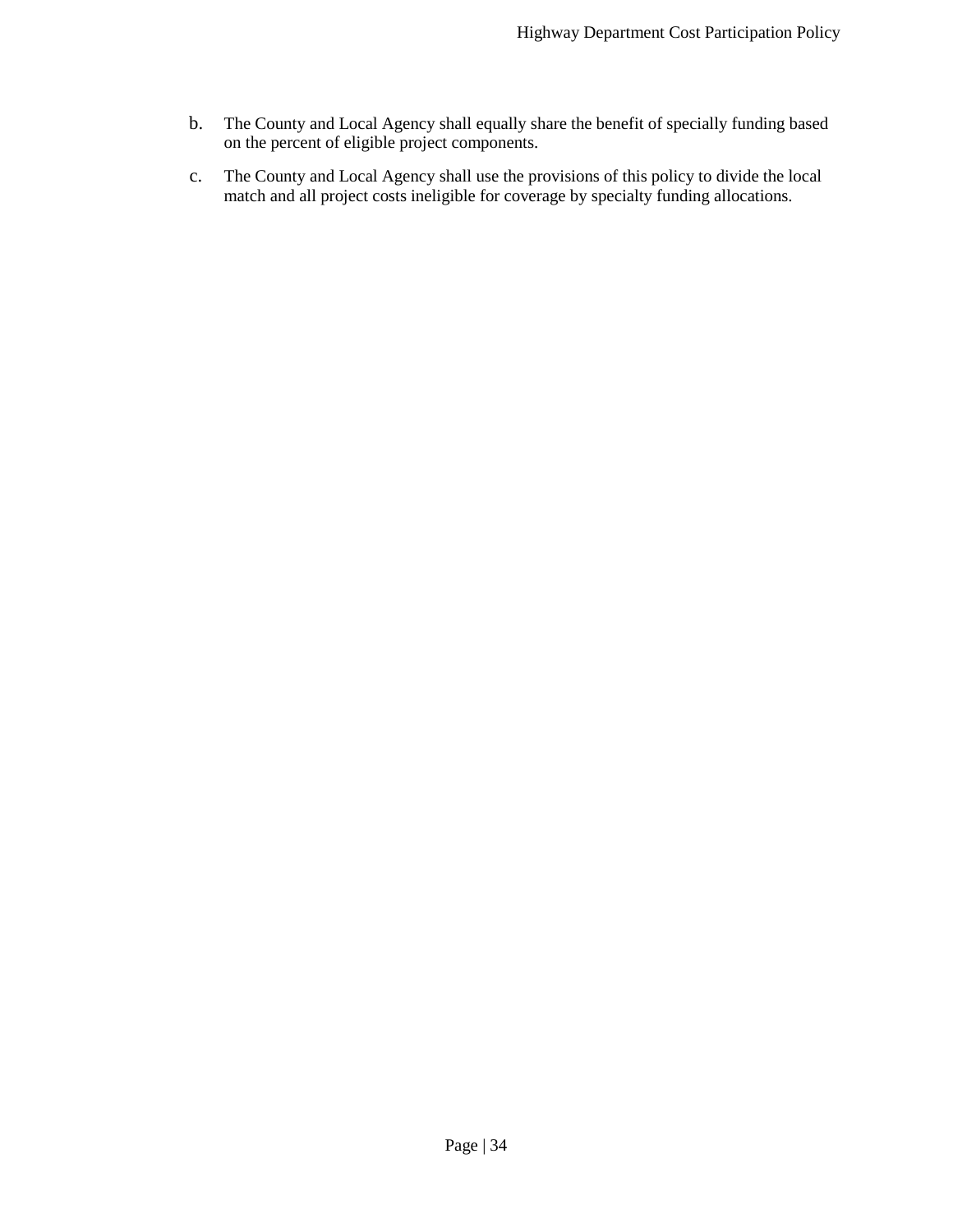b. The County and Local Agency shall equally share the benefit of specially funding based on the percent of eligible project components.

c. The County and Local Agency shall use the provisions of this policy to divide the local match and all project costs ineligible for coverage by specialty funding allocations.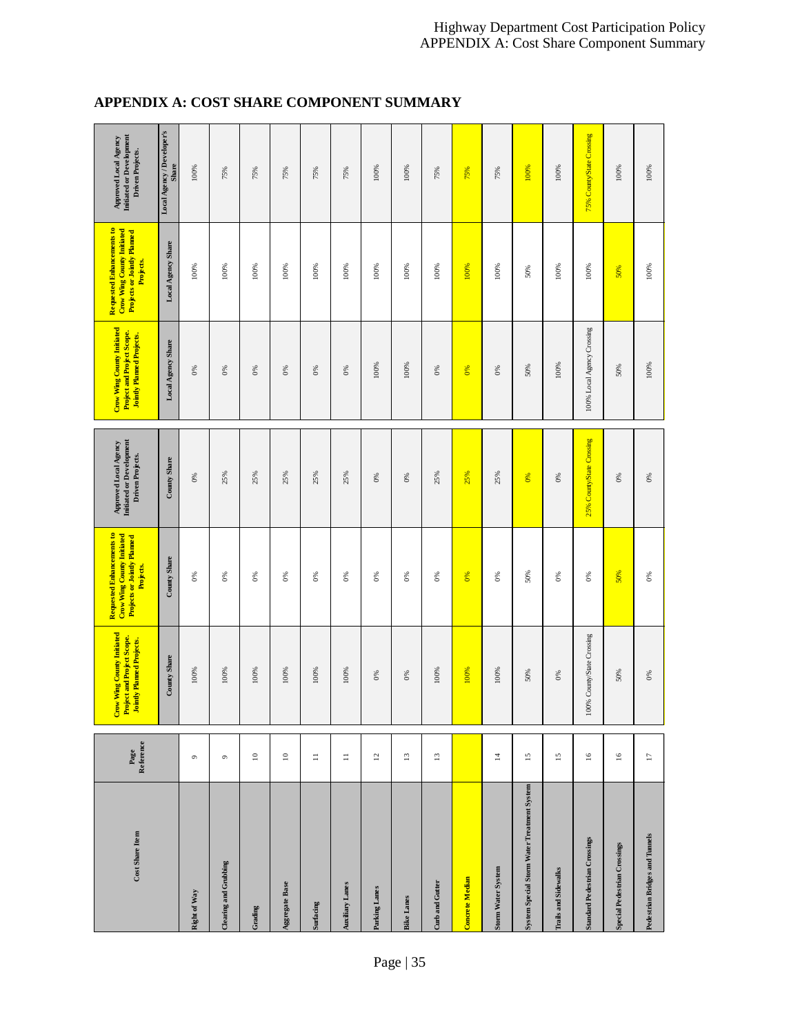# APPENDIX A: COST SHARE COMPONENT SUMMARY

| Cost Share Item | Page Reference | Crow Wing County Initiated Project and Project Scope. Jointly Planned Projects. | Requested Enhancements to Crow Wing County Initiated Projects or Jointly Planned Projects. | Approved Local Agency Initiated or Development Driven Projects. | Crow Wing County Initiated Project and Project Scope. Jointly Planned Projects. | Requested Enhancements to Crow Wing County Initiated Projects or Jointly Planned Projects. | Approved Local Agency Initiated or Development Driven Projects. |
|---|---|---|---|---|---|---|---|
| | | County Share | County Share | County Share | Local Agency Share | Local Agency Share | Local Agency / Developer's Share |
| Right of Way | 9 | 100% | 0% | 0% | 0% | 100% | 100% |
| Clearing and Grubbing | 9 | 100% | 0% | 25% | 0% | 100% | 75% |
| Grading | 10 | 100% | 0% | 25% | 0% | 100% | 75% |
| Aggregate Base | 10 | 100% | 0% | 25% | 0% | 100% | 75% |
| Surfacing | 11 | 100% | 0% | 25% | 0% | 100% | 75% |
| Auxiliary Lanes | 11 | 100% | 0% | 25% | 0% | 100% | 75% |
| Parking Lanes | 12 | 0% | 0% | 0% | 100% | 100% | 100% |
| Bike Lanes | 13 | 0% | 0% | 0% | 100% | 100% | 100% |
| Curb and Gutter | 13 | 100% | 0% | 25% | 0% | 100% | 75% |
| Concrete Median | | 100% | 0% | 25% | 0% | 100% | 75% |
| Storm Water System | 14 | 100% | 0% | 25% | 0% | 100% | 75% |
| System Special Storm Water Treatment System | 15 | 50% | 50% | 0% | 50% | 50% | 100% |
| Trails and Sidewalks | 15 | 0% | 0% | 0% | 100% | 100% | 100% |
| Standard Pedestrian Crossings | 16 | 100% County/State Crossing | 0% | 25% County/State Crossing | 100% Local Agency Crossing | 100% | 75% County/State Crossing |
| Special Pedestrian Crossings | 16 | 50% | 50% | 0% | 50% | 50% | 100% |
| Pedestrian Bridges and Tunnels | 17 | 0% | 0% | 0% | 100% | 100% | 100% |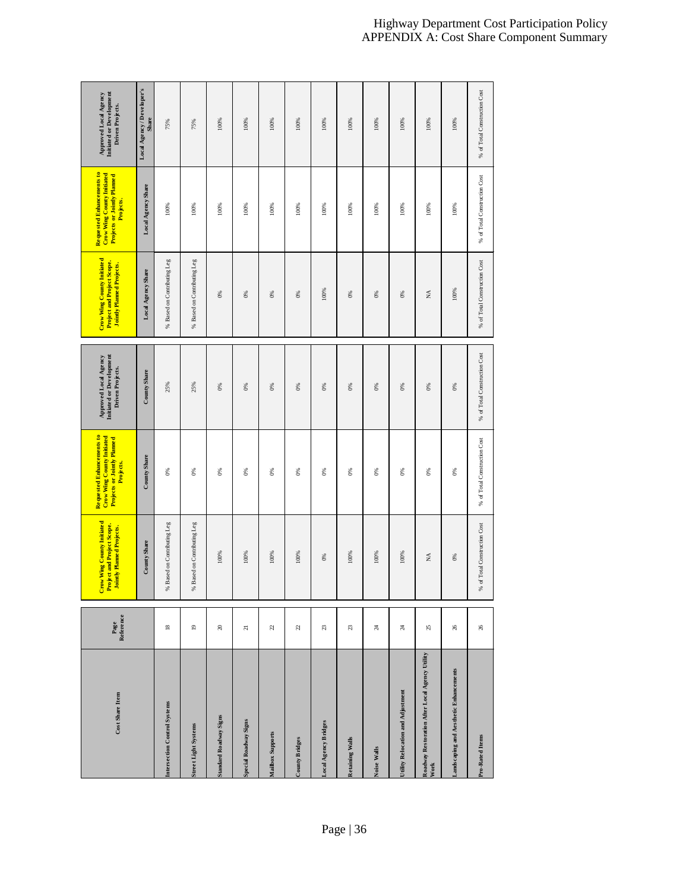# Highway Department Cost Participation Policy
## APPENDIX A: Cost Share Component Summary

| Cost Share Item | Page Reference | Crow Wing County Initiated Project and Project Scope. Jointly Planned Projects. | Requested Enhancements to Crow Wing County Initiated Projects or Jointly Planned Projects. | Approved Local Agency Initiated or Development Driven Projects. | Crow Wing County Initiated Project and Project Scope. Jointly Planned Projects. | Requested Enhancements to Crow Wing County Initiated Projects or Jointly Planned Projects. | Approved Local Agency Initiated or Development Driven Projects. |
|---|---|---|---|---|---|---|---|
| | | County Share | County Share | County Share | Local Agency Share | Local Agency Share | Local Agency / Developer's Share |
| Intersection Control Systems | 18 | % Based on Contributing Leg | 0% | 25% | % Based on Contributing Leg | 100% | 75% |
| Street Light Systems | 19 | % Based on Contributing Leg | 0% | 25% | % Based on Contributing Leg | 100% | 75% |
| Standard Roadway Signs | 20 | 100% | 0% | 0% | 0% | 100% | 100% |
| Special Roadway Signs | 21 | 100% | 0% | 0% | 0% | 100% | 100% |
| Mailbox Supports | 22 | 100% | 0% | 0% | 0% | 100% | 100% |
| County Bridges | 22 | 100% | 0% | 0% | 0% | 100% | 100% |
| Local Agency Bridges | 23 | 0% | 0% | 0% | 100% | 100% | 100% |
| Retaining Walls | 23 | 100% | 0% | 0% | 0% | 100% | 100% |
| Noise Walls | 24 | 100% | 0% | 0% | 0% | 100% | 100% |
| Utility Relocation and Adjustment | 24 | 100% | 0% | 0% | 0% | 100% | 100% |
| Roadway Restoration After Local Agency Utility Work | 25 | NA | 0% | 0% | NA | 100% | 100% |
| Landscaping and Aesthetic Enhancements | 26 | 0% | 0% | 0% | 100% | 100% | 100% |
| Pro-Rated Items | 26 | % of Total Construction Cost | % of Total Construction Cost | % of Total Construction Cost | % of Total Construction Cost | % of Total Construction Cost | % of Total Construction Cost |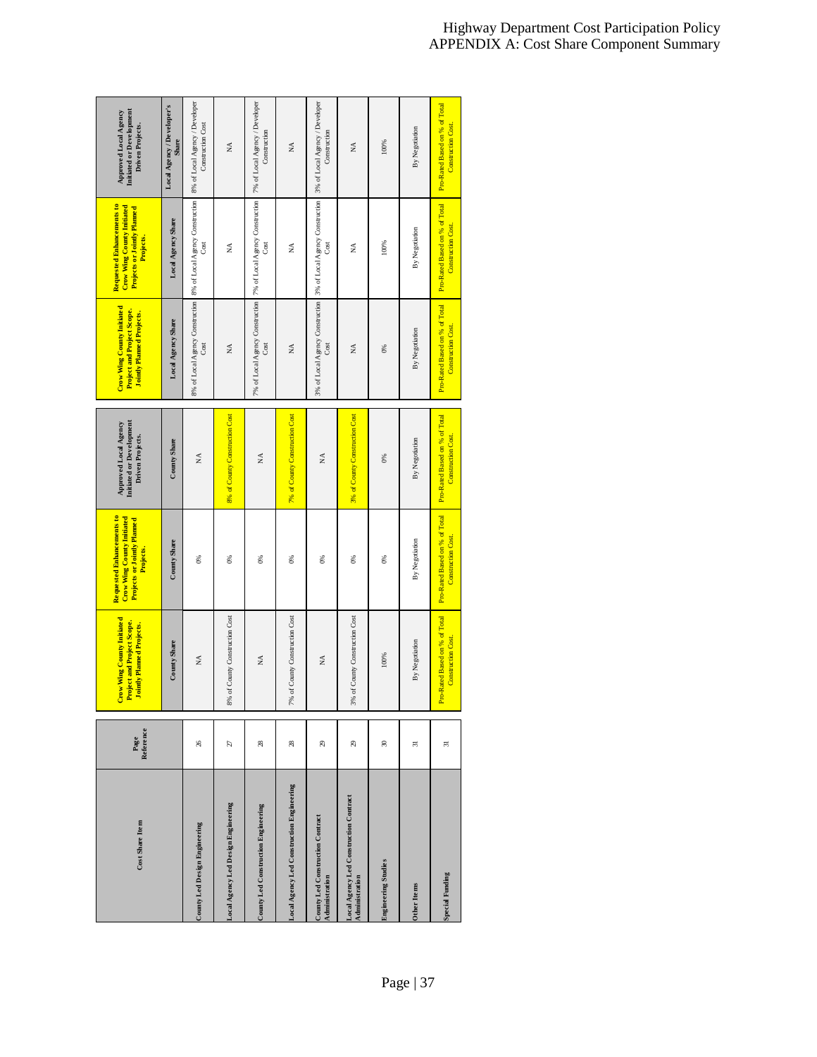# APPENDIX A: Cost Share Component Summary

| Cost Share Item | Page Reference | Crow Wing County Initiated Project and Project Scope. Jointly Planned Projects. | Requested Enhancements to Crow Wing County Initiated Projects or Jointly Planned Projects. | Approved Local Agency Initiated or Development Driven Projects. | Crow Wing County Initiated Project and Project Scope. Jointly Planned Projects. | Requested Enhancements to Crow Wing County Initiated Projects or Jointly Planned Projects. | Approved Local Agency Initiated or Development Driven Projects. |
|---|---|---|---|---|---|---|---|
| | | County Share | County Share | County Share | Local Agency Share | Local Agency Share | Local Agency / Developer's Share |
| County Led Design Engineering | 26 | NA | 0% | NA | 8% of Local Agency Construction Cost | 8% of Local Agency Construction Cost | 8% of Local Agency / Developer Construction Cost |
| Local Agency Led Design Engineering | 27 | 8% of County Construction Cost | 0% | 8% of County Construction Cost | NA | NA | NA |
| County Led Construction Engineering | 28 | NA | 0% | NA | 7% of Local Agency Construction Cost | 7% of Local Agency Construction Cost | 7% of Local Agency / Developer Construction |
| Local Agency Led Construction Engineering | 28 | 7% of County Construction Cost | 0% | 7% of County Construction Cost | NA | NA | NA |
| County Led Construction Contract Administration | 29 | NA | 0% | NA | 3% of Local Agency Construction Cost | 3% of Local Agency Construction Cost | 3% of Local Agency / Developer Construction |
| Local Agency Led Construction Contract Administration | 29 | 3% of County Construction Cost | 0% | 3% of County Construction Cost | NA | NA | NA |
| Engineering Studies | 30 | 100% | 0% | 0% | 0% | 100% | 100% |
| Other Items | 31 | By Negotiation | By Negotiation | By Negotiation | By Negotiation | By Negotiation | By Negotiation |
| Special Funding | 31 | Pro-Rated Based on % of Total Construction Cost. | Pro-Rated Based on % of Total Construction Cost. | Pro-Rated Based on % of Total Construction Cost. | Pro-Rated Based on % of Total Construction Cost. | Pro-Rated Based on % of Total Construction Cost. | Pro-Rated Based on % of Total Construction Cost. |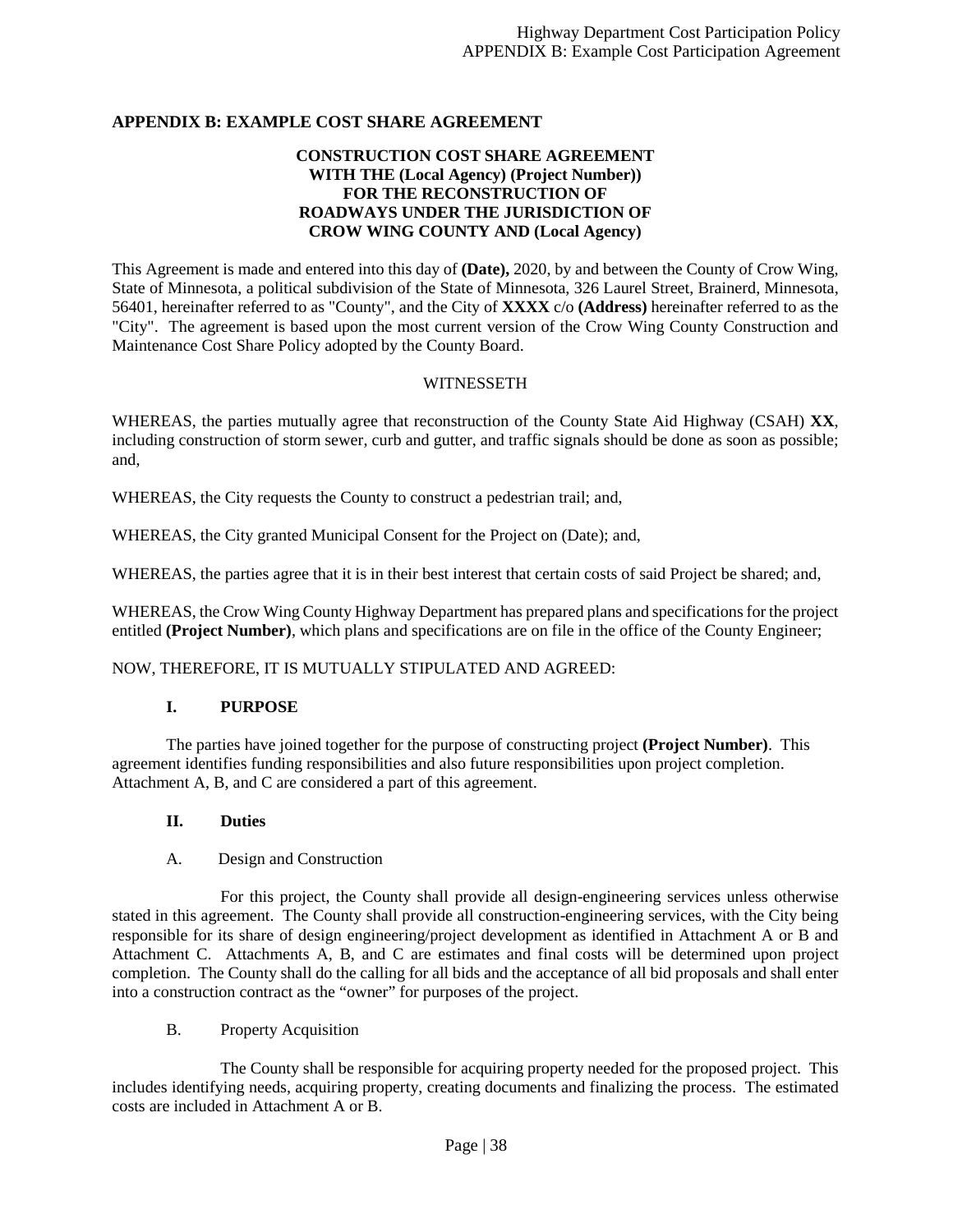## APPENDIX B: EXAMPLE COST SHARE AGREEMENT

**CONSTRUCTION COST SHARE AGREEMENT**
**WITH THE (Local Agency) (Project Number))**
**FOR THE RECONSTRUCTION OF**
**ROADWAYS UNDER THE JURISDICTION OF**
**CROW WING COUNTY AND (Local Agency)**

This Agreement is made and entered into this day of **(Date),** 2020, by and between the County of Crow Wing, State of Minnesota, a political subdivision of the State of Minnesota, 326 Laurel Street, Brainerd, Minnesota, 56401, hereinafter referred to as "County", and the City of **XXXX** c/o **(Address)** hereinafter referred to as the "City". The agreement is based upon the most current version of the Crow Wing County Construction and Maintenance Cost Share Policy adopted by the County Board.

WITNESSETH

WHEREAS, the parties mutually agree that reconstruction of the County State Aid Highway (CSAH) **XX**, including construction of storm sewer, curb and gutter, and traffic signals should be done as soon as possible; and,

WHEREAS, the City requests the County to construct a pedestrian trail; and,

WHEREAS, the City granted Municipal Consent for the Project on (Date); and,

WHEREAS, the parties agree that it is in their best interest that certain costs of said Project be shared; and,

WHEREAS, the Crow Wing County Highway Department has prepared plans and specifications for the project entitled **(Project Number)**, which plans and specifications are on file in the office of the County Engineer;

NOW, THEREFORE, IT IS MUTUALLY STIPULATED AND AGREED:

### I. PURPOSE

The parties have joined together for the purpose of constructing project **(Project Number)**. This agreement identifies funding responsibilities and also future responsibilities upon project completion. Attachment A, B, and C are considered a part of this agreement.

### II. Duties

A. Design and Construction

For this project, the County shall provide all design-engineering services unless otherwise stated in this agreement. The County shall provide all construction-engineering services, with the City being responsible for its share of design engineering/project development as identified in Attachment A or B and Attachment C. Attachments A, B, and C are estimates and final costs will be determined upon project completion. The County shall do the calling for all bids and the acceptance of all bid proposals and shall enter into a construction contract as the "owner" for purposes of the project.

B. Property Acquisition

The County shall be responsible for acquiring property needed for the proposed project. This includes identifying needs, acquiring property, creating documents and finalizing the process. The estimated costs are included in Attachment A or B.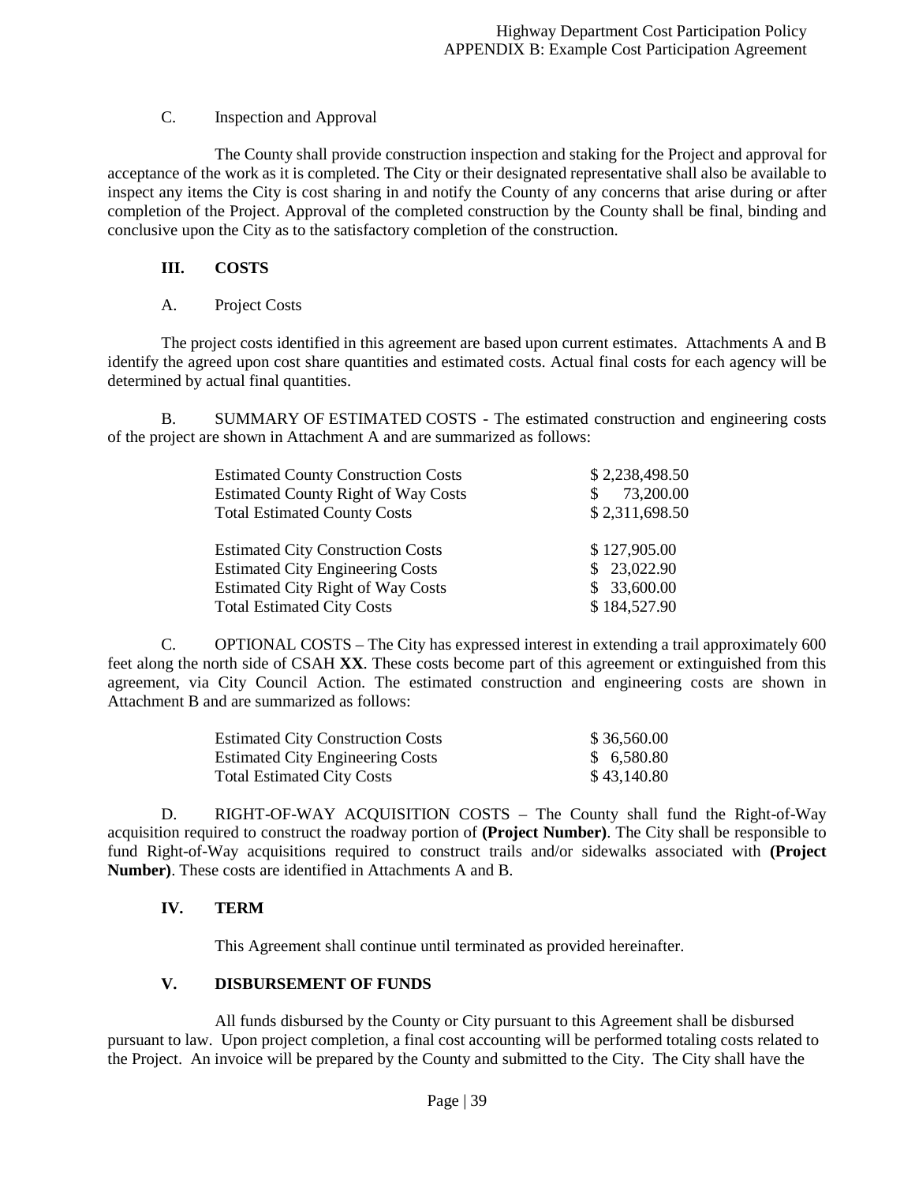C. Inspection and Approval

The County shall provide construction inspection and staking for the Project and approval for acceptance of the work as it is completed. The City or their designated representative shall also be available to inspect any items the City is cost sharing in and notify the County of any concerns that arise during or after completion of the Project. Approval of the completed construction by the County shall be final, binding and conclusive upon the City as to the satisfactory completion of the construction.

## III. COSTS

A. Project Costs

The project costs identified in this agreement are based upon current estimates. Attachments A and B identify the agreed upon cost share quantities and estimated costs. Actual final costs for each agency will be determined by actual final quantities.

B. SUMMARY OF ESTIMATED COSTS - The estimated construction and engineering costs of the project are shown in Attachment A and are summarized as follows:

| | |
|---|---|
| Estimated County Construction Costs | $ 2,238,498.50 |
| Estimated County Right of Way Costs | $ 73,200.00 |
| Total Estimated County Costs | $ 2,311,698.50 |
| | |
| Estimated City Construction Costs | $ 127,905.00 |
| Estimated City Engineering Costs | $ 23,022.90 |
| Estimated City Right of Way Costs | $ 33,600.00 |
| Total Estimated City Costs | $ 184,527.90 |

C. OPTIONAL COSTS – The City has expressed interest in extending a trail approximately 600 feet along the north side of CSAH **XX**. These costs become part of this agreement or extinguished from this agreement, via City Council Action. The estimated construction and engineering costs are shown in Attachment B and are summarized as follows:

| | |
|---|---|
| Estimated City Construction Costs | $ 36,560.00 |
| Estimated City Engineering Costs | $ 6,580.80 |
| Total Estimated City Costs | $ 43,140.80 |

D. RIGHT-OF-WAY ACQUISITION COSTS – The County shall fund the Right-of-Way acquisition required to construct the roadway portion of **(Project Number)**. The City shall be responsible to fund Right-of-Way acquisitions required to construct trails and/or sidewalks associated with **(Project Number)**. These costs are identified in Attachments A and B.

## IV. TERM

This Agreement shall continue until terminated as provided hereinafter.

## V. DISBURSEMENT OF FUNDS

All funds disbursed by the County or City pursuant to this Agreement shall be disbursed pursuant to law. Upon project completion, a final cost accounting will be performed totaling costs related to the Project. An invoice will be prepared by the County and submitted to the City. The City shall have the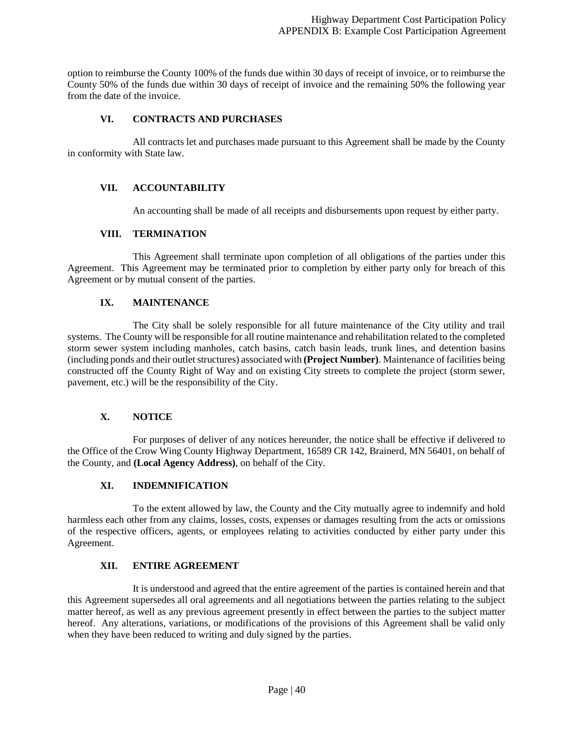option to reimburse the County 100% of the funds due within 30 days of receipt of invoice, or to reimburse the County 50% of the funds due within 30 days of receipt of invoice and the remaining 50% the following year from the date of the invoice.

### VI. CONTRACTS AND PURCHASES

All contracts let and purchases made pursuant to this Agreement shall be made by the County in conformity with State law.

### VII. ACCOUNTABILITY

An accounting shall be made of all receipts and disbursements upon request by either party.

### VIII. TERMINATION

This Agreement shall terminate upon completion of all obligations of the parties under this Agreement. This Agreement may be terminated prior to completion by either party only for breach of this Agreement or by mutual consent of the parties.

### IX. MAINTENANCE

The City shall be solely responsible for all future maintenance of the City utility and trail systems. The County will be responsible for all routine maintenance and rehabilitation related to the completed storm sewer system including manholes, catch basins, catch basin leads, trunk lines, and detention basins (including ponds and their outlet structures) associated with **(Project Number)**. Maintenance of facilities being constructed off the County Right of Way and on existing City streets to complete the project (storm sewer, pavement, etc.) will be the responsibility of the City.

### X. NOTICE

For purposes of deliver of any notices hereunder, the notice shall be effective if delivered to the Office of the Crow Wing County Highway Department, 16589 CR 142, Brainerd, MN 56401, on behalf of the County, and **(Local Agency Address)**, on behalf of the City.

### XI. INDEMNIFICATION

To the extent allowed by law, the County and the City mutually agree to indemnify and hold harmless each other from any claims, losses, costs, expenses or damages resulting from the acts or omissions of the respective officers, agents, or employees relating to activities conducted by either party under this Agreement.

### XII. ENTIRE AGREEMENT

It is understood and agreed that the entire agreement of the parties is contained herein and that this Agreement supersedes all oral agreements and all negotiations between the parties relating to the subject matter hereof, as well as any previous agreement presently in effect between the parties to the subject matter hereof. Any alterations, variations, or modifications of the provisions of this Agreement shall be valid only when they have been reduced to writing and duly signed by the parties.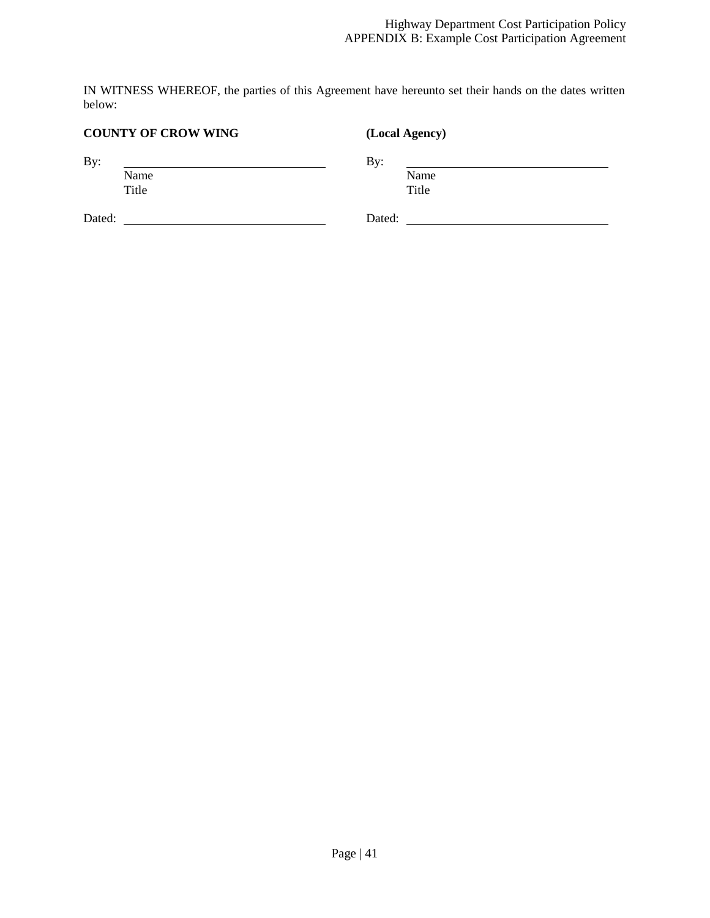IN WITNESS WHEREOF, the parties of this Agreement have hereunto set their hands on the dates written below:

| **COUNTY OF CROW WING** | **(Local Agency)** |
|---|---|
| By: \_\_\_\_\_\_\_\_\_\_\_\_\_\_\_\_\_\_\_\_\_\_\_\_\_\_\_\_\_\_ | By: \_\_\_\_\_\_\_\_\_\_\_\_\_\_\_\_\_\_\_\_\_\_\_\_\_\_\_\_\_\_ |
| Name | Name |
| Title | Title |
| Dated: \_\_\_\_\_\_\_\_\_\_\_\_\_\_\_\_\_\_\_\_\_\_\_\_\_\_\_\_\_\_ | Dated: \_\_\_\_\_\_\_\_\_\_\_\_\_\_\_\_\_\_\_\_\_\_\_\_\_\_\_\_\_\_ |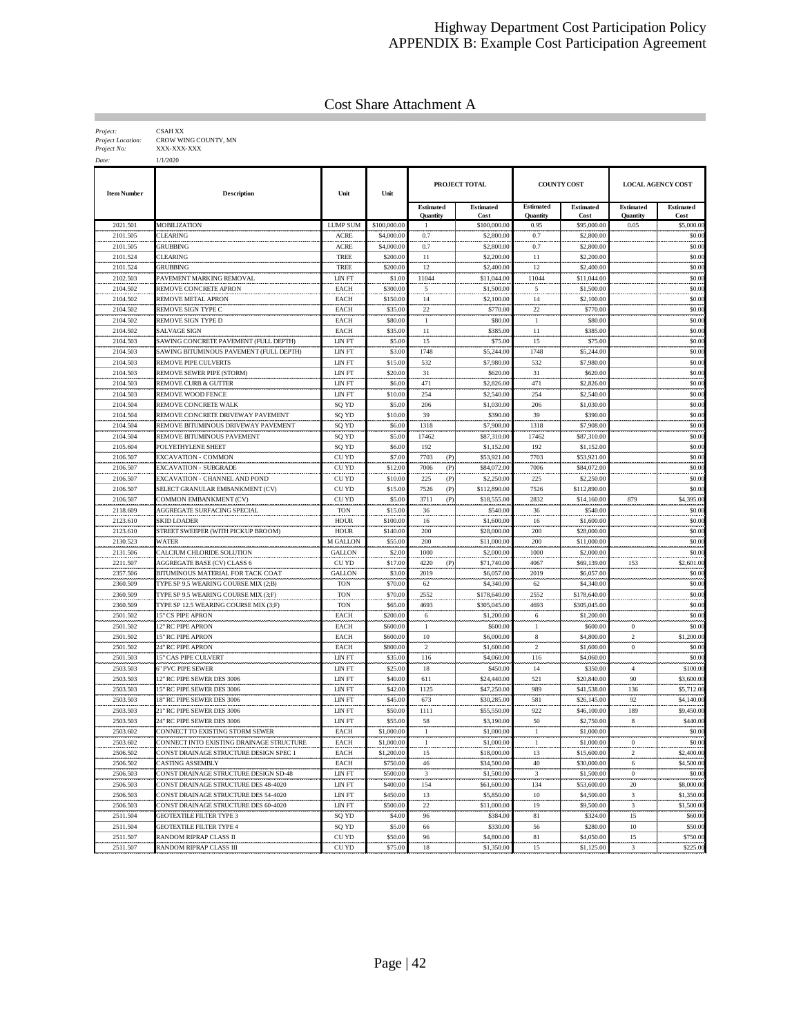Highway Department Cost Participation Policy
APPENDIX B: Example Cost Participation Agreement

# Cost Share Attachment A

*Project:* CSAH XX
*Project Location:* CROW WING COUNTY, MN
*Project No:* XXX-XXX-XXX
*Date:* 1/1/2020

| Item Number | Description | Unit | Unit | PROJECT TOTAL | | COUNTY COST | | LOCAL AGENCY COST | |
|---|---|---|---|---|---|---|---|---|---|
| | | | | Estimated Quantity | Estimated Cost | Estimated Quantity | Estimated Cost | Estimated Quantity | Estimated Cost |
| 2021.501 | MOBILIZATION | LUMP SUM | $100,000.00 | 1 | $100,000.00 | 0.95 | $95,000.00 | 0.05 | $5,000.00 |
| 2101.505 | CLEARING | ACRE | $4,000.00 | 0.7 | $2,800.00 | 0.7 | $2,800.00 | | $0.00 |
| 2101.505 | GRUBBING | ACRE | $4,000.00 | 0.7 | $2,800.00 | 0.7 | $2,800.00 | | $0.00 |
| 2101.524 | CLEARING | TREE | $200.00 | 11 | $2,200.00 | 11 | $2,200.00 | | $0.00 |
| 2101.524 | GRUBBING | TREE | $200.00 | 12 | $2,400.00 | 12 | $2,400.00 | | $0.00 |
| 2102.503 | PAVEMENT MARKING REMOVAL | LIN FT | $1.00 | 11044 | $11,044.00 | 11044 | $11,044.00 | | $0.00 |
| 2104.502 | REMOVE CONCRETE APRON | EACH | $300.00 | 5 | $1,500.00 | 5 | $1,500.00 | | $0.00 |
| 2104.502 | REMOVE METAL APRON | EACH | $150.00 | 14 | $2,100.00 | 14 | $2,100.00 | | $0.00 |
| 2104.502 | REMOVE SIGN TYPE C | EACH | $35.00 | 22 | $770.00 | 22 | $770.00 | | $0.00 |
| 2104.502 | REMOVE SIGN TYPE D | EACH | $80.00 | 1 | $80.00 | 1 | $80.00 | | $0.00 |
| 2104.502 | SALVAGE SIGN | EACH | $35.00 | 11 | $385.00 | 11 | $385.00 | | $0.00 |
| 2104.503 | SAWING CONCRETE PAVEMENT (FULL DEPTH) | LIN FT | $5.00 | 15 | $75.00 | 15 | $75.00 | | $0.00 |
| 2104.503 | SAWING BITUMINOUS PAVEMENT (FULL DEPTH) | LIN FT | $3.00 | 1748 | $5,244.00 | 1748 | $5,244.00 | | $0.00 |
| 2104.503 | REMOVE PIPE CULVERTS | LIN FT | $15.00 | 532 | $7,980.00 | 532 | $7,980.00 | | $0.00 |
| 2104.503 | REMOVE SEWER PIPE (STORM) | LIN FT | $20.00 | 31 | $620.00 | 31 | $620.00 | | $0.00 |
| 2104.503 | REMOVE CURB & GUTTER | LIN FT | $6.00 | 471 | $2,826.00 | 471 | $2,826.00 | | $0.00 |
| 2104.503 | REMOVE WOOD FENCE | LIN FT | $10.00 | 254 | $2,540.00 | 254 | $2,540.00 | | $0.00 |
| 2104.504 | REMOVE CONCRETE WALK | SQ YD | $5.00 | 206 | $1,030.00 | 206 | $1,030.00 | | $0.00 |
| 2104.504 | REMOVE CONCRETE DRIVEWAY PAVEMENT | SQ YD | $10.00 | 39 | $390.00 | 39 | $390.00 | | $0.00 |
| 2104.504 | REMOVE BITUMINOUS DRIVEWAY PAVEMENT | SQ YD | $6.00 | 1318 | $7,908.00 | 1318 | $7,908.00 | | $0.00 |
| 2104.504 | REMOVE BITUMINOUS PAVEMENT | SQ YD | $5.00 | 17462 | $87,310.00 | 17462 | $87,310.00 | | $0.00 |
| 2105.604 | POLYETHYLENE SHEET | SQ YD | $6.00 | 192 | $1,152.00 | 192 | $1,152.00 | | $0.00 |
| 2106.507 | EXCAVATION - COMMON | CU YD | $7.00 | 7703 (P) | $53,921.00 | 7703 | $53,921.00 | | $0.00 |
| 2106.507 | EXCAVATION - SUBGRADE | CU YD | $12.00 | 7006 (P) | $84,072.00 | 7006 | $84,072.00 | | $0.00 |
| 2106.507 | EXCAVATION - CHANNEL AND POND | CU YD | $10.00 | 225 (P) | $2,250.00 | 225 | $2,250.00 | | $0.00 |
| 2106.507 | SELECT GRANULAR EMBANKMENT (CV) | CU YD | $15.00 | 7526 (P) | $112,890.00 | 7526 | $112,890.00 | | $0.00 |
| 2106.507 | COMMON EMBANKMENT (CV) | CU YD | $5.00 | 3711 (P) | $18,555.00 | 2832 | $14,160.00 | 879 | $4,395.00 |
| 2118.609 | AGGREGATE SURFACING SPECIAL | TON | $15.00 | 36 | $540.00 | 36 | $540.00 | | $0.00 |
| 2123.610 | SKID LOADER | HOUR | $100.00 | 16 | $1,600.00 | 16 | $1,600.00 | | $0.00 |
| 2123.610 | STREET SWEEPER (WITH PICKUP BROOM) | HOUR | $140.00 | 200 | $28,000.00 | 200 | $28,000.00 | | $0.00 |
| 2130.523 | WATER | M GALLON | $55.00 | 200 | $11,000.00 | 200 | $11,000.00 | | $0.00 |
| 2131.506 | CALCIUM CHLORIDE SOLUTION | GALLON | $2.00 | 1000 | $2,000.00 | 1000 | $2,000.00 | | $0.00 |
| 2211.507 | AGGREGATE BASE (CV) CLASS 6 | CU YD | $17.00 | 4220 (P) | $71,740.00 | 4067 | $69,139.00 | 153 | $2,601.00 |
| 2357.506 | BITUMINOUS MATERIAL FOR TACK COAT | GALLON | $3.00 | 2019 | $6,057.00 | 2019 | $6,057.00 | | $0.00 |
| 2360.509 | TYPE SP 9.5 WEARING COURSE MIX (2;B) | TON | $70.00 | 62 | $4,340.00 | 62 | $4,340.00 | | $0.00 |
| 2360.509 | TYPE SP 9.5 WEARING COURSE MIX (3;F) | TON | $70.00 | 2552 | $178,640.00 | 2552 | $178,640.00 | | $0.00 |
| 2360.509 | TYPE SP 12.5 WEARING COURSE MIX (3;F) | TON | $65.00 | 4693 | $305,045.00 | 4693 | $305,045.00 | | $0.00 |
| 2501.502 | 15" CS PIPE APRON | EACH | $200.00 | 6 | $1,200.00 | 6 | $1,200.00 | | $0.00 |
| 2501.502 | 12" RC PIPE APRON | EACH | $600.00 | 1 | $600.00 | 1 | $600.00 | 0 | $0.00 |
| 2501.502 | 15" RC PIPE APRON | EACH | $600.00 | 10 | $6,000.00 | 8 | $4,800.00 | 2 | $1,200.00 |
| 2501.502 | 24" RC PIPE APRON | EACH | $800.00 | 2 | $1,600.00 | 2 | $1,600.00 | 0 | $0.00 |
| 2501.503 | 15" CAS PIPE CULVERT | LIN FT | $35.00 | 116 | $4,060.00 | 116 | $4,060.00 | | $0.00 |
| 2503.503 | 6" PVC PIPE SEWER | LIN FT | $25.00 | 18 | $450.00 | 14 | $350.00 | 4 | $100.00 |
| 2503.503 | 12" RC PIPE SEWER DES 3006 | LIN FT | $40.00 | 611 | $24,440.00 | 521 | $20,840.00 | 90 | $3,600.00 |
| 2503.503 | 15" RC PIPE SEWER DES 3006 | LIN FT | $42.00 | 1125 | $47,250.00 | 989 | $41,538.00 | 136 | $5,712.00 |
| 2503.503 | 18" RC PIPE SEWER DES 3006 | LIN FT | $45.00 | 673 | $30,285.00 | 581 | $26,145.00 | 92 | $4,140.00 |
| 2503.503 | 21" RC PIPE SEWER DES 3006 | LIN FT | $50.00 | 1111 | $55,550.00 | 922 | $46,100.00 | 189 | $9,450.00 |
| 2503.503 | 24" RC PIPE SEWER DES 3006 | LIN FT | $55.00 | 58 | $3,190.00 | 50 | $2,750.00 | 8 | $440.00 |
| 2503.602 | CONNECT TO EXISTING STORM SEWER | EACH | $1,000.00 | 1 | $1,000.00 | 1 | $1,000.00 | | $0.00 |
| 2503.602 | CONNECT INTO EXISTING DRAINAGE STRUCTURE | EACH | $1,000.00 | 1 | $1,000.00 | 1 | $1,000.00 | 0 | $0.00 |
| 2506.502 | CONST DRAINAGE STRUCTURE DESIGN SPEC 1 | EACH | $1,200.00 | 15 | $18,000.00 | 13 | $15,600.00 | 2 | $2,400.00 |
| 2506.502 | CASTING ASSEMBLY | EACH | $750.00 | 46 | $34,500.00 | 40 | $30,000.00 | 6 | $4,500.00 |
| 2506.503 | CONST DRAINAGE STRUCTURE DESIGN SD-48 | LIN FT | $500.00 | 3 | $1,500.00 | 3 | $1,500.00 | 0 | $0.00 |
| 2506.503 | CONST DRAINAGE STRUCTURE DES 48-4020 | LIN FT | $400.00 | 154 | $61,600.00 | 134 | $53,600.00 | 20 | $8,000.00 |
| 2506.503 | CONST DRAINAGE STRUCTURE DES 54-4020 | LIN FT | $450.00 | 13 | $5,850.00 | 10 | $4,500.00 | 3 | $1,350.00 |
| 2506.503 | CONST DRAINAGE STRUCTURE DES 60-4020 | LIN FT | $500.00 | 22 | $11,000.00 | 19 | $9,500.00 | 3 | $1,500.00 |
| 2511.504 | GEOTEXTILE FILTER TYPE 3 | SQ YD | $4.00 | 96 | $384.00 | 81 | $324.00 | 15 | $60.00 |
| 2511.504 | GEOTEXTILE FILTER TYPE 4 | SQ YD | $5.00 | 66 | $330.00 | 56 | $280.00 | 10 | $50.00 |
| 2511.507 | RANDOM RIPRAP CLASS II | CU YD | $50.00 | 96 | $4,800.00 | 81 | $4,050.00 | 15 | $750.00 |
| 2511.507 | RANDOM RIPRAP CLASS III | CU YD | $75.00 | 18 | $1,350.00 | 15 | $1,125.00 | 3 | $225.00 |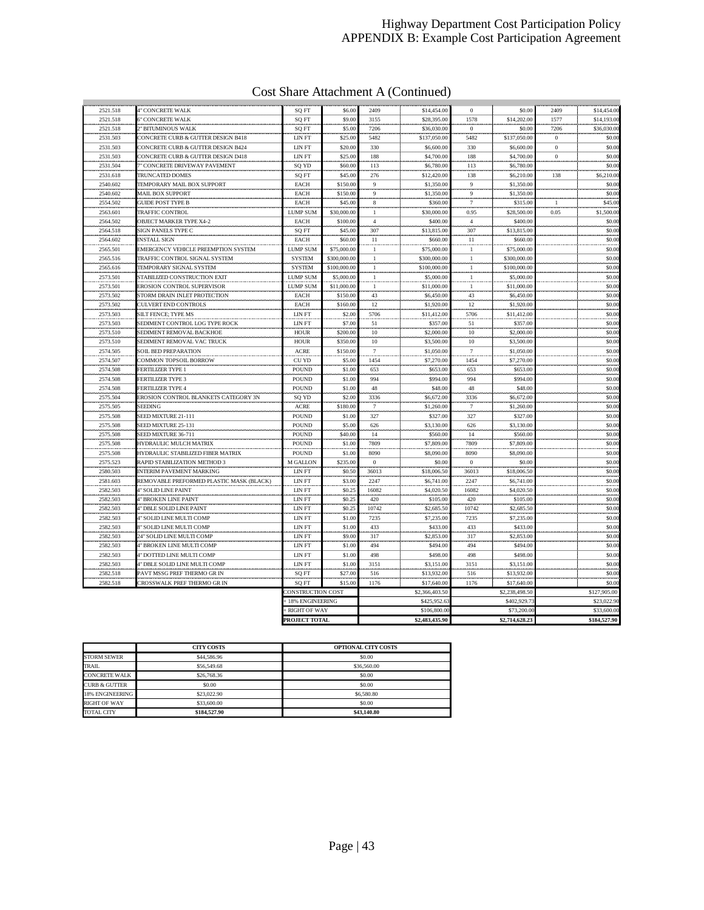## Cost Share Attachment A (Continued)

| | | | | | | | | | |
|---|---|---|---|---|---|---|---|---|---|
| 2521.518 | 4" CONCRETE WALK | SQ FT | $6.00 | 2409 | $14,454.00 | 0 | $0.00 | 2409 | $14,454.00 |
| 2521.518 | 6" CONCRETE WALK | SQ FT | $9.00 | 3155 | $28,395.00 | 1578 | $14,202.00 | 1577 | $14,193.00 |
| 2521.518 | 2" BITUMINOUS WALK | SQ FT | $5.00 | 7206 | $36,030.00 | 0 | $0.00 | 7206 | $36,030.00 |
| 2531.503 | CONCRETE CURB & GUTTER DESIGN B418 | LIN FT | $25.00 | 5482 | $137,050.00 | 5482 | $137,050.00 | 0 | $0.00 |
| 2531.503 | CONCRETE CURB & GUTTER DESIGN B424 | LIN FT | $20.00 | 330 | $6,600.00 | 330 | $6,600.00 | 0 | $0.00 |
| 2531.503 | CONCRETE CURB & GUTTER DESIGN D418 | LIN FT | $25.00 | 188 | $4,700.00 | 188 | $4,700.00 | 0 | $0.00 |
| 2531.504 | 7" CONCRETE DRIVEWAY PAVEMENT | SQ YD | $60.00 | 113 | $6,780.00 | 113 | $6,780.00 | | $0.00 |
| 2531.618 | TRUNCATED DOMES | SQ FT | $45.00 | 276 | $12,420.00 | 138 | $6,210.00 | 138 | $6,210.00 |
| 2540.602 | TEMPORARY MAIL BOX SUPPORT | EACH | $150.00 | 9 | $1,350.00 | 9 | $1,350.00 | | $0.00 |
| 2540.602 | MAIL BOX SUPPORT | EACH | $150.00 | 9 | $1,350.00 | 9 | $1,350.00 | | $0.00 |
| 2554.502 | GUIDE POST TYPE B | EACH | $45.00 | 8 | $360.00 | 7 | $315.00 | 1 | $45.00 |
| 2563.601 | TRAFFIC CONTROL | LUMP SUM | $30,000.00 | 1 | $30,000.00 | 0.95 | $28,500.00 | 0.05 | $1,500.00 |
| 2564.502 | OBJECT MARKER TYPE X4-2 | EACH | $100.00 | 4 | $400.00 | 4 | $400.00 | | $0.00 |
| 2564.518 | SIGN PANELS TYPE C | SQ FT | $45.00 | 307 | $13,815.00 | 307 | $13,815.00 | | $0.00 |
| 2564.602 | INSTALL SIGN | EACH | $60.00 | 11 | $660.00 | 11 | $660.00 | | $0.00 |
| 2565.501 | EMERGENCY VEHICLE PREEMPTION SYSTEM | LUMP SUM | $75,000.00 | 1 | $75,000.00 | 1 | $75,000.00 | | $0.00 |
| 2565.516 | TRAFFIC CONTROL SIGNAL SYSTEM | SYSTEM | $300,000.00 | 1 | $300,000.00 | 1 | $300,000.00 | | $0.00 |
| 2565.616 | TEMPORARY SIGNAL SYSTEM | SYSTEM | $100,000.00 | 1 | $100,000.00 | 1 | $100,000.00 | | $0.00 |
| 2573.501 | STABILIZED CONSTRUCTION EXIT | LUMP SUM | $5,000.00 | 1 | $5,000.00 | 1 | $5,000.00 | | $0.00 |
| 2573.501 | EROSION CONTROL SUPERVISOR | LUMP SUM | $11,000.00 | 1 | $11,000.00 | 1 | $11,000.00 | | $0.00 |
| 2573.502 | STORM DRAIN INLET PROTECTION | EACH | $150.00 | 43 | $6,450.00 | 43 | $6,450.00 | | $0.00 |
| 2573.502 | CULVERT END CONTROLS | EACH | $160.00 | 12 | $1,920.00 | 12 | $1,920.00 | | $0.00 |
| 2573.503 | SILT FENCE; TYPE MS | LIN FT | $2.00 | 5706 | $11,412.00 | 5706 | $11,412.00 | | $0.00 |
| 2573.503 | SEDIMENT CONTROL LOG TYPE ROCK | LIN FT | $7.00 | 51 | $357.00 | 51 | $357.00 | | $0.00 |
| 2573.510 | SEDIMENT REMOVAL BACKHOE | HOUR | $200.00 | 10 | $2,000.00 | 10 | $2,000.00 | | $0.00 |
| 2573.510 | SEDIMENT REMOVAL VAC TRUCK | HOUR | $350.00 | 10 | $3,500.00 | 10 | $3,500.00 | | $0.00 |
| 2574.505 | SOIL BED PREPARATION | ACRE | $150.00 | 7 | $1,050.00 | 7 | $1,050.00 | | $0.00 |
| 2574.507 | COMMON TOPSOIL BORROW | CU YD | $5.00 | 1454 | $7,270.00 | 1454 | $7,270.00 | | $0.00 |
| 2574.508 | FERTILIZER TYPE 1 | POUND | $1.00 | 653 | $653.00 | 653 | $653.00 | | $0.00 |
| 2574.508 | FERTILIZER TYPE 3 | POUND | $1.00 | 994 | $994.00 | 994 | $994.00 | | $0.00 |
| 2574.508 | FERTILIZER TYPE 4 | POUND | $1.00 | 48 | $48.00 | 48 | $48.00 | | $0.00 |
| 2575.504 | EROSION CONTROL BLANKETS CATEGORY 3N | SQ YD | $2.00 | 3336 | $6,672.00 | 3336 | $6,672.00 | | $0.00 |
| 2575.505 | SEEDING | ACRE | $180.00 | 7 | $1,260.00 | 7 | $1,260.00 | | $0.00 |
| 2575.508 | SEED MIXTURE 21-111 | POUND | $1.00 | 327 | $327.00 | 327 | $327.00 | | $0.00 |
| 2575.508 | SEED MIXTURE 25-131 | POUND | $5.00 | 626 | $3,130.00 | 626 | $3,130.00 | | $0.00 |
| 2575.508 | SEED MIXTURE 36-711 | POUND | $40.00 | 14 | $560.00 | 14 | $560.00 | | $0.00 |
| 2575.508 | HYDRAULIC MULCH MATRIX | POUND | $1.00 | 7809 | $7,809.00 | 7809 | $7,809.00 | | $0.00 |
| 2575.508 | HYDRAULIC STABILIZED FIBER MATRIX | POUND | $1.00 | 8090 | $8,090.00 | 8090 | $8,090.00 | | $0.00 |
| 2575.523 | RAPID STABILIZATION METHOD 3 | M GALLON | $235.00 | 0 | $0.00 | 0 | $0.00 | | $0.00 |
| 2580.503 | INTERIM PAVEMENT MARKING | LIN FT | $0.50 | 36013 | $18,006.50 | 36013 | $18,006.50 | | $0.00 |
| 2581.603 | REMOVABLE PREFORMED PLASTIC MASK (BLACK) | LIN FT | $3.00 | 2247 | $6,741.00 | 2247 | $6,741.00 | | $0.00 |
| 2582.503 | 4" SOLID LINE PAINT | LIN FT | $0.25 | 16082 | $4,020.50 | 16082 | $4,020.50 | | $0.00 |
| 2582.503 | 4" BROKEN LINE PAINT | LIN FT | $0.25 | 420 | $105.00 | 420 | $105.00 | | $0.00 |
| 2582.503 | 4" DBLE SOLID LINE PAINT | LIN FT | $0.25 | 10742 | $2,685.50 | 10742 | $2,685.50 | | $0.00 |
| 2582.503 | 4" SOLID LINE MULTI COMP | LIN FT | $1.00 | 7235 | $7,235.00 | 7235 | $7,235.00 | | $0.00 |
| 2582.503 | 8" SOLID LINE MULTI COMP | LIN FT | $1.00 | 433 | $433.00 | 433 | $433.00 | | $0.00 |
| 2582.503 | 24" SOLID LINE MULTI COMP | LIN FT | $9.00 | 317 | $2,853.00 | 317 | $2,853.00 | | $0.00 |
| 2582.503 | 4" BROKEN LINE MULTI COMP | LIN FT | $1.00 | 494 | $494.00 | 494 | $494.00 | | $0.00 |
| 2582.503 | 4" DOTTED LINE MULTI COMP | LIN FT | $1.00 | 498 | $498.00 | 498 | $498.00 | | $0.00 |
| 2582.503 | 4" DBLE SOLID LINE MULTI COMP | LIN FT | $1.00 | 3151 | $3,151.00 | 3151 | $3,151.00 | | $0.00 |
| 2582.518 | PAVT MSSG PREF THERMO GR IN | SQ FT | $27.00 | 516 | $13,932.00 | 516 | $13,932.00 | | $0.00 |
| 2582.518 | CROSSWALK PREF THERMO GR IN | SQ FT | $15.00 | 1176 | $17,640.00 | 1176 | $17,640.00 | | $0.00 |
| | | CONSTRUCTION COST | | | $2,366,403.50 | | $2,238,498.50 | | $127,905.00 |
| | | + 18% ENGINEERING | | | $425,952.63 | | $402,929.73 | | $23,022.90 |
| | | + RIGHT OF WAY | | | $106,800.00 | | $73,200.00 | | $33,600.00 |
| | | **PROJECT TOTAL** | | | **$2,483,435.90** | | **$2,714,628.23** | | **$184,527.90** |

| | CITY COSTS | OPTIONAL CITY COSTS |
|---|---|---|
| STORM SEWER | $44,586.96 | $0.00 |
| TRAIL | $56,549.68 | $36,560.00 |
| CONCRETE WALK | $26,768.36 | $0.00 |
| CURB & GUTTER | $0.00 | $0.00 |
| 18% ENGINEERING | $23,022.90 | $6,580.80 |
| RIGHT OF WAY | $33,600.00 | $0.00 |
| TOTAL CITY | **$184,527.90** | **$43,140.80** |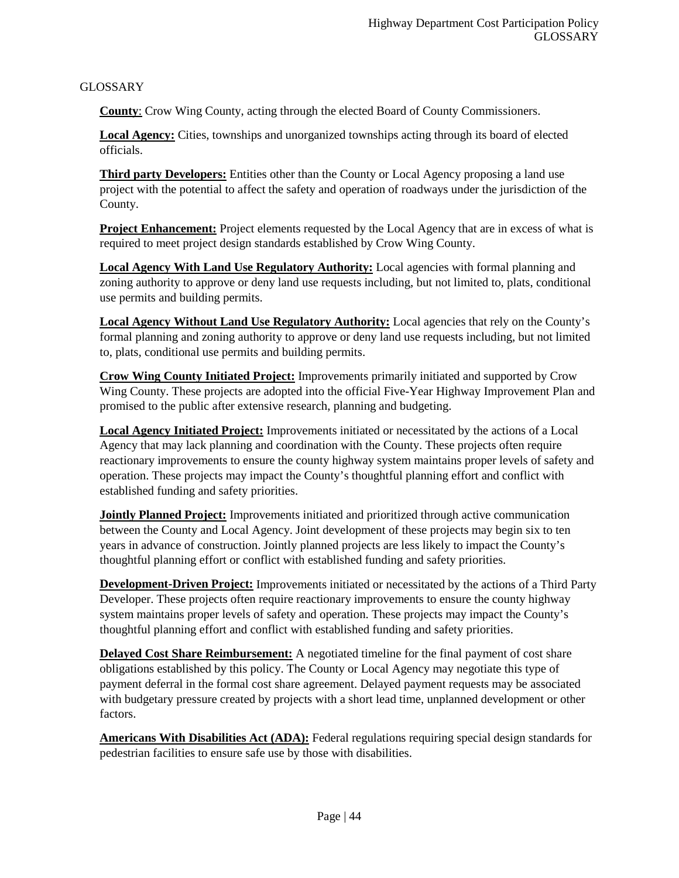# GLOSSARY

**County**: Crow Wing County, acting through the elected Board of County Commissioners.

**Local Agency:** Cities, townships and unorganized townships acting through its board of elected officials.

**Third party Developers:** Entities other than the County or Local Agency proposing a land use project with the potential to affect the safety and operation of roadways under the jurisdiction of the County.

**Project Enhancement:** Project elements requested by the Local Agency that are in excess of what is required to meet project design standards established by Crow Wing County.

**Local Agency With Land Use Regulatory Authority:** Local agencies with formal planning and zoning authority to approve or deny land use requests including, but not limited to, plats, conditional use permits and building permits.

**Local Agency Without Land Use Regulatory Authority:** Local agencies that rely on the County's formal planning and zoning authority to approve or deny land use requests including, but not limited to, plats, conditional use permits and building permits.

**Crow Wing County Initiated Project:** Improvements primarily initiated and supported by Crow Wing County. These projects are adopted into the official Five-Year Highway Improvement Plan and promised to the public after extensive research, planning and budgeting.

**Local Agency Initiated Project:** Improvements initiated or necessitated by the actions of a Local Agency that may lack planning and coordination with the County. These projects often require reactionary improvements to ensure the county highway system maintains proper levels of safety and operation. These projects may impact the County's thoughtful planning effort and conflict with established funding and safety priorities.

**Jointly Planned Project:** Improvements initiated and prioritized through active communication between the County and Local Agency. Joint development of these projects may begin six to ten years in advance of construction. Jointly planned projects are less likely to impact the County's thoughtful planning effort or conflict with established funding and safety priorities.

**Development-Driven Project:** Improvements initiated or necessitated by the actions of a Third Party Developer. These projects often require reactionary improvements to ensure the county highway system maintains proper levels of safety and operation. These projects may impact the County's thoughtful planning effort and conflict with established funding and safety priorities.

**Delayed Cost Share Reimbursement:** A negotiated timeline for the final payment of cost share obligations established by this policy. The County or Local Agency may negotiate this type of payment deferral in the formal cost share agreement. Delayed payment requests may be associated with budgetary pressure created by projects with a short lead time, unplanned development or other factors.

**Americans With Disabilities Act (ADA):** Federal regulations requiring special design standards for pedestrian facilities to ensure safe use by those with disabilities.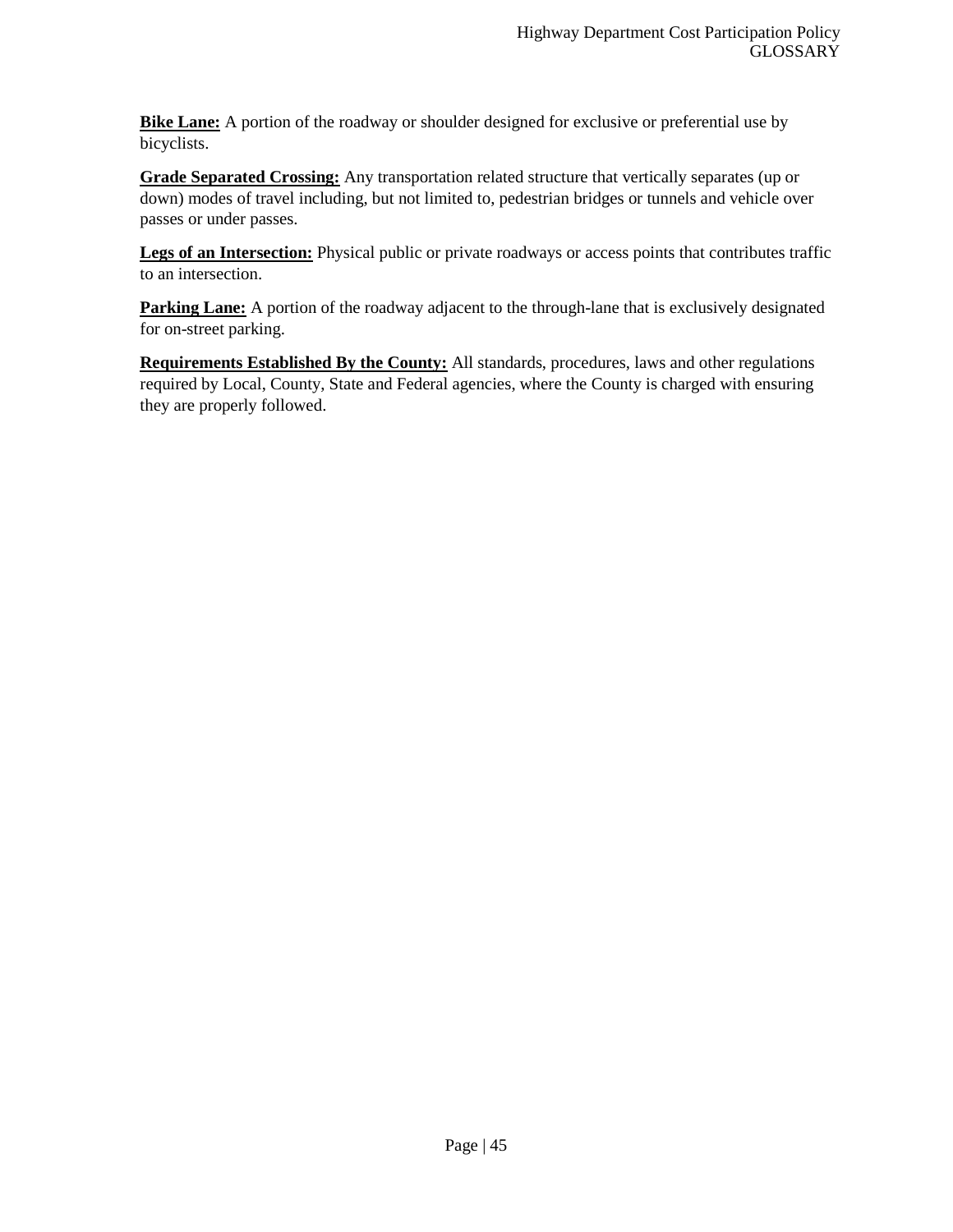**Bike Lane:** A portion of the roadway or shoulder designed for exclusive or preferential use by bicyclists.

**Grade Separated Crossing:** Any transportation related structure that vertically separates (up or down) modes of travel including, but not limited to, pedestrian bridges or tunnels and vehicle over passes or under passes.

**Legs of an Intersection:** Physical public or private roadways or access points that contributes traffic to an intersection.

**Parking Lane:** A portion of the roadway adjacent to the through-lane that is exclusively designated for on-street parking.

**Requirements Established By the County:** All standards, procedures, laws and other regulations required by Local, County, State and Federal agencies, where the County is charged with ensuring they are properly followed.